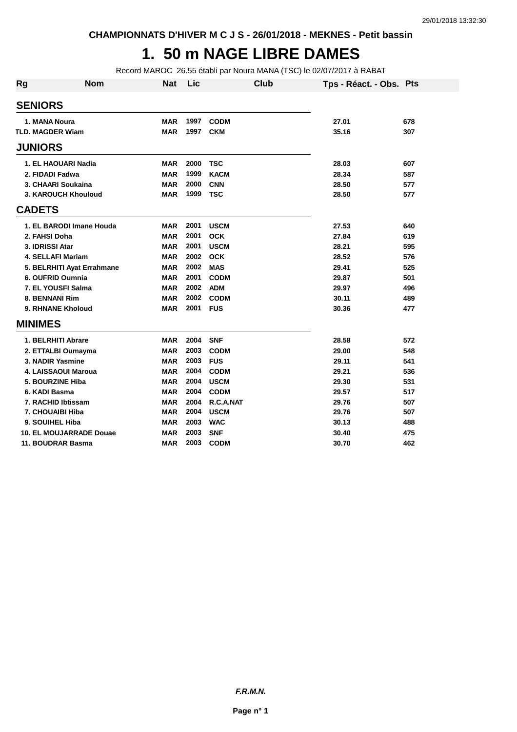CHAMPIONNATS D'HIVER M C J S - 26/01/2018 - MEKNES - Petit bassin

# 1. 50 m NAGE LIBRE DAMES

Record MAROC 26.55 établi par Noura MANA (TSC) le 02/07/2017 à RABAT

| Rg | Nom | Nat | Lic | Club | Tps - Réact. - Obs. | Pts |
|---|---|---|---|---|---|---|
| **SENIORS** | | | | | | |
| 1. | MANA Noura | MAR | 1997 | CODM | 27.01 | 678 |
| TLD. | MAGDER Wiam | MAR | 1997 | CKM | 35.16 | 307 |
| **JUNIORS** | | | | | | |
| 1. | EL HAOUARI Nadia | MAR | 2000 | TSC | 28.03 | 607 |
| 2. | FIDADI Fadwa | MAR | 1999 | KACM | 28.34 | 587 |
| 3. | CHAARI Soukaina | MAR | 2000 | CNN | 28.50 | 577 |
| 3. | KAROUCH Khouloud | MAR | 1999 | TSC | 28.50 | 577 |
| **CADETS** | | | | | | |
| 1. | EL BARODI Imane Houda | MAR | 2001 | USCM | 27.53 | 640 |
| 2. | FAHSI Doha | MAR | 2001 | OCK | 27.84 | 619 |
| 3. | IDRISSI Atar | MAR | 2001 | USCM | 28.21 | 595 |
| 4. | SELLAFI Mariam | MAR | 2002 | OCK | 28.52 | 576 |
| 5. | BELRHITI Ayat Errahmane | MAR | 2002 | MAS | 29.41 | 525 |
| 6. | OUFRID Oumnia | MAR | 2001 | CODM | 29.87 | 501 |
| 7. | EL YOUSFI Salma | MAR | 2002 | ADM | 29.97 | 496 |
| 8. | BENNANI Rim | MAR | 2002 | CODM | 30.11 | 489 |
| 9. | RHNANE Kholoud | MAR | 2001 | FUS | 30.36 | 477 |
| **MINIMES** | | | | | | |
| 1. | BELRHITI Abrare | MAR | 2004 | SNF | 28.58 | 572 |
| 2. | ETTALBI Oumayma | MAR | 2003 | CODM | 29.00 | 548 |
| 3. | NADIR Yasmine | MAR | 2003 | FUS | 29.11 | 541 |
| 4. | LAISSAOUI Maroua | MAR | 2004 | CODM | 29.21 | 536 |
| 5. | BOURZINE Hiba | MAR | 2004 | USCM | 29.30 | 531 |
| 6. | KADI Basma | MAR | 2004 | CODM | 29.57 | 517 |
| 7. | RACHID Ibtissam | MAR | 2004 | R.C.A.NAT | 29.76 | 507 |
| 7. | CHOUAIBI Hiba | MAR | 2004 | USCM | 29.76 | 507 |
| 9. | SOUIHEL Hiba | MAR | 2003 | WAC | 30.13 | 488 |
| 10. | EL MOUJARRADE Douae | MAR | 2003 | SNF | 30.40 | 475 |
| 11. | BOUDRAR Basma | MAR | 2003 | CODM | 30.70 | 462 |

*F.R.M.N.*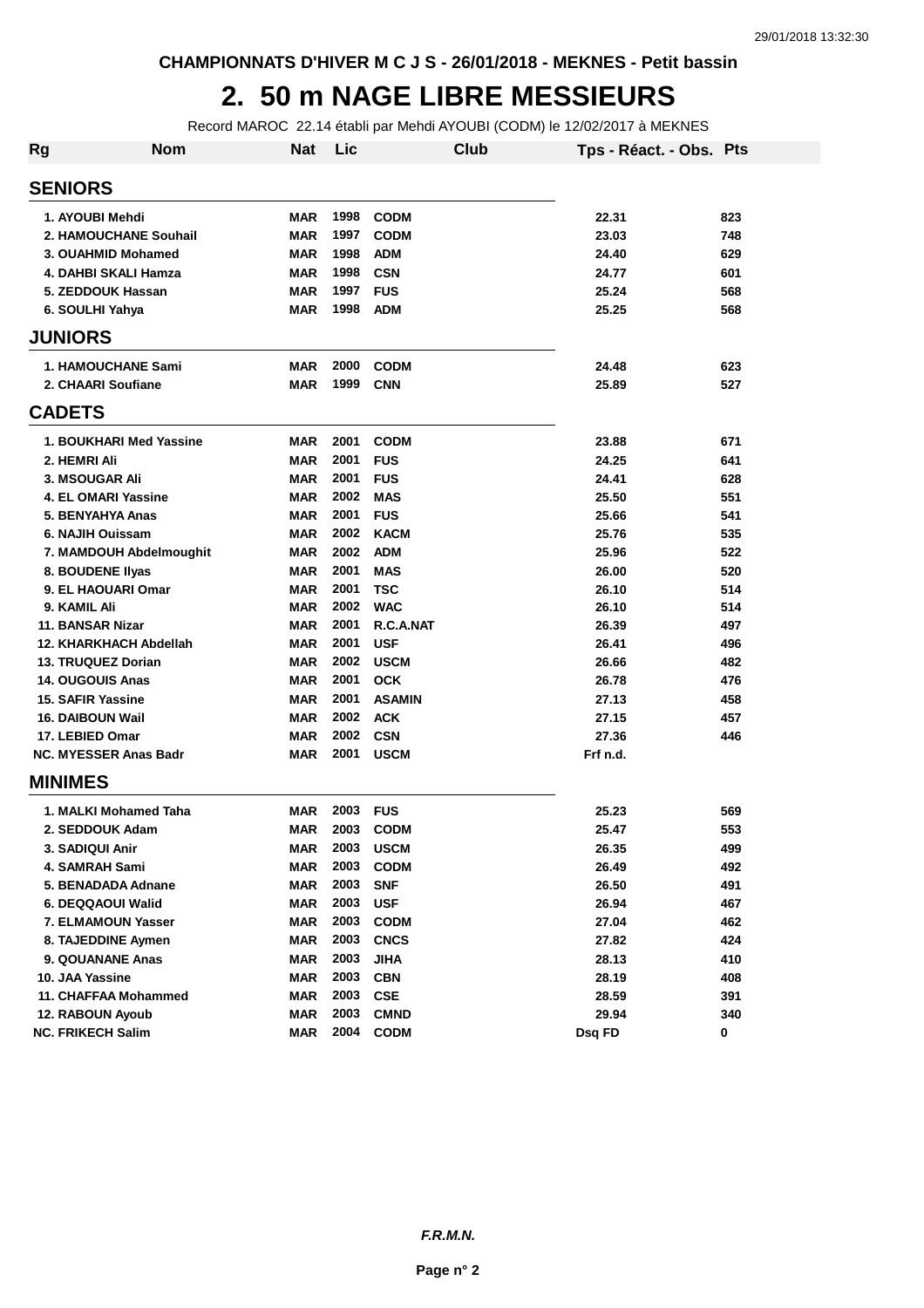CHAMPIONNATS D'HIVER M C J S - 26/01/2018 - MEKNES - Petit bassin

# 2. 50 m NAGE LIBRE MESSIEURS

Record MAROC 22.14 établi par Mehdi AYOUBI (CODM) le 12/02/2017 à MEKNES

| Rg | Nom | Nat | Lic | Club | Tps - Réact. - Obs. | Pts |
|---|---|---|---|---|---|---|
| **SENIORS** | | | | | | |
| 1. | AYOUBI Mehdi | MAR | 1998 | CODM | 22.31 | 823 |
| 2. | HAMOUCHANE Souhail | MAR | 1997 | CODM | 23.03 | 748 |
| 3. | OUAHMID Mohamed | MAR | 1998 | ADM | 24.40 | 629 |
| 4. | DAHBI SKALI Hamza | MAR | 1998 | CSN | 24.77 | 601 |
| 5. | ZEDDOUK Hassan | MAR | 1997 | FUS | 25.24 | 568 |
| 6. | SOULHI Yahya | MAR | 1998 | ADM | 25.25 | 568 |
| **JUNIORS** | | | | | | |
| 1. | HAMOUCHANE Sami | MAR | 2000 | CODM | 24.48 | 623 |
| 2. | CHAARI Soufiane | MAR | 1999 | CNN | 25.89 | 527 |
| **CADETS** | | | | | | |
| 1. | BOUKHARI Med Yassine | MAR | 2001 | CODM | 23.88 | 671 |
| 2. | HEMRI Ali | MAR | 2001 | FUS | 24.25 | 641 |
| 3. | MSOUGAR Ali | MAR | 2001 | FUS | 24.41 | 628 |
| 4. | EL OMARI Yassine | MAR | 2002 | MAS | 25.50 | 551 |
| 5. | BENYAHYA Anas | MAR | 2001 | FUS | 25.66 | 541 |
| 6. | NAJIH Ouissam | MAR | 2002 | KACM | 25.76 | 535 |
| 7. | MAMDOUH Abdelmoughit | MAR | 2002 | ADM | 25.96 | 522 |
| 8. | BOUDENE Ilyas | MAR | 2001 | MAS | 26.00 | 520 |
| 9. | EL HAOUARI Omar | MAR | 2001 | TSC | 26.10 | 514 |
| 9. | KAMIL Ali | MAR | 2002 | WAC | 26.10 | 514 |
| 11. | BANSAR Nizar | MAR | 2001 | R.C.A.NAT | 26.39 | 497 |
| 12. | KHARKHACH Abdellah | MAR | 2001 | USF | 26.41 | 496 |
| 13. | TRUQUEZ Dorian | MAR | 2002 | USCM | 26.66 | 482 |
| 14. | OUGOUIS Anas | MAR | 2001 | OCK | 26.78 | 476 |
| 15. | SAFIR Yassine | MAR | 2001 | ASAMIN | 27.13 | 458 |
| 16. | DAIBOUN Wail | MAR | 2002 | ACK | 27.15 | 457 |
| 17. | LEBIED Omar | MAR | 2002 | CSN | 27.36 | 446 |
| NC. | MYESSER Anas Badr | MAR | 2001 | USCM | Frf n.d. | |
| **MINIMES** | | | | | | |
| 1. | MALKI Mohamed Taha | MAR | 2003 | FUS | 25.23 | 569 |
| 2. | SEDDOUK Adam | MAR | 2003 | CODM | 25.47 | 553 |
| 3. | SADIQUI Anir | MAR | 2003 | USCM | 26.35 | 499 |
| 4. | SAMRAH Sami | MAR | 2003 | CODM | 26.49 | 492 |
| 5. | BENADADA Adnane | MAR | 2003 | SNF | 26.50 | 491 |
| 6. | DEQQAOUI Walid | MAR | 2003 | USF | 26.94 | 467 |
| 7. | ELMAMOUN Yasser | MAR | 2003 | CODM | 27.04 | 462 |
| 8. | TAJEDDINE Aymen | MAR | 2003 | CNCS | 27.82 | 424 |
| 9. | QOUANANE Anas | MAR | 2003 | JIHA | 28.13 | 410 |
| 10. | JAA Yassine | MAR | 2003 | CBN | 28.19 | 408 |
| 11. | CHAFFAA Mohammed | MAR | 2003 | CSE | 28.59 | 391 |
| 12. | RABOUN Ayoub | MAR | 2003 | CMND | 29.94 | 340 |
| NC. | FRIKECH Salim | MAR | 2004 | CODM | Dsq FD | 0 |

*F.R.M.N.*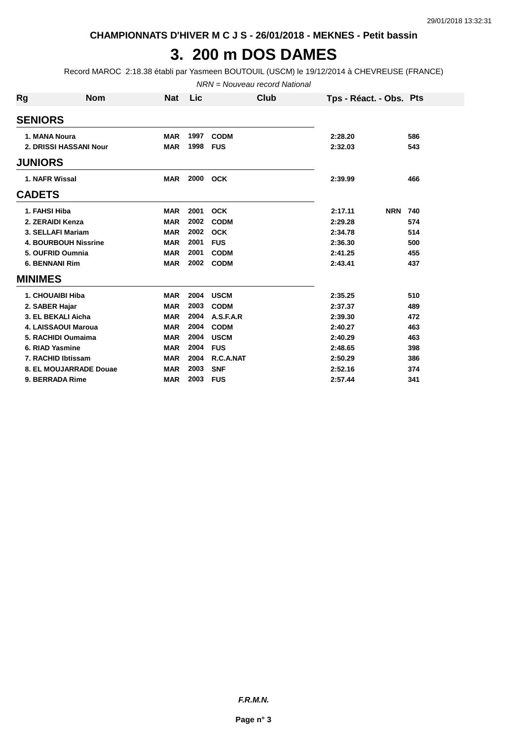CHAMPIONNATS D'HIVER M C J S - 26/01/2018 - MEKNES - Petit bassin

# 3. 200 m DOS DAMES

Record MAROC 2:18.38 établi par Yasmeen BOUTOUIL (USCM) le 19/12/2014 à CHEVREUSE (FRANCE)

*NRN = Nouveau record National*

| Rg | Nom | Nat | Lic | Club | Tps - Réact. - Obs. | Pts |
|---|---|---|---|---|---|---|
| **SENIORS** | | | | | | |
| 1. | MANA Noura | MAR | 1997 | CODM | 2:28.20 | 586 |
| 2. | DRISSI HASSANI Nour | MAR | 1998 | FUS | 2:32.03 | 543 |
| **JUNIORS** | | | | | | |
| 1. | NAFR Wissal | MAR | 2000 | OCK | 2:39.99 | 466 |
| **CADETS** | | | | | | |
| 1. | FAHSI Hiba | MAR | 2001 | OCK | 2:17.11 NRN | 740 |
| 2. | ZERAIDI Kenza | MAR | 2002 | CODM | 2:29.28 | 574 |
| 3. | SELLAFI Mariam | MAR | 2002 | OCK | 2:34.78 | 514 |
| 4. | BOURBOUH Nissrine | MAR | 2001 | FUS | 2:36.30 | 500 |
| 5. | OUFRID Oumnia | MAR | 2001 | CODM | 2:41.25 | 455 |
| 6. | BENNANI Rim | MAR | 2002 | CODM | 2:43.41 | 437 |
| **MINIMES** | | | | | | |
| 1. | CHOUAIBI Hiba | MAR | 2004 | USCM | 2:35.25 | 510 |
| 2. | SABER Hajar | MAR | 2003 | CODM | 2:37.37 | 489 |
| 3. | EL BEKALI Aicha | MAR | 2004 | A.S.F.A.R | 2:39.30 | 472 |
| 4. | LAISSAOUI Maroua | MAR | 2004 | CODM | 2:40.27 | 463 |
| 5. | RACHIDI Oumaima | MAR | 2004 | USCM | 2:40.29 | 463 |
| 6. | RIAD Yasmine | MAR | 2004 | FUS | 2:48.65 | 398 |
| 7. | RACHID Ibtissam | MAR | 2004 | R.C.A.NAT | 2:50.29 | 386 |
| 8. | EL MOUJARRADE Douae | MAR | 2003 | SNF | 2:52.16 | 374 |
| 9. | BERRADA Rime | MAR | 2003 | FUS | 2:57.44 | 341 |

*F.R.M.N.*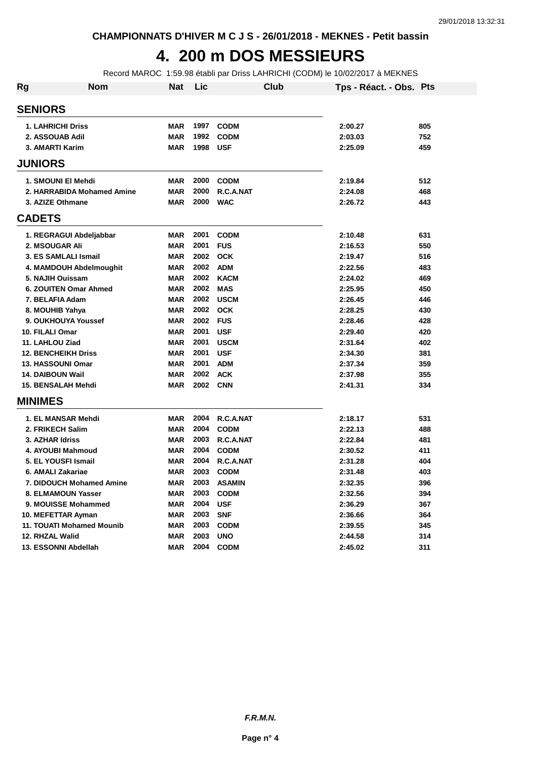CHAMPIONNATS D'HIVER M C J S - 26/01/2018 - MEKNES - Petit bassin

# 4. 200 m DOS MESSIEURS

Record MAROC 1:59.98 établi par Driss LAHRICHI (CODM) le 10/02/2017 à MEKNES

| Rg | Nom | Nat | Lic | Club | Tps - Réact. - Obs. | Pts |
|---|---|---|---|---|---|---|
| **SENIORS** | | | | | | |
| 1. | LAHRICHI Driss | MAR | 1997 | CODM | 2:00.27 | 805 |
| 2. | ASSOUAB Adil | MAR | 1992 | CODM | 2:03.03 | 752 |
| 3. | AMARTI Karim | MAR | 1998 | USF | 2:25.09 | 459 |
| **JUNIORS** | | | | | | |
| 1. | SMOUNI El Mehdi | MAR | 2000 | CODM | 2:19.84 | 512 |
| 2. | HARRABIDA Mohamed Amine | MAR | 2000 | R.C.A.NAT | 2:24.08 | 468 |
| 3. | AZIZE Othmane | MAR | 2000 | WAC | 2:26.72 | 443 |
| **CADETS** | | | | | | |
| 1. | REGRAGUI Abdeljabbar | MAR | 2001 | CODM | 2:10.48 | 631 |
| 2. | MSOUGAR Ali | MAR | 2001 | FUS | 2:16.53 | 550 |
| 3. | ES SAMLALI Ismail | MAR | 2002 | OCK | 2:19.47 | 516 |
| 4. | MAMDOUH Abdelmoughit | MAR | 2002 | ADM | 2:22.56 | 483 |
| 5. | NAJIH Ouissam | MAR | 2002 | KACM | 2:24.02 | 469 |
| 6. | ZOUITEN Omar Ahmed | MAR | 2002 | MAS | 2:25.95 | 450 |
| 7. | BELAFIA Adam | MAR | 2002 | USCM | 2:26.45 | 446 |
| 8. | MOUHIB Yahya | MAR | 2002 | OCK | 2:28.25 | 430 |
| 9. | OUKHOUYA Youssef | MAR | 2002 | FUS | 2:28.46 | 428 |
| 10. | FILALI Omar | MAR | 2001 | USF | 2:29.40 | 420 |
| 11. | LAHLOU Ziad | MAR | 2001 | USCM | 2:31.64 | 402 |
| 12. | BENCHEIKH Driss | MAR | 2001 | USF | 2:34.30 | 381 |
| 13. | HASSOUNI Omar | MAR | 2001 | ADM | 2:37.34 | 359 |
| 14. | DAIBOUN Wail | MAR | 2002 | ACK | 2:37.98 | 355 |
| 15. | BENSALAH Mehdi | MAR | 2002 | CNN | 2:41.31 | 334 |
| **MINIMES** | | | | | | |
| 1. | EL MANSAR Mehdi | MAR | 2004 | R.C.A.NAT | 2:18.17 | 531 |
| 2. | FRIKECH Salim | MAR | 2004 | CODM | 2:22.13 | 488 |
| 3. | AZHAR Idriss | MAR | 2003 | R.C.A.NAT | 2:22.84 | 481 |
| 4. | AYOUBI Mahmoud | MAR | 2004 | CODM | 2:30.52 | 411 |
| 5. | EL YOUSFI Ismail | MAR | 2004 | R.C.A.NAT | 2:31.28 | 404 |
| 6. | AMALI Zakariae | MAR | 2003 | CODM | 2:31.48 | 403 |
| 7. | DIDOUCH Mohamed Amine | MAR | 2003 | ASAMIN | 2:32.35 | 396 |
| 8. | ELMAMOUN Yasser | MAR | 2003 | CODM | 2:32.56 | 394 |
| 9. | MOUISSE Mohammed | MAR | 2004 | USF | 2:36.29 | 367 |
| 10. | MEFETTAR Ayman | MAR | 2003 | SNF | 2:36.66 | 364 |
| 11. | TOUATI Mohamed Mounib | MAR | 2003 | CODM | 2:39.55 | 345 |
| 12. | RHZAL Walid | MAR | 2003 | UNO | 2:44.58 | 314 |
| 13. | ESSONNI Abdellah | MAR | 2004 | CODM | 2:45.02 | 311 |

***F.R.M.N.***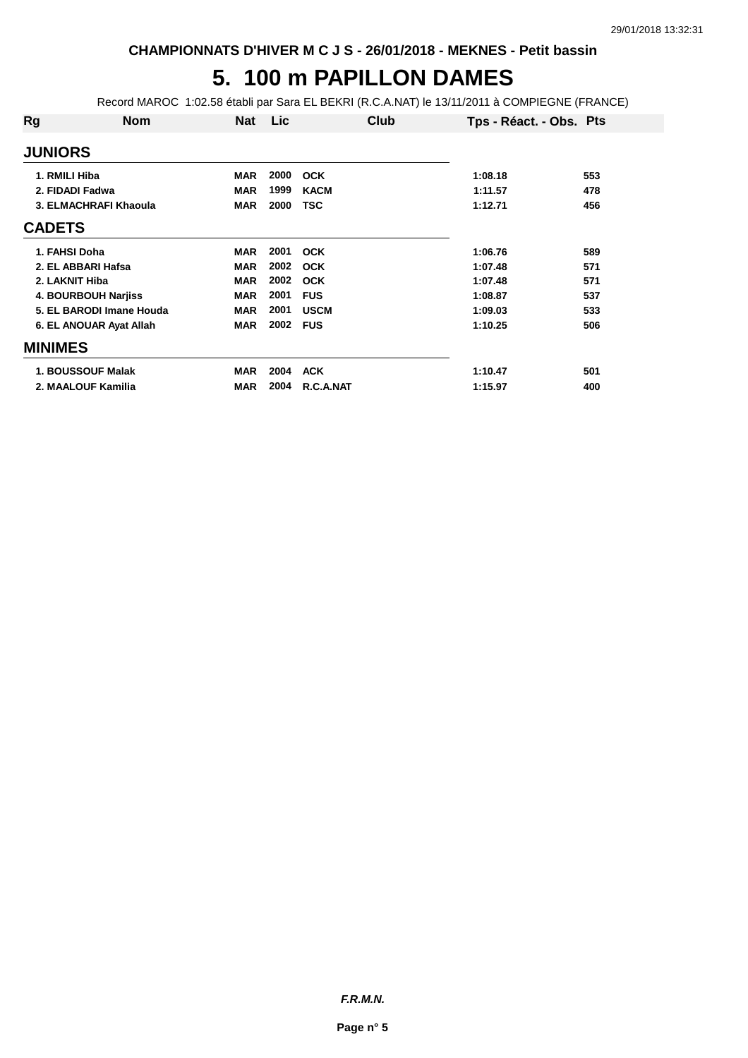CHAMPIONNATS D'HIVER M C J S - 26/01/2018 - MEKNES - Petit bassin

# 5. 100 m PAPILLON DAMES

Record MAROC 1:02.58 établi par Sara EL BEKRI (R.C.A.NAT) le 13/11/2011 à COMPIEGNE (FRANCE)

| Rg | Nom | Nat | Lic | Club | Tps - Réact. - Obs. | Pts |
|---|---|---|---|---|---|---|
| **JUNIORS** | | | | | | |
| 1. | RMILI Hiba | MAR | 2000 | OCK | 1:08.18 | 553 |
| 2. | FIDADI Fadwa | MAR | 1999 | KACM | 1:11.57 | 478 |
| 3. | ELMACHRAFI Khaoula | MAR | 2000 | TSC | 1:12.71 | 456 |
| **CADETS** | | | | | | |
| 1. | FAHSI Doha | MAR | 2001 | OCK | 1:06.76 | 589 |
| 2. | EL ABBARI Hafsa | MAR | 2002 | OCK | 1:07.48 | 571 |
| 2. | LAKNIT Hiba | MAR | 2002 | OCK | 1:07.48 | 571 |
| 4. | BOURBOUH Narjiss | MAR | 2001 | FUS | 1:08.87 | 537 |
| 5. | EL BARODI Imane Houda | MAR | 2001 | USCM | 1:09.03 | 533 |
| 6. | EL ANOUAR Ayat Allah | MAR | 2002 | FUS | 1:10.25 | 506 |
| **MINIMES** | | | | | | |
| 1. | BOUSSOUF Malak | MAR | 2004 | ACK | 1:10.47 | 501 |
| 2. | MAALOUF Kamilia | MAR | 2004 | R.C.A.NAT | 1:15.97 | 400 |

***F.R.M.N.***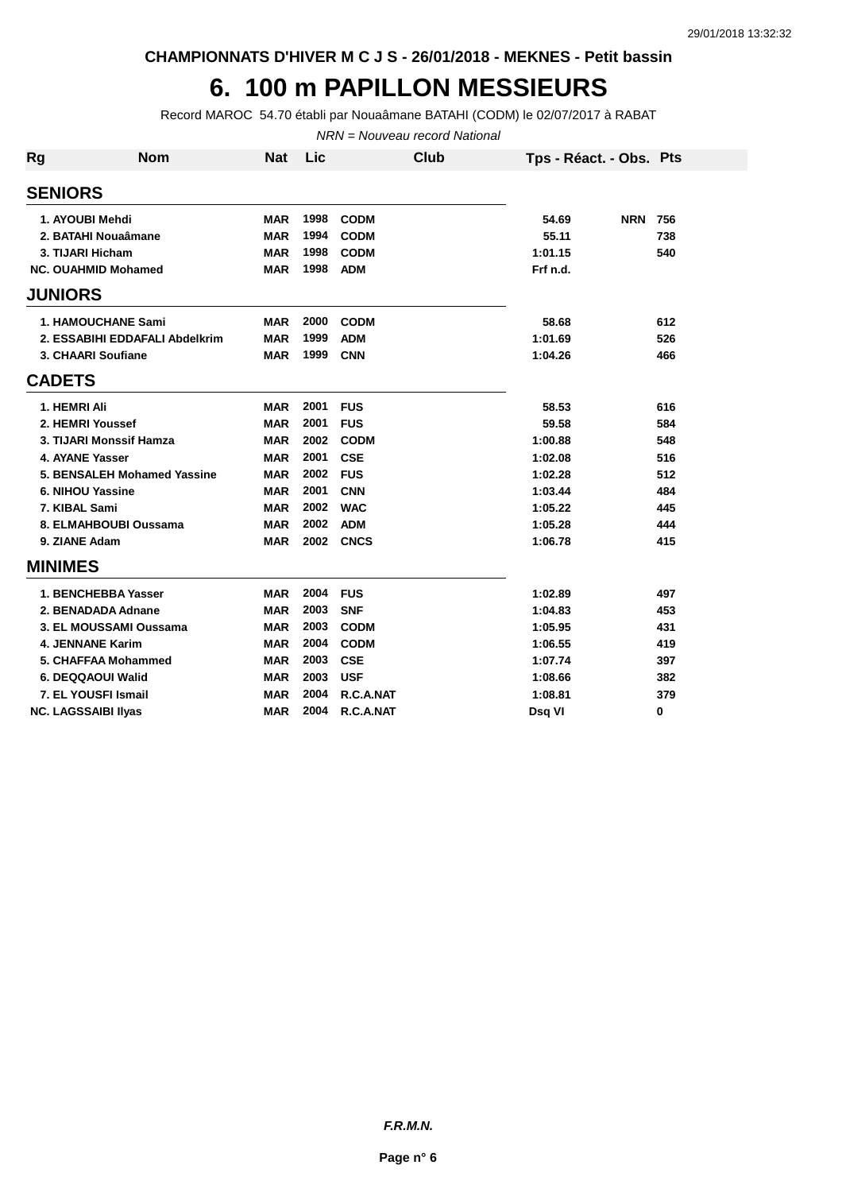CHAMPIONNATS D'HIVER M C J S - 26/01/2018 - MEKNES - Petit bassin

# 6. 100 m PAPILLON MESSIEURS

Record MAROC 54.70 établi par Nouaâmane BATAHI (CODM) le 02/07/2017 à RABAT

*NRN = Nouveau record National*

| Rg | Nom | Nat | Lic | Club | Tps - Réact. - Obs. | | Pts |
|---|---|---|---|---|---|---|---|
| **SENIORS** | | | | | | | |
| 1. | AYOUBI Mehdi | MAR | 1998 | CODM | 54.69 | NRN | 756 |
| 2. | BATAHI Nouaâmane | MAR | 1994 | CODM | 55.11 | | 738 |
| 3. | TIJARI Hicham | MAR | 1998 | CODM | 1:01.15 | | 540 |
| NC. | OUAHMID Mohamed | MAR | 1998 | ADM | Frf n.d. | | |
| **JUNIORS** | | | | | | | |
| 1. | HAMOUCHANE Sami | MAR | 2000 | CODM | 58.68 | | 612 |
| 2. | ESSABIHI EDDAFALI Abdelkrim | MAR | 1999 | ADM | 1:01.69 | | 526 |
| 3. | CHAARI Soufiane | MAR | 1999 | CNN | 1:04.26 | | 466 |
| **CADETS** | | | | | | | |
| 1. | HEMRI Ali | MAR | 2001 | FUS | 58.53 | | 616 |
| 2. | HEMRI Youssef | MAR | 2001 | FUS | 59.58 | | 584 |
| 3. | TIJARI Monssif Hamza | MAR | 2002 | CODM | 1:00.88 | | 548 |
| 4. | AYANE Yasser | MAR | 2001 | CSE | 1:02.08 | | 516 |
| 5. | BENSALEH Mohamed Yassine | MAR | 2002 | FUS | 1:02.28 | | 512 |
| 6. | NIHOU Yassine | MAR | 2001 | CNN | 1:03.44 | | 484 |
| 7. | KIBAL Sami | MAR | 2002 | WAC | 1:05.22 | | 445 |
| 8. | ELMAHBOUBI Oussama | MAR | 2002 | ADM | 1:05.28 | | 444 |
| 9. | ZIANE Adam | MAR | 2002 | CNCS | 1:06.78 | | 415 |
| **MINIMES** | | | | | | | |
| 1. | BENCHEBBA Yasser | MAR | 2004 | FUS | 1:02.89 | | 497 |
| 2. | BENADADA Adnane | MAR | 2003 | SNF | 1:04.83 | | 453 |
| 3. | EL MOUSSAMI Oussama | MAR | 2003 | CODM | 1:05.95 | | 431 |
| 4. | JENNANE Karim | MAR | 2004 | CODM | 1:06.55 | | 419 |
| 5. | CHAFFAA Mohammed | MAR | 2003 | CSE | 1:07.74 | | 397 |
| 6. | DEQQAOUI Walid | MAR | 2003 | USF | 1:08.66 | | 382 |
| 7. | EL YOUSFI Ismail | MAR | 2004 | R.C.A.NAT | 1:08.81 | | 379 |
| NC. | LAGSSAIBI Ilyas | MAR | 2004 | R.C.A.NAT | Dsq VI | | 0 |

*F.R.M.N.*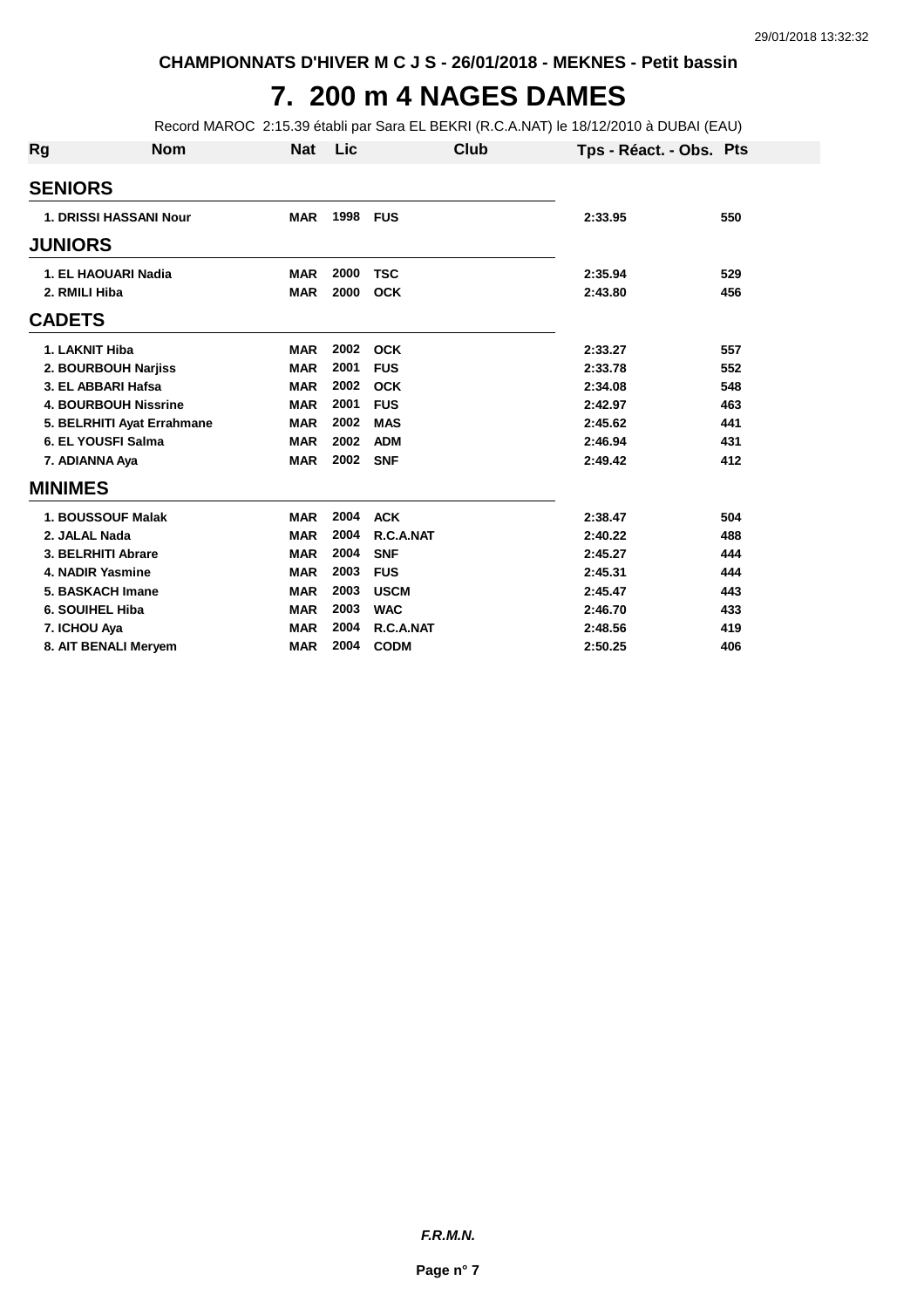CHAMPIONNATS D'HIVER M C J S - 26/01/2018 - MEKNES - Petit bassin

# 7. 200 m 4 NAGES DAMES

Record MAROC 2:15.39 établi par Sara EL BEKRI (R.C.A.NAT) le 18/12/2010 à DUBAI (EAU)

| Rg | Nom | Nat | Lic | Club | Tps - Réact. - Obs. | Pts |
|---|---|---|---|---|---|---|
| **SENIORS** | | | | | | |
| 1. | DRISSI HASSANI Nour | MAR | 1998 | FUS | 2:33.95 | 550 |
| **JUNIORS** | | | | | | |
| 1. | EL HAOUARI Nadia | MAR | 2000 | TSC | 2:35.94 | 529 |
| 2. | RMILI Hiba | MAR | 2000 | OCK | 2:43.80 | 456 |
| **CADETS** | | | | | | |
| 1. | LAKNIT Hiba | MAR | 2002 | OCK | 2:33.27 | 557 |
| 2. | BOURBOUH Narjiss | MAR | 2001 | FUS | 2:33.78 | 552 |
| 3. | EL ABBARI Hafsa | MAR | 2002 | OCK | 2:34.08 | 548 |
| 4. | BOURBOUH Nissrine | MAR | 2001 | FUS | 2:42.97 | 463 |
| 5. | BELRHITI Ayat Errahmane | MAR | 2002 | MAS | 2:45.62 | 441 |
| 6. | EL YOUSFI Salma | MAR | 2002 | ADM | 2:46.94 | 431 |
| 7. | ADIANNA Aya | MAR | 2002 | SNF | 2:49.42 | 412 |
| **MINIMES** | | | | | | |
| 1. | BOUSSOUF Malak | MAR | 2004 | ACK | 2:38.47 | 504 |
| 2. | JALAL Nada | MAR | 2004 | R.C.A.NAT | 2:40.22 | 488 |
| 3. | BELRHITI Abrare | MAR | 2004 | SNF | 2:45.27 | 444 |
| 4. | NADIR Yasmine | MAR | 2003 | FUS | 2:45.31 | 444 |
| 5. | BASKACH Imane | MAR | 2003 | USCM | 2:45.47 | 443 |
| 6. | SOUIHEL Hiba | MAR | 2003 | WAC | 2:46.70 | 433 |
| 7. | ICHOU Aya | MAR | 2004 | R.C.A.NAT | 2:48.56 | 419 |
| 8. | AIT BENALI Meryem | MAR | 2004 | CODM | 2:50.25 | 406 |

*F.R.M.N.*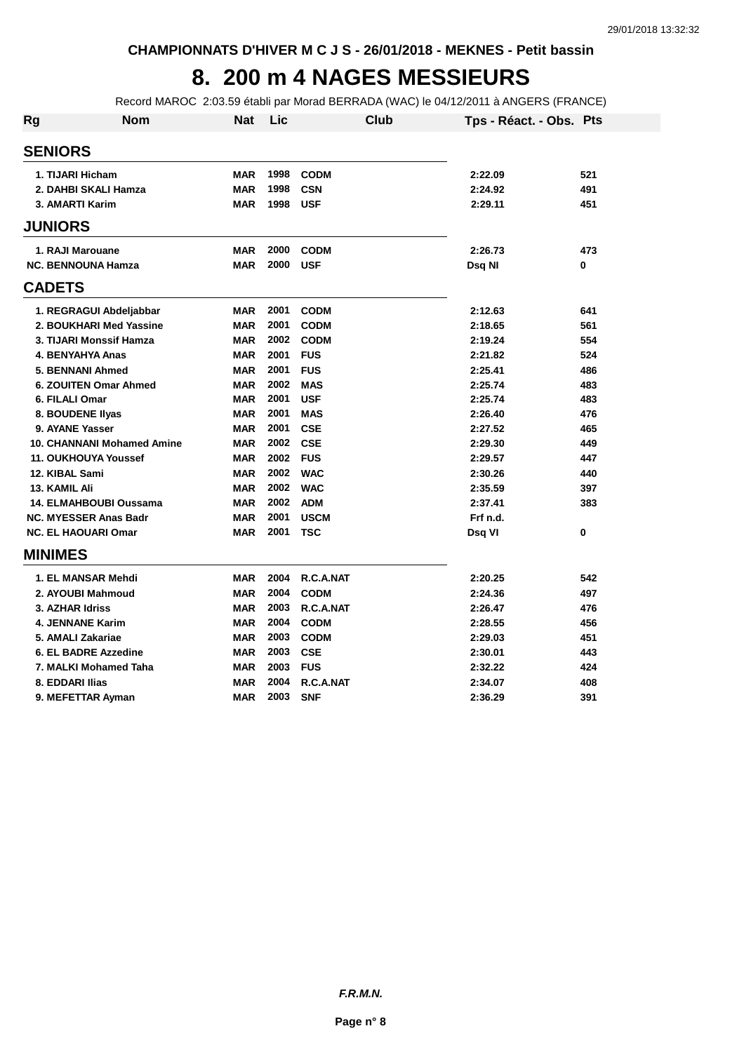CHAMPIONNATS D'HIVER M C J S - 26/01/2018 - MEKNES - Petit bassin

# 8. 200 m 4 NAGES MESSIEURS

Record MAROC 2:03.59 établi par Morad BERRADA (WAC) le 04/12/2011 à ANGERS (FRANCE)

| Rg | Nom | Nat | Lic | Club | Tps - Réact. - Obs. | Pts |
|---|---|---|---|---|---|---|
| **SENIORS** | | | | | | |
| 1. | TIJARI Hicham | MAR | 1998 | CODM | 2:22.09 | 521 |
| 2. | DAHBI SKALI Hamza | MAR | 1998 | CSN | 2:24.92 | 491 |
| 3. | AMARTI Karim | MAR | 1998 | USF | 2:29.11 | 451 |
| **JUNIORS** | | | | | | |
| 1. | RAJI Marouane | MAR | 2000 | CODM | 2:26.73 | 473 |
| NC. | BENNOUNA Hamza | MAR | 2000 | USF | Dsq NI | 0 |
| **CADETS** | | | | | | |
| 1. | REGRAGUI Abdeljabbar | MAR | 2001 | CODM | 2:12.63 | 641 |
| 2. | BOUKHARI Med Yassine | MAR | 2001 | CODM | 2:18.65 | 561 |
| 3. | TIJARI Monssif Hamza | MAR | 2002 | CODM | 2:19.24 | 554 |
| 4. | BENYAHYA Anas | MAR | 2001 | FUS | 2:21.82 | 524 |
| 5. | BENNANI Ahmed | MAR | 2001 | FUS | 2:25.41 | 486 |
| 6. | ZOUITEN Omar Ahmed | MAR | 2002 | MAS | 2:25.74 | 483 |
| 6. | FILALI Omar | MAR | 2001 | USF | 2:25.74 | 483 |
| 8. | BOUDENE Ilyas | MAR | 2001 | MAS | 2:26.40 | 476 |
| 9. | AYANE Yasser | MAR | 2001 | CSE | 2:27.52 | 465 |
| 10. | CHANNANI Mohamed Amine | MAR | 2002 | CSE | 2:29.30 | 449 |
| 11. | OUKHOUYA Youssef | MAR | 2002 | FUS | 2:29.57 | 447 |
| 12. | KIBAL Sami | MAR | 2002 | WAC | 2:30.26 | 440 |
| 13. | KAMIL Ali | MAR | 2002 | WAC | 2:35.59 | 397 |
| 14. | ELMAHBOUBI Oussama | MAR | 2002 | ADM | 2:37.41 | 383 |
| NC. | MYESSER Anas Badr | MAR | 2001 | USCM | Frf n.d. | |
| NC. | EL HAOUARI Omar | MAR | 2001 | TSC | Dsq VI | 0 |
| **MINIMES** | | | | | | |
| 1. | EL MANSAR Mehdi | MAR | 2004 | R.C.A.NAT | 2:20.25 | 542 |
| 2. | AYOUBI Mahmoud | MAR | 2004 | CODM | 2:24.36 | 497 |
| 3. | AZHAR Idriss | MAR | 2003 | R.C.A.NAT | 2:26.47 | 476 |
| 4. | JENNANE Karim | MAR | 2004 | CODM | 2:28.55 | 456 |
| 5. | AMALI Zakariae | MAR | 2003 | CODM | 2:29.03 | 451 |
| 6. | EL BADRE Azzedine | MAR | 2003 | CSE | 2:30.01 | 443 |
| 7. | MALKI Mohamed Taha | MAR | 2003 | FUS | 2:32.22 | 424 |
| 8. | EDDARI Ilias | MAR | 2004 | R.C.A.NAT | 2:34.07 | 408 |
| 9. | MEFETTAR Ayman | MAR | 2003 | SNF | 2:36.29 | 391 |

*F.R.M.N.*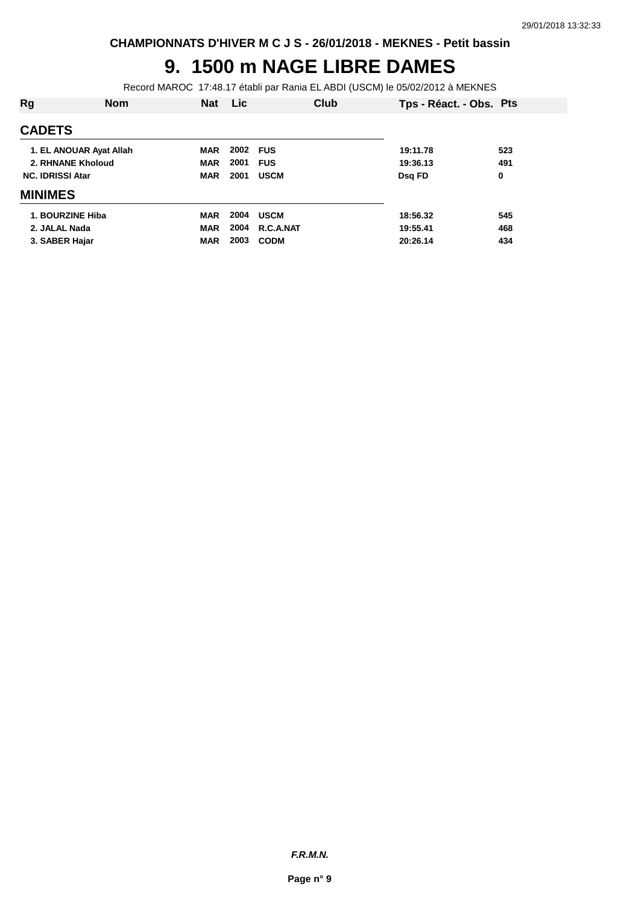CHAMPIONNATS D'HIVER M C J S - 26/01/2018 - MEKNES - Petit bassin

# 9. 1500 m NAGE LIBRE DAMES

Record MAROC 17:48.17 établi par Rania EL ABDI (USCM) le 05/02/2012 à MEKNES

| Rg | Nom | Nat | Lic | Club | Tps - Réact. - Obs. | Pts |
|---|---|---|---|---|---|---|
| **CADETS** | | | | | | |
| 1. | EL ANOUAR Ayat Allah | MAR | 2002 | FUS | 19:11.78 | 523 |
| 2. | RHNANE Kholoud | MAR | 2001 | FUS | 19:36.13 | 491 |
| NC. | IDRISSI Atar | MAR | 2001 | USCM | Dsq FD | 0 |
| **MINIMES** | | | | | | |
| 1. | BOURZINE Hiba | MAR | 2004 | USCM | 18:56.32 | 545 |
| 2. | JALAL Nada | MAR | 2004 | R.C.A.NAT | 19:55.41 | 468 |
| 3. | SABER Hajar | MAR | 2003 | CODM | 20:26.14 | 434 |

*F.R.M.N.*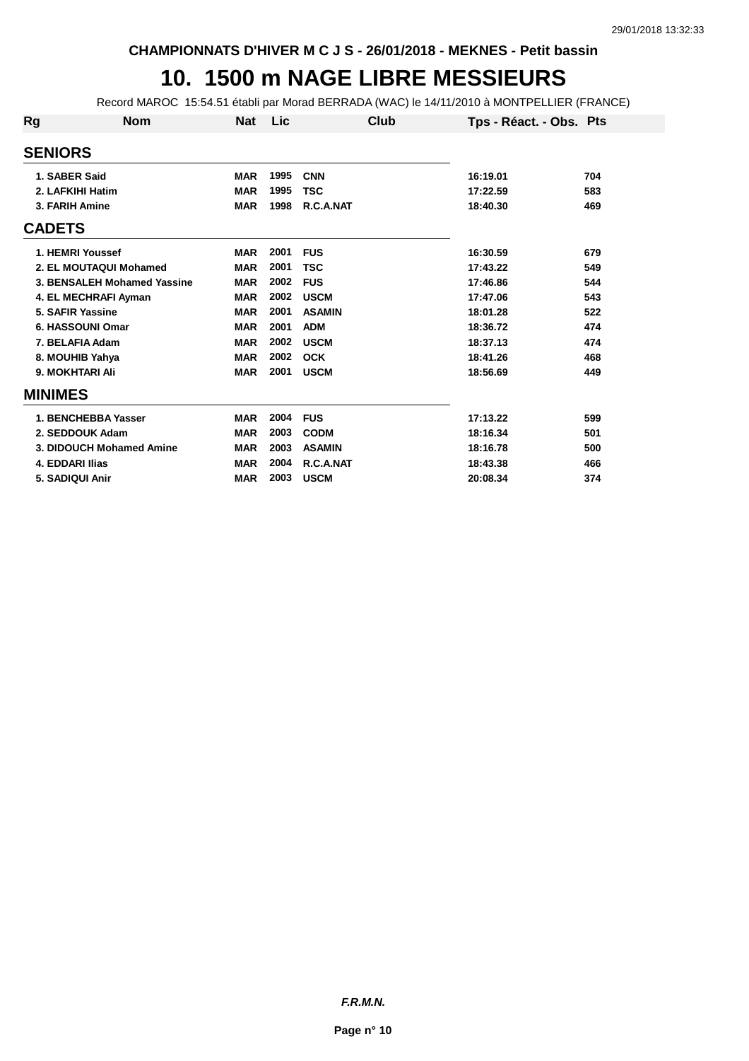CHAMPIONNATS D'HIVER M C J S - 26/01/2018 - MEKNES - Petit bassin

# 10. 1500 m NAGE LIBRE MESSIEURS

Record MAROC 15:54.51 établi par Morad BERRADA (WAC) le 14/11/2010 à MONTPELLIER (FRANCE)

| Rg | Nom | Nat | Lic | Club | Tps - Réact. - Obs. | Pts |
|---|---|---|---|---|---|---|
| **SENIORS** | | | | | | |
| 1. SABER Said | | MAR | 1995 | CNN | 16:19.01 | 704 |
| 2. LAFKIHI Hatim | | MAR | 1995 | TSC | 17:22.59 | 583 |
| 3. FARIH Amine | | MAR | 1998 | R.C.A.NAT | 18:40.30 | 469 |
| **CADETS** | | | | | | |
| 1. HEMRI Youssef | | MAR | 2001 | FUS | 16:30.59 | 679 |
| 2. EL MOUTAQUI Mohamed | | MAR | 2001 | TSC | 17:43.22 | 549 |
| 3. BENSALEH Mohamed Yassine | | MAR | 2002 | FUS | 17:46.86 | 544 |
| 4. EL MECHRAFI Ayman | | MAR | 2002 | USCM | 17:47.06 | 543 |
| 5. SAFIR Yassine | | MAR | 2001 | ASAMIN | 18:01.28 | 522 |
| 6. HASSOUNI Omar | | MAR | 2001 | ADM | 18:36.72 | 474 |
| 7. BELAFIA Adam | | MAR | 2002 | USCM | 18:37.13 | 474 |
| 8. MOUHIB Yahya | | MAR | 2002 | OCK | 18:41.26 | 468 |
| 9. MOKHTARI Ali | | MAR | 2001 | USCM | 18:56.69 | 449 |
| **MINIMES** | | | | | | |
| 1. BENCHEBBA Yasser | | MAR | 2004 | FUS | 17:13.22 | 599 |
| 2. SEDDOUK Adam | | MAR | 2003 | CODM | 18:16.34 | 501 |
| 3. DIDOUCH Mohamed Amine | | MAR | 2003 | ASAMIN | 18:16.78 | 500 |
| 4. EDDARI Ilias | | MAR | 2004 | R.C.A.NAT | 18:43.38 | 466 |
| 5. SADIQUI Anir | | MAR | 2003 | USCM | 20:08.34 | 374 |

*F.R.M.N.*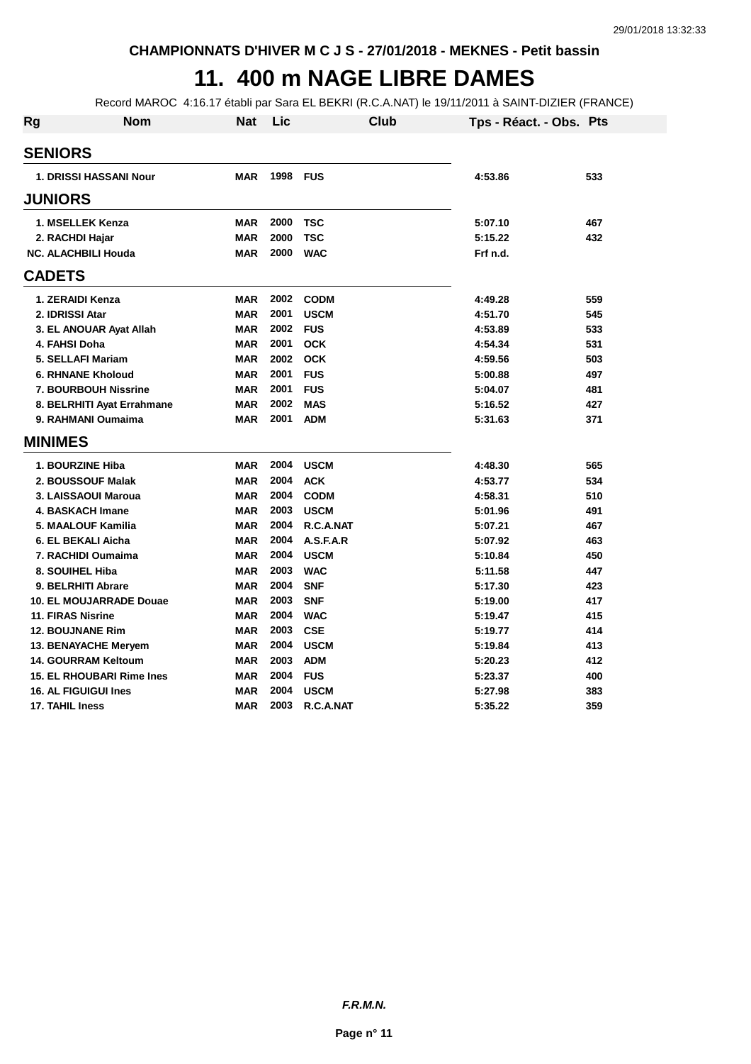CHAMPIONNATS D'HIVER M C J S - 27/01/2018 - MEKNES - Petit bassin

# 11. 400 m NAGE LIBRE DAMES

Record MAROC 4:16.17 établi par Sara EL BEKRI (R.C.A.NAT) le 19/11/2011 à SAINT-DIZIER (FRANCE)

| Rg | Nom | Nat | Lic | Club | Tps - Réact. - Obs. | Pts |
|---|---|---|---|---|---|---|
| **SENIORS** | | | | | | |
| 1. | DRISSI HASSANI Nour | MAR | 1998 | FUS | 4:53.86 | 533 |
| **JUNIORS** | | | | | | |
| 1. | MSELLEK Kenza | MAR | 2000 | TSC | 5:07.10 | 467 |
| 2. | RACHDI Hajar | MAR | 2000 | TSC | 5:15.22 | 432 |
| NC. | ALACHBILI Houda | MAR | 2000 | WAC | Frf n.d. | |
| **CADETS** | | | | | | |
| 1. | ZERAIDI Kenza | MAR | 2002 | CODM | 4:49.28 | 559 |
| 2. | IDRISSI Atar | MAR | 2001 | USCM | 4:51.70 | 545 |
| 3. | EL ANOUAR Ayat Allah | MAR | 2002 | FUS | 4:53.89 | 533 |
| 4. | FAHSI Doha | MAR | 2001 | OCK | 4:54.34 | 531 |
| 5. | SELLAFI Mariam | MAR | 2002 | OCK | 4:59.56 | 503 |
| 6. | RHNANE Kholoud | MAR | 2001 | FUS | 5:00.88 | 497 |
| 7. | BOURBOUH Nissrine | MAR | 2001 | FUS | 5:04.07 | 481 |
| 8. | BELRHITI Ayat Errahmane | MAR | 2002 | MAS | 5:16.52 | 427 |
| 9. | RAHMANI Oumaima | MAR | 2001 | ADM | 5:31.63 | 371 |
| **MINIMES** | | | | | | |
| 1. | BOURZINE Hiba | MAR | 2004 | USCM | 4:48.30 | 565 |
| 2. | BOUSSOUF Malak | MAR | 2004 | ACK | 4:53.77 | 534 |
| 3. | LAISSAOUI Maroua | MAR | 2004 | CODM | 4:58.31 | 510 |
| 4. | BASKACH Imane | MAR | 2003 | USCM | 5:01.96 | 491 |
| 5. | MAALOUF Kamilia | MAR | 2004 | R.C.A.NAT | 5:07.21 | 467 |
| 6. | EL BEKALI Aicha | MAR | 2004 | A.S.F.A.R | 5:07.92 | 463 |
| 7. | RACHIDI Oumaima | MAR | 2004 | USCM | 5:10.84 | 450 |
| 8. | SOUIHEL Hiba | MAR | 2003 | WAC | 5:11.58 | 447 |
| 9. | BELRHITI Abrare | MAR | 2004 | SNF | 5:17.30 | 423 |
| 10. | EL MOUJARRADE Douae | MAR | 2003 | SNF | 5:19.00 | 417 |
| 11. | FIRAS Nisrine | MAR | 2004 | WAC | 5:19.47 | 415 |
| 12. | BOUJNANE Rim | MAR | 2003 | CSE | 5:19.77 | 414 |
| 13. | BENAYACHE Meryem | MAR | 2004 | USCM | 5:19.84 | 413 |
| 14. | GOURRAM Keltoum | MAR | 2003 | ADM | 5:20.23 | 412 |
| 15. | EL RHOUBARI Rime Ines | MAR | 2004 | FUS | 5:23.37 | 400 |
| 16. | AL FIGUIGUI Ines | MAR | 2004 | USCM | 5:27.98 | 383 |
| 17. | TAHIL Iness | MAR | 2003 | R.C.A.NAT | 5:35.22 | 359 |

*F.R.M.N.*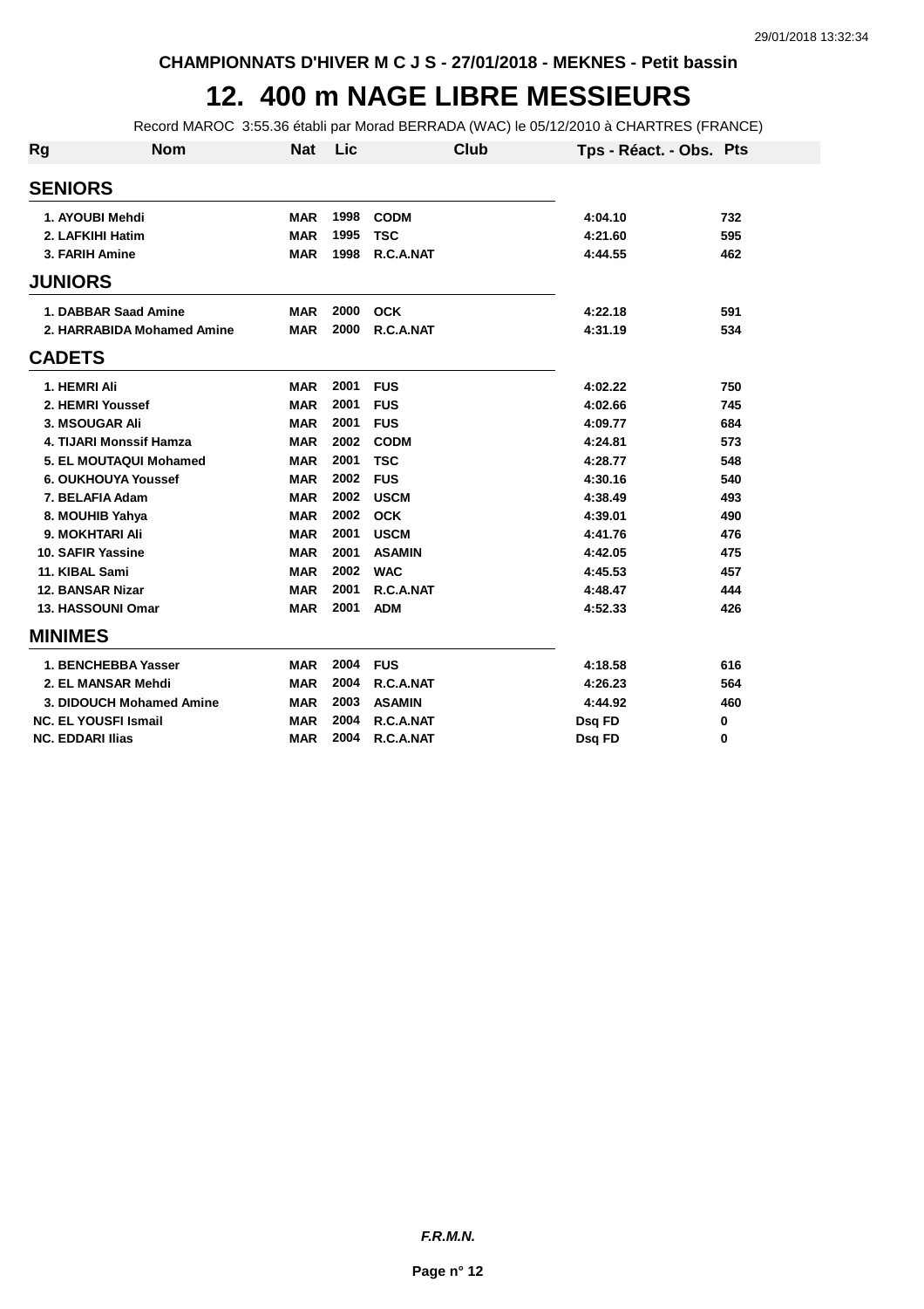CHAMPIONNATS D'HIVER M C J S - 27/01/2018 - MEKNES - Petit bassin

# 12. 400 m NAGE LIBRE MESSIEURS

Record MAROC 3:55.36 établi par Morad BERRADA (WAC) le 05/12/2010 à CHARTRES (FRANCE)

| Rg | Nom | Nat | Lic | Club | Tps - Réact. - Obs. | Pts |
|---|---|---|---|---|---|---|
| **SENIORS** | | | | | | |
| 1. | AYOUBI Mehdi | MAR | 1998 | CODM | 4:04.10 | 732 |
| 2. | LAFKIHI Hatim | MAR | 1995 | TSC | 4:21.60 | 595 |
| 3. | FARIH Amine | MAR | 1998 | R.C.A.NAT | 4:44.55 | 462 |
| **JUNIORS** | | | | | | |
| 1. | DABBAR Saad Amine | MAR | 2000 | OCK | 4:22.18 | 591 |
| 2. | HARRABIDA Mohamed Amine | MAR | 2000 | R.C.A.NAT | 4:31.19 | 534 |
| **CADETS** | | | | | | |
| 1. | HEMRI Ali | MAR | 2001 | FUS | 4:02.22 | 750 |
| 2. | HEMRI Youssef | MAR | 2001 | FUS | 4:02.66 | 745 |
| 3. | MSOUGAR Ali | MAR | 2001 | FUS | 4:09.77 | 684 |
| 4. | TIJARI Monssif Hamza | MAR | 2002 | CODM | 4:24.81 | 573 |
| 5. | EL MOUTAQUI Mohamed | MAR | 2001 | TSC | 4:28.77 | 548 |
| 6. | OUKHOUYA Youssef | MAR | 2002 | FUS | 4:30.16 | 540 |
| 7. | BELAFIA Adam | MAR | 2002 | USCM | 4:38.49 | 493 |
| 8. | MOUHIB Yahya | MAR | 2002 | OCK | 4:39.01 | 490 |
| 9. | MOKHTARI Ali | MAR | 2001 | USCM | 4:41.76 | 476 |
| 10. | SAFIR Yassine | MAR | 2001 | ASAMIN | 4:42.05 | 475 |
| 11. | KIBAL Sami | MAR | 2002 | WAC | 4:45.53 | 457 |
| 12. | BANSAR Nizar | MAR | 2001 | R.C.A.NAT | 4:48.47 | 444 |
| 13. | HASSOUNI Omar | MAR | 2001 | ADM | 4:52.33 | 426 |
| **MINIMES** | | | | | | |
| 1. | BENCHEBBA Yasser | MAR | 2004 | FUS | 4:18.58 | 616 |
| 2. | EL MANSAR Mehdi | MAR | 2004 | R.C.A.NAT | 4:26.23 | 564 |
| 3. | DIDOUCH Mohamed Amine | MAR | 2003 | ASAMIN | 4:44.92 | 460 |
| NC. | EL YOUSFI Ismail | MAR | 2004 | R.C.A.NAT | Dsq FD | 0 |
| NC. | EDDARI Ilias | MAR | 2004 | R.C.A.NAT | Dsq FD | 0 |

*F.R.M.N.*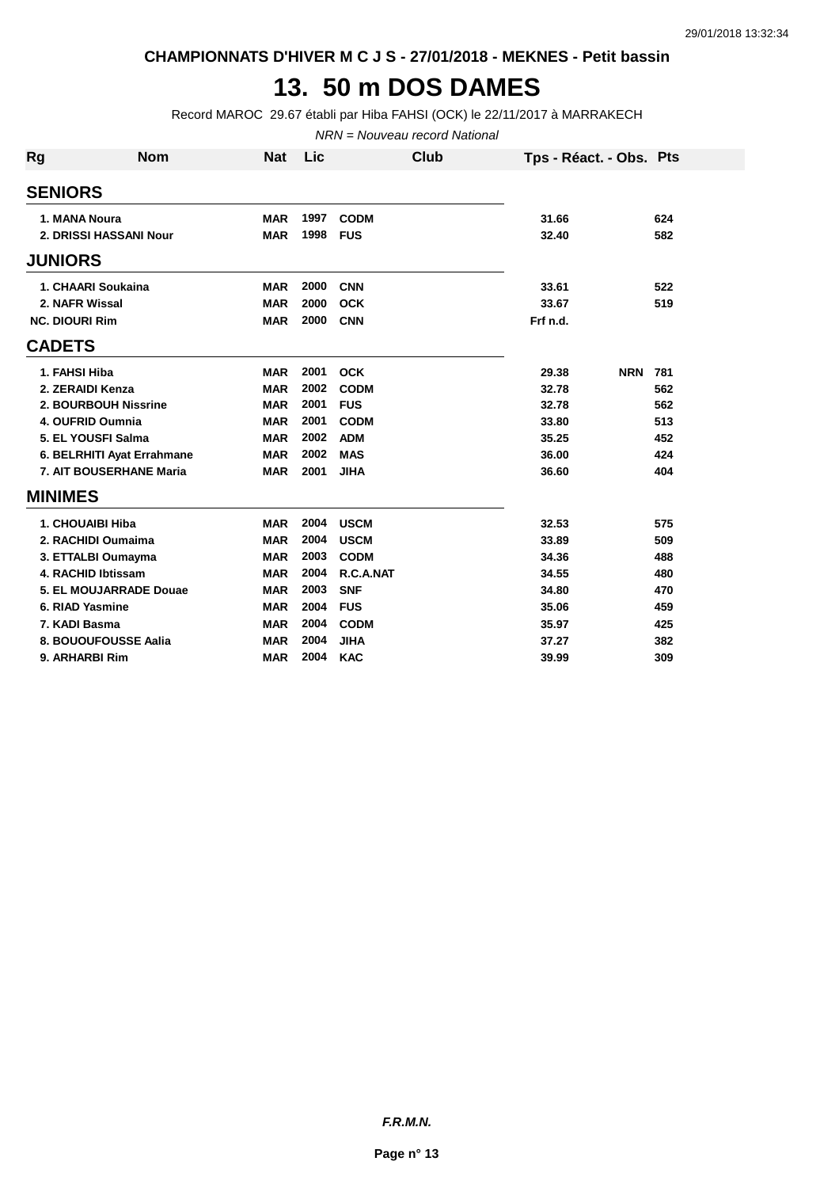CHAMPIONNATS D'HIVER M C J S - 27/01/2018 - MEKNES - Petit bassin

# 13. 50 m DOS DAMES

Record MAROC 29.67 établi par Hiba FAHSI (OCK) le 22/11/2017 à MARRAKECH

*NRN = Nouveau record National*

| Rg | Nom | Nat | Lic | Club | Tps - Réact. - Obs. | | Pts |
|---|---|---|---|---|---|---|---|
| **SENIORS** | | | | | | | |
| 1. | MANA Noura | MAR | 1997 | CODM | 31.66 | | 624 |
| 2. | DRISSI HASSANI Nour | MAR | 1998 | FUS | 32.40 | | 582 |
| **JUNIORS** | | | | | | | |
| 1. | CHAARI Soukaina | MAR | 2000 | CNN | 33.61 | | 522 |
| 2. | NAFR Wissal | MAR | 2000 | OCK | 33.67 | | 519 |
| NC. | DIOURI Rim | MAR | 2000 | CNN | Frf n.d. | | |
| **CADETS** | | | | | | | |
| 1. | FAHSI Hiba | MAR | 2001 | OCK | 29.38 | NRN | 781 |
| 2. | ZERAIDI Kenza | MAR | 2002 | CODM | 32.78 | | 562 |
| 2. | BOURBOUH Nissrine | MAR | 2001 | FUS | 32.78 | | 562 |
| 4. | OUFRID Oumnia | MAR | 2001 | CODM | 33.80 | | 513 |
| 5. | EL YOUSFI Salma | MAR | 2002 | ADM | 35.25 | | 452 |
| 6. | BELRHITI Ayat Errahmane | MAR | 2002 | MAS | 36.00 | | 424 |
| 7. | AIT BOUSERHANE Maria | MAR | 2001 | JIHA | 36.60 | | 404 |
| **MINIMES** | | | | | | | |
| 1. | CHOUAIBI Hiba | MAR | 2004 | USCM | 32.53 | | 575 |
| 2. | RACHIDI Oumaima | MAR | 2004 | USCM | 33.89 | | 509 |
| 3. | ETTALBI Oumayma | MAR | 2003 | CODM | 34.36 | | 488 |
| 4. | RACHID Ibtissam | MAR | 2004 | R.C.A.NAT | 34.55 | | 480 |
| 5. | EL MOUJARRADE Douae | MAR | 2003 | SNF | 34.80 | | 470 |
| 6. | RIAD Yasmine | MAR | 2004 | FUS | 35.06 | | 459 |
| 7. | KADI Basma | MAR | 2004 | CODM | 35.97 | | 425 |
| 8. | BOUOUFOUSSE Aalia | MAR | 2004 | JIHA | 37.27 | | 382 |
| 9. | ARHARBI Rim | MAR | 2004 | KAC | 39.99 | | 309 |

*F.R.M.N.*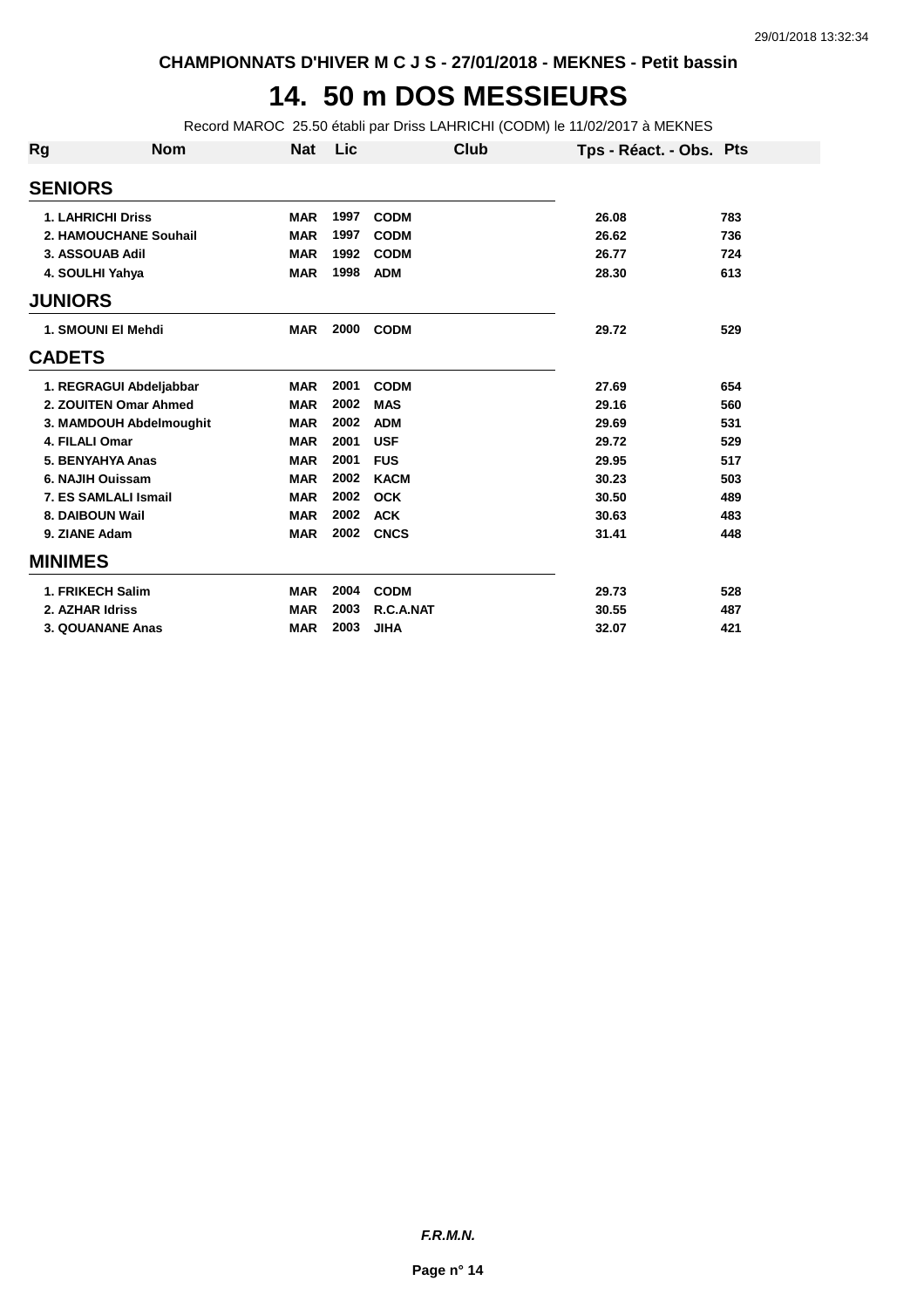CHAMPIONNATS D'HIVER M C J S - 27/01/2018 - MEKNES - Petit bassin

# 14. 50 m DOS MESSIEURS

Record MAROC 25.50 établi par Driss LAHRICHI (CODM) le 11/02/2017 à MEKNES

| Rg | Nom | Nat | Lic | Club | Tps - Réact. - Obs. | Pts |
|---|---|---|---|---|---|---|
| **SENIORS** | | | | | | |
| 1. | LAHRICHI Driss | MAR | 1997 | CODM | 26.08 | 783 |
| 2. | HAMOUCHANE Souhail | MAR | 1997 | CODM | 26.62 | 736 |
| 3. | ASSOUAB Adil | MAR | 1992 | CODM | 26.77 | 724 |
| 4. | SOULHI Yahya | MAR | 1998 | ADM | 28.30 | 613 |
| **JUNIORS** | | | | | | |
| 1. | SMOUNI El Mehdi | MAR | 2000 | CODM | 29.72 | 529 |
| **CADETS** | | | | | | |
| 1. | REGRAGUI Abdeljabbar | MAR | 2001 | CODM | 27.69 | 654 |
| 2. | ZOUITEN Omar Ahmed | MAR | 2002 | MAS | 29.16 | 560 |
| 3. | MAMDOUH Abdelmoughit | MAR | 2002 | ADM | 29.69 | 531 |
| 4. | FILALI Omar | MAR | 2001 | USF | 29.72 | 529 |
| 5. | BENYAHYA Anas | MAR | 2001 | FUS | 29.95 | 517 |
| 6. | NAJIH Ouissam | MAR | 2002 | KACM | 30.23 | 503 |
| 7. | ES SAMLALI Ismail | MAR | 2002 | OCK | 30.50 | 489 |
| 8. | DAIBOUN Wail | MAR | 2002 | ACK | 30.63 | 483 |
| 9. | ZIANE Adam | MAR | 2002 | CNCS | 31.41 | 448 |
| **MINIMES** | | | | | | |
| 1. | FRIKECH Salim | MAR | 2004 | CODM | 29.73 | 528 |
| 2. | AZHAR Idriss | MAR | 2003 | R.C.A.NAT | 30.55 | 487 |
| 3. | QOUANANE Anas | MAR | 2003 | JIHA | 32.07 | 421 |

*F.R.M.N.*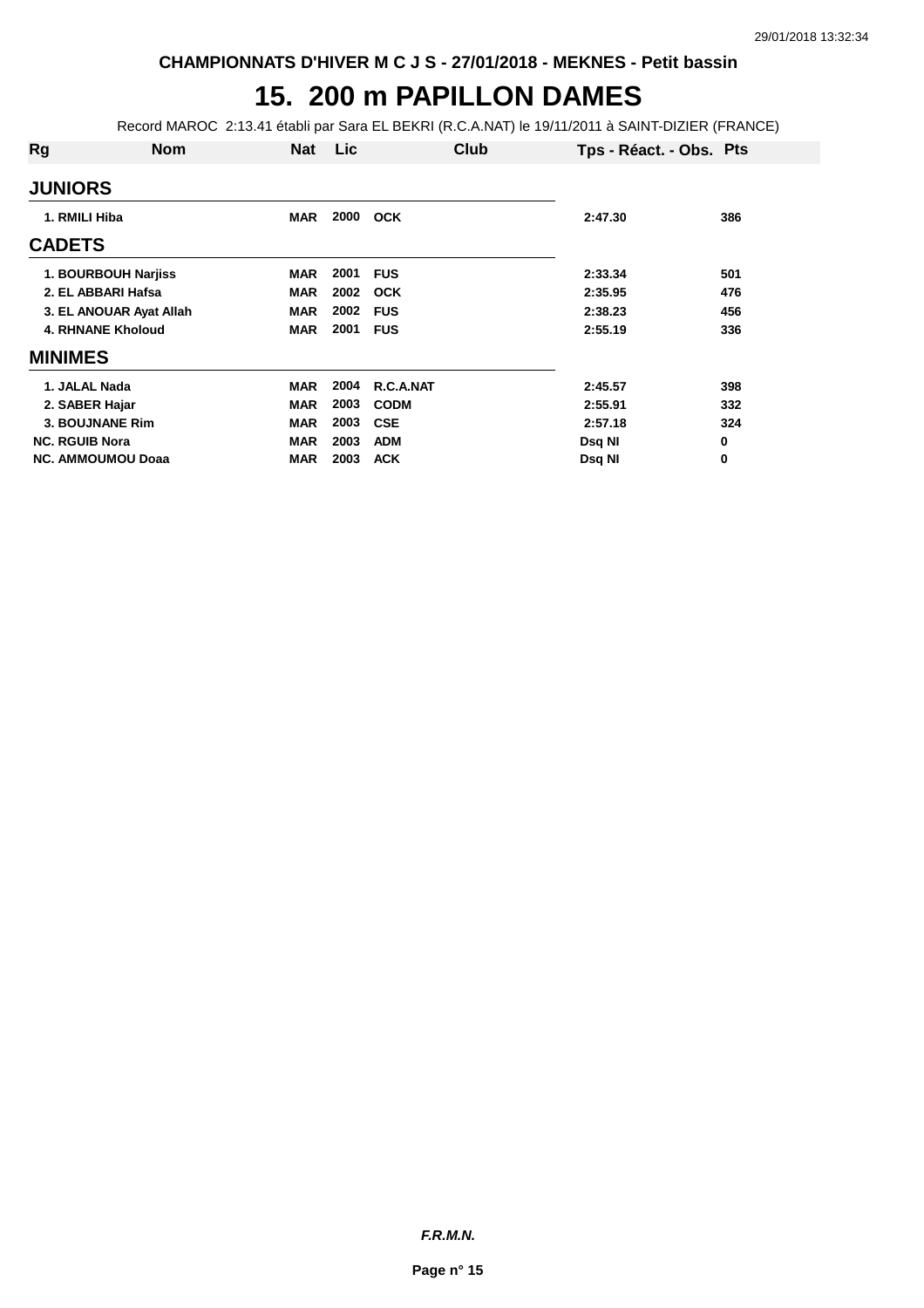CHAMPIONNATS D'HIVER M C J S - 27/01/2018 - MEKNES - Petit bassin

# 15. 200 m PAPILLON DAMES

Record MAROC 2:13.41 établi par Sara EL BEKRI (R.C.A.NAT) le 19/11/2011 à SAINT-DIZIER (FRANCE)

| Rg | Nom | Nat | Lic | Club | Tps - Réact. - Obs. | Pts |
|---|---|---|---|---|---|---|
| **JUNIORS** | | | | | | |
| 1. | RMILI Hiba | MAR | 2000 | OCK | 2:47.30 | 386 |
| **CADETS** | | | | | | |
| 1. | BOURBOUH Narjiss | MAR | 2001 | FUS | 2:33.34 | 501 |
| 2. | EL ABBARI Hafsa | MAR | 2002 | OCK | 2:35.95 | 476 |
| 3. | EL ANOUAR Ayat Allah | MAR | 2002 | FUS | 2:38.23 | 456 |
| 4. | RHNANE Kholoud | MAR | 2001 | FUS | 2:55.19 | 336 |
| **MINIMES** | | | | | | |
| 1. | JALAL Nada | MAR | 2004 | R.C.A.NAT | 2:45.57 | 398 |
| 2. | SABER Hajar | MAR | 2003 | CODM | 2:55.91 | 332 |
| 3. | BOUJNANE Rim | MAR | 2003 | CSE | 2:57.18 | 324 |
| NC. | RGUIB Nora | MAR | 2003 | ADM | Dsq NI | 0 |
| NC. | AMMOUMOU Doaa | MAR | 2003 | ACK | Dsq NI | 0 |

*F.R.M.N.*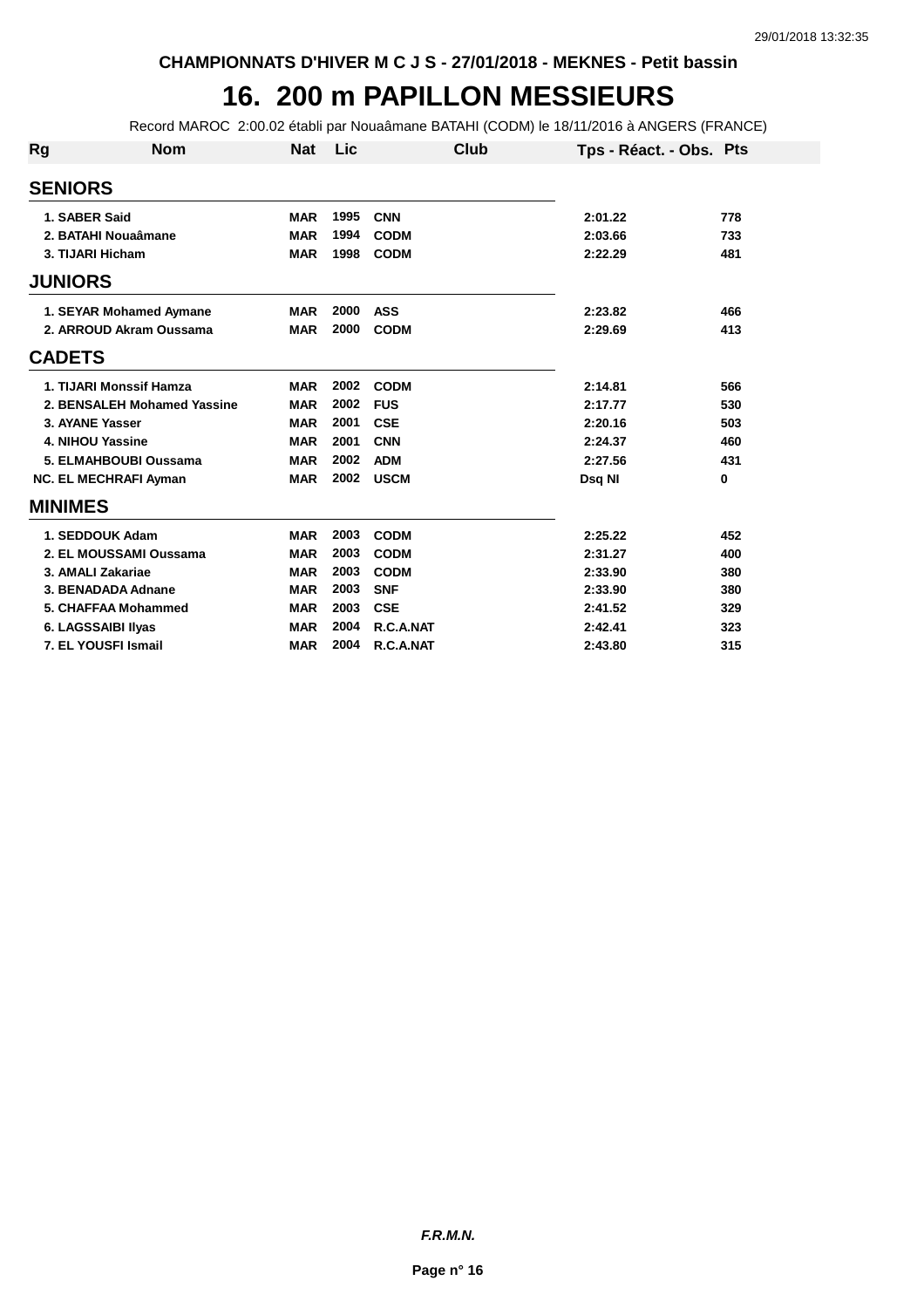CHAMPIONNATS D'HIVER M C J S - 27/01/2018 - MEKNES - Petit bassin

# 16. 200 m PAPILLON MESSIEURS

Record MAROC 2:00.02 établi par Nouaâmane BATAHI (CODM) le 18/11/2016 à ANGERS (FRANCE)

| Rg | Nom | Nat | Lic | Club | Tps - Réact. - Obs. | Pts |
|---|---|---|---|---|---|---|
| **SENIORS** | | | | | | |
| 1. | SABER Said | MAR | 1995 | CNN | 2:01.22 | 778 |
| 2. | BATAHI Nouaâmane | MAR | 1994 | CODM | 2:03.66 | 733 |
| 3. | TIJARI Hicham | MAR | 1998 | CODM | 2:22.29 | 481 |
| **JUNIORS** | | | | | | |
| 1. | SEYAR Mohamed Aymane | MAR | 2000 | ASS | 2:23.82 | 466 |
| 2. | ARROUD Akram Oussama | MAR | 2000 | CODM | 2:29.69 | 413 |
| **CADETS** | | | | | | |
| 1. | TIJARI Monssif Hamza | MAR | 2002 | CODM | 2:14.81 | 566 |
| 2. | BENSALEH Mohamed Yassine | MAR | 2002 | FUS | 2:17.77 | 530 |
| 3. | AYANE Yasser | MAR | 2001 | CSE | 2:20.16 | 503 |
| 4. | NIHOU Yassine | MAR | 2001 | CNN | 2:24.37 | 460 |
| 5. | ELMAHBOUBI Oussama | MAR | 2002 | ADM | 2:27.56 | 431 |
| NC. | EL MECHRAFI Ayman | MAR | 2002 | USCM | Dsq NI | 0 |
| **MINIMES** | | | | | | |
| 1. | SEDDOUK Adam | MAR | 2003 | CODM | 2:25.22 | 452 |
| 2. | EL MOUSSAMI Oussama | MAR | 2003 | CODM | 2:31.27 | 400 |
| 3. | AMALI Zakariae | MAR | 2003 | CODM | 2:33.90 | 380 |
| 3. | BENADADA Adnane | MAR | 2003 | SNF | 2:33.90 | 380 |
| 5. | CHAFFAA Mohammed | MAR | 2003 | CSE | 2:41.52 | 329 |
| 6. | LAGSSAIBI Ilyas | MAR | 2004 | R.C.A.NAT | 2:42.41 | 323 |
| 7. | EL YOUSFI Ismail | MAR | 2004 | R.C.A.NAT | 2:43.80 | 315 |

*F.R.M.N.*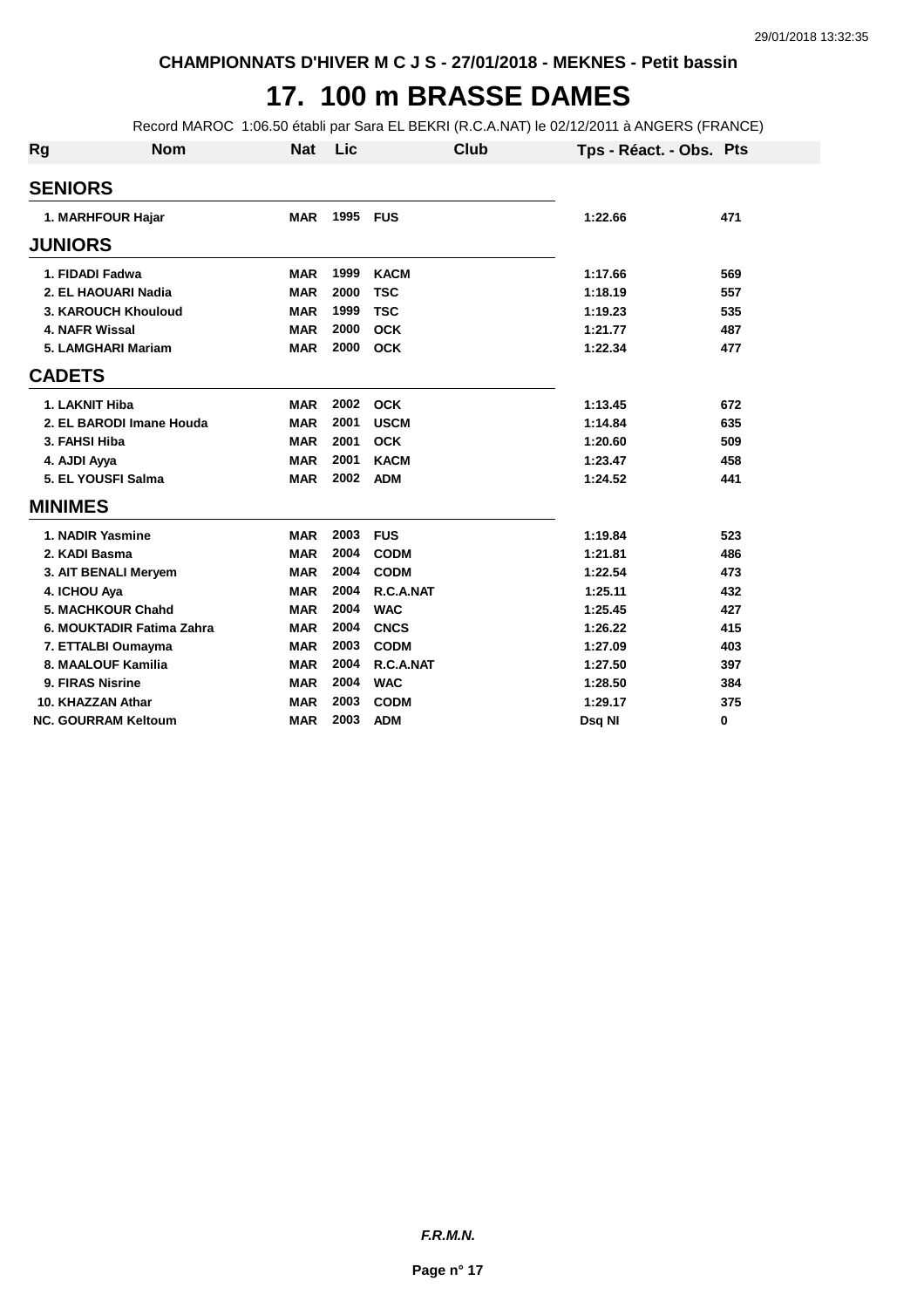CHAMPIONNATS D'HIVER M C J S - 27/01/2018 - MEKNES - Petit bassin

# 17. 100 m BRASSE DAMES

Record MAROC 1:06.50 établi par Sara EL BEKRI (R.C.A.NAT) le 02/12/2011 à ANGERS (FRANCE)

| Rg | Nom | Nat | Lic | Club | Tps - Réact. - Obs. | Pts |
|---|---|---|---|---|---|---|
| **SENIORS** | | | | | | |
| 1. | MARHFOUR Hajar | MAR | 1995 | FUS | 1:22.66 | 471 |
| **JUNIORS** | | | | | | |
| 1. | FIDADI Fadwa | MAR | 1999 | KACM | 1:17.66 | 569 |
| 2. | EL HAOUARI Nadia | MAR | 2000 | TSC | 1:18.19 | 557 |
| 3. | KAROUCH Khouloud | MAR | 1999 | TSC | 1:19.23 | 535 |
| 4. | NAFR Wissal | MAR | 2000 | OCK | 1:21.77 | 487 |
| 5. | LAMGHARI Mariam | MAR | 2000 | OCK | 1:22.34 | 477 |
| **CADETS** | | | | | | |
| 1. | LAKNIT Hiba | MAR | 2002 | OCK | 1:13.45 | 672 |
| 2. | EL BARODI Imane Houda | MAR | 2001 | USCM | 1:14.84 | 635 |
| 3. | FAHSI Hiba | MAR | 2001 | OCK | 1:20.60 | 509 |
| 4. | AJDI Ayya | MAR | 2001 | KACM | 1:23.47 | 458 |
| 5. | EL YOUSFI Salma | MAR | 2002 | ADM | 1:24.52 | 441 |
| **MINIMES** | | | | | | |
| 1. | NADIR Yasmine | MAR | 2003 | FUS | 1:19.84 | 523 |
| 2. | KADI Basma | MAR | 2004 | CODM | 1:21.81 | 486 |
| 3. | AIT BENALI Meryem | MAR | 2004 | CODM | 1:22.54 | 473 |
| 4. | ICHOU Aya | MAR | 2004 | R.C.A.NAT | 1:25.11 | 432 |
| 5. | MACHKOUR Chahd | MAR | 2004 | WAC | 1:25.45 | 427 |
| 6. | MOUKTADIR Fatima Zahra | MAR | 2004 | CNCS | 1:26.22 | 415 |
| 7. | ETTALBI Oumayma | MAR | 2003 | CODM | 1:27.09 | 403 |
| 8. | MAALOUF Kamilia | MAR | 2004 | R.C.A.NAT | 1:27.50 | 397 |
| 9. | FIRAS Nisrine | MAR | 2004 | WAC | 1:28.50 | 384 |
| 10. | KHAZZAN Athar | MAR | 2003 | CODM | 1:29.17 | 375 |
| NC. | GOURRAM Keltoum | MAR | 2003 | ADM | Dsq NI | 0 |

*F.R.M.N.*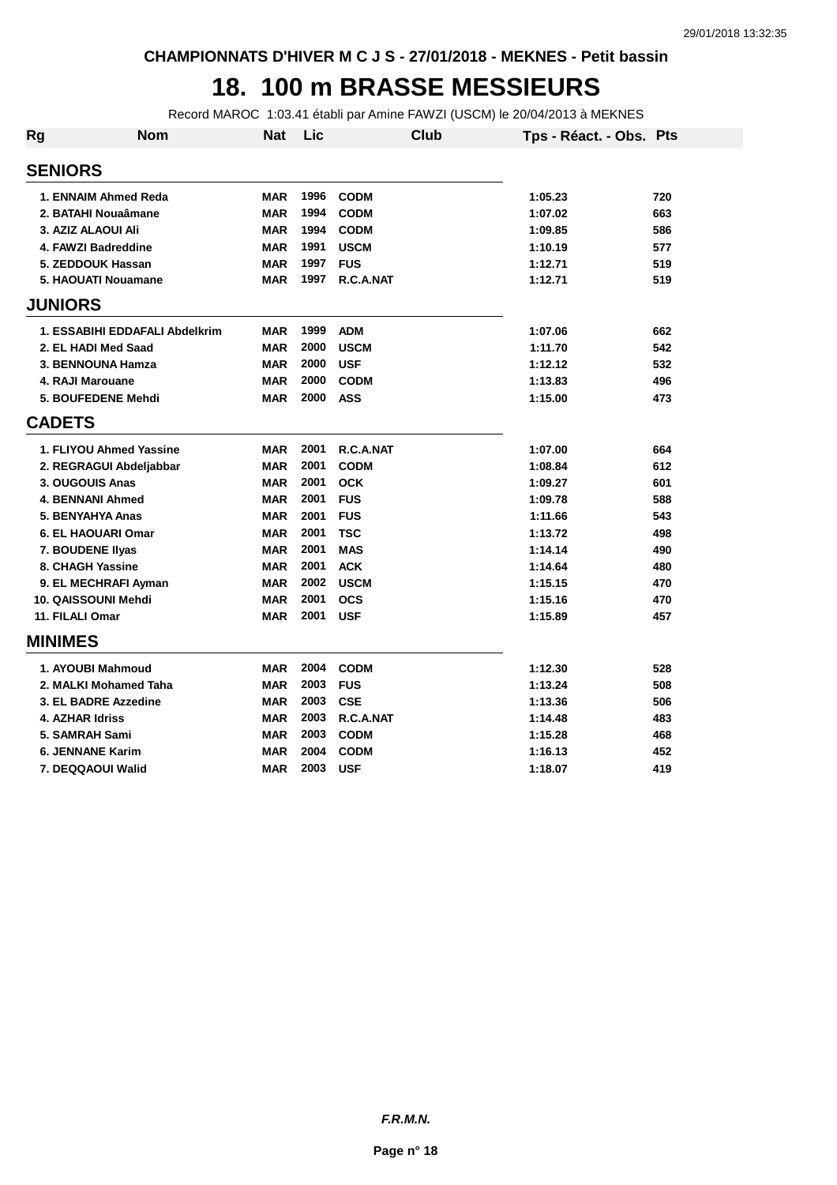CHAMPIONNATS D'HIVER M C J S - 27/01/2018 - MEKNES - Petit bassin

# 18. 100 m BRASSE MESSIEURS

Record MAROC 1:03.41 établi par Amine FAWZI (USCM) le 20/04/2013 à MEKNES

| Rg | Nom | Nat | Lic | Club | Tps - Réact. - Obs. | Pts |
|---|---|---|---|---|---|---|
| **SENIORS** | | | | | | |
| 1. | ENNAIM Ahmed Reda | MAR | 1996 | CODM | 1:05.23 | 720 |
| 2. | BATAHI Nouaâmane | MAR | 1994 | CODM | 1:07.02 | 663 |
| 3. | AZIZ ALAOUI Ali | MAR | 1994 | CODM | 1:09.85 | 586 |
| 4. | FAWZI Badreddine | MAR | 1991 | USCM | 1:10.19 | 577 |
| 5. | ZEDDOUK Hassan | MAR | 1997 | FUS | 1:12.71 | 519 |
| 5. | HAOUATI Nouamane | MAR | 1997 | R.C.A.NAT | 1:12.71 | 519 |
| **JUNIORS** | | | | | | |
| 1. | ESSABIHI EDDAFALI Abdelkrim | MAR | 1999 | ADM | 1:07.06 | 662 |
| 2. | EL HADI Med Saad | MAR | 2000 | USCM | 1:11.70 | 542 |
| 3. | BENNOUNA Hamza | MAR | 2000 | USF | 1:12.12 | 532 |
| 4. | RAJI Marouane | MAR | 2000 | CODM | 1:13.83 | 496 |
| 5. | BOUFEDENE Mehdi | MAR | 2000 | ASS | 1:15.00 | 473 |
| **CADETS** | | | | | | |
| 1. | FLIYOU Ahmed Yassine | MAR | 2001 | R.C.A.NAT | 1:07.00 | 664 |
| 2. | REGRAGUI Abdeljabbar | MAR | 2001 | CODM | 1:08.84 | 612 |
| 3. | OUGOUIS Anas | MAR | 2001 | OCK | 1:09.27 | 601 |
| 4. | BENNANI Ahmed | MAR | 2001 | FUS | 1:09.78 | 588 |
| 5. | BENYAHYA Anas | MAR | 2001 | FUS | 1:11.66 | 543 |
| 6. | EL HAOUARI Omar | MAR | 2001 | TSC | 1:13.72 | 498 |
| 7. | BOUDENE Ilyas | MAR | 2001 | MAS | 1:14.14 | 490 |
| 8. | CHAGH Yassine | MAR | 2001 | ACK | 1:14.64 | 480 |
| 9. | EL MECHRAFI Ayman | MAR | 2002 | USCM | 1:15.15 | 470 |
| 10. | QAISSOUNI Mehdi | MAR | 2001 | OCS | 1:15.16 | 470 |
| 11. | FILALI Omar | MAR | 2001 | USF | 1:15.89 | 457 |
| **MINIMES** | | | | | | |
| 1. | AYOUBI Mahmoud | MAR | 2004 | CODM | 1:12.30 | 528 |
| 2. | MALKI Mohamed Taha | MAR | 2003 | FUS | 1:13.24 | 508 |
| 3. | EL BADRE Azzedine | MAR | 2003 | CSE | 1:13.36 | 506 |
| 4. | AZHAR Idriss | MAR | 2003 | R.C.A.NAT | 1:14.48 | 483 |
| 5. | SAMRAH Sami | MAR | 2003 | CODM | 1:15.28 | 468 |
| 6. | JENNANE Karim | MAR | 2004 | CODM | 1:16.13 | 452 |
| 7. | DEQQAOUI Walid | MAR | 2003 | USF | 1:18.07 | 419 |

*F.R.M.N.*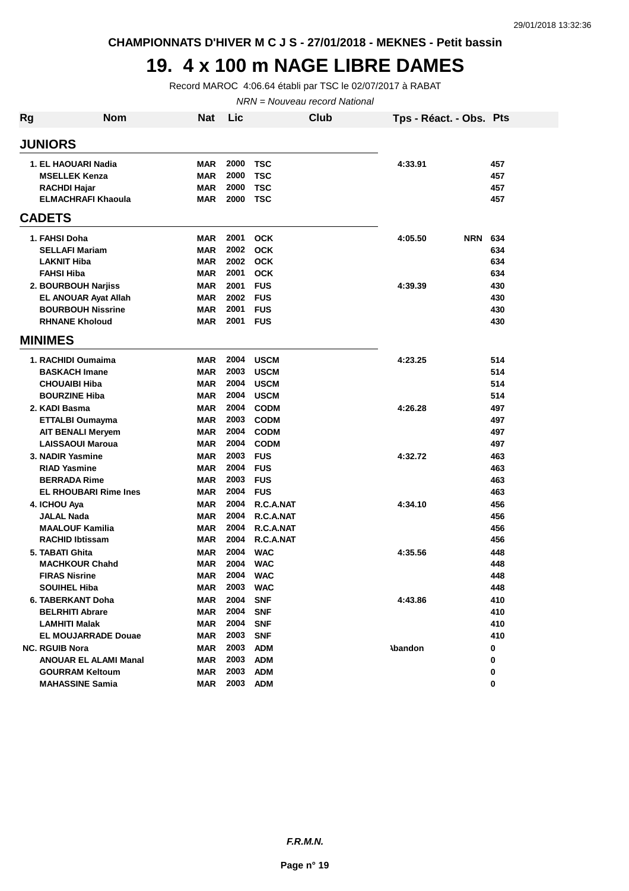CHAMPIONNATS D'HIVER M C J S - 27/01/2018 - MEKNES - Petit bassin

# 19. 4 x 100 m NAGE LIBRE DAMES

Record MAROC 4:06.64 établi par TSC le 02/07/2017 à RABAT

*NRN = Nouveau record National*

| Rg | Nom | Nat | Lic | Club | Tps - Réact. - Obs. | Pts |
|---|---|---|---|---|---|---|
| **JUNIORS** | | | | | | |
| 1. | EL HAOUARI Nadia | MAR | 2000 | TSC | 4:33.91 | 457 |
| | MSELLEK Kenza | MAR | 2000 | TSC | | 457 |
| | RACHDI Hajar | MAR | 2000 | TSC | | 457 |
| | ELMACHRAFI Khaoula | MAR | 2000 | TSC | | 457 |
| **CADETS** | | | | | | |
| 1. | FAHSI Doha | MAR | 2001 | OCK | 4:05.50 NRN | 634 |
| | SELLAFI Mariam | MAR | 2002 | OCK | | 634 |
| | LAKNIT Hiba | MAR | 2002 | OCK | | 634 |
| | FAHSI Hiba | MAR | 2001 | OCK | | 634 |
| 2. | BOURBOUH Narjiss | MAR | 2001 | FUS | 4:39.39 | 430 |
| | EL ANOUAR Ayat Allah | MAR | 2002 | FUS | | 430 |
| | BOURBOUH Nissrine | MAR | 2001 | FUS | | 430 |
| | RHNANE Kholoud | MAR | 2001 | FUS | | 430 |
| **MINIMES** | | | | | | |
| 1. | RACHIDI Oumaima | MAR | 2004 | USCM | 4:23.25 | 514 |
| | BASKACH Imane | MAR | 2003 | USCM | | 514 |
| | CHOUAIBI Hiba | MAR | 2004 | USCM | | 514 |
| | BOURZINE Hiba | MAR | 2004 | USCM | | 514 |
| 2. | KADI Basma | MAR | 2004 | CODM | 4:26.28 | 497 |
| | ETTALBI Oumayma | MAR | 2003 | CODM | | 497 |
| | AIT BENALI Meryem | MAR | 2004 | CODM | | 497 |
| | LAISSAOUI Maroua | MAR | 2004 | CODM | | 497 |
| 3. | NADIR Yasmine | MAR | 2003 | FUS | 4:32.72 | 463 |
| | RIAD Yasmine | MAR | 2004 | FUS | | 463 |
| | BERRADA Rime | MAR | 2003 | FUS | | 463 |
| | EL RHOUBARI Rime Ines | MAR | 2004 | FUS | | 463 |
| 4. | ICHOU Aya | MAR | 2004 | R.C.A.NAT | 4:34.10 | 456 |
| | JALAL Nada | MAR | 2004 | R.C.A.NAT | | 456 |
| | MAALOUF Kamilia | MAR | 2004 | R.C.A.NAT | | 456 |
| | RACHID Ibtissam | MAR | 2004 | R.C.A.NAT | | 456 |
| 5. | TABATI Ghita | MAR | 2004 | WAC | 4:35.56 | 448 |
| | MACHKOUR Chahd | MAR | 2004 | WAC | | 448 |
| | FIRAS Nisrine | MAR | 2004 | WAC | | 448 |
| | SOUIHEL Hiba | MAR | 2003 | WAC | | 448 |
| 6. | TABERKANT Doha | MAR | 2004 | SNF | 4:43.86 | 410 |
| | BELRHITI Abrare | MAR | 2004 | SNF | | 410 |
| | LAMHITI Malak | MAR | 2004 | SNF | | 410 |
| | EL MOUJARRADE Douae | MAR | 2003 | SNF | | 410 |
| NC. | RGUIB Nora | MAR | 2003 | ADM | Abandon | 0 |
| | ANOUAR EL ALAMI Manal | MAR | 2003 | ADM | | 0 |
| | GOURRAM Keltoum | MAR | 2003 | ADM | | 0 |
| | MAHASSINE Samia | MAR | 2003 | ADM | | 0 |

*F.R.M.N.*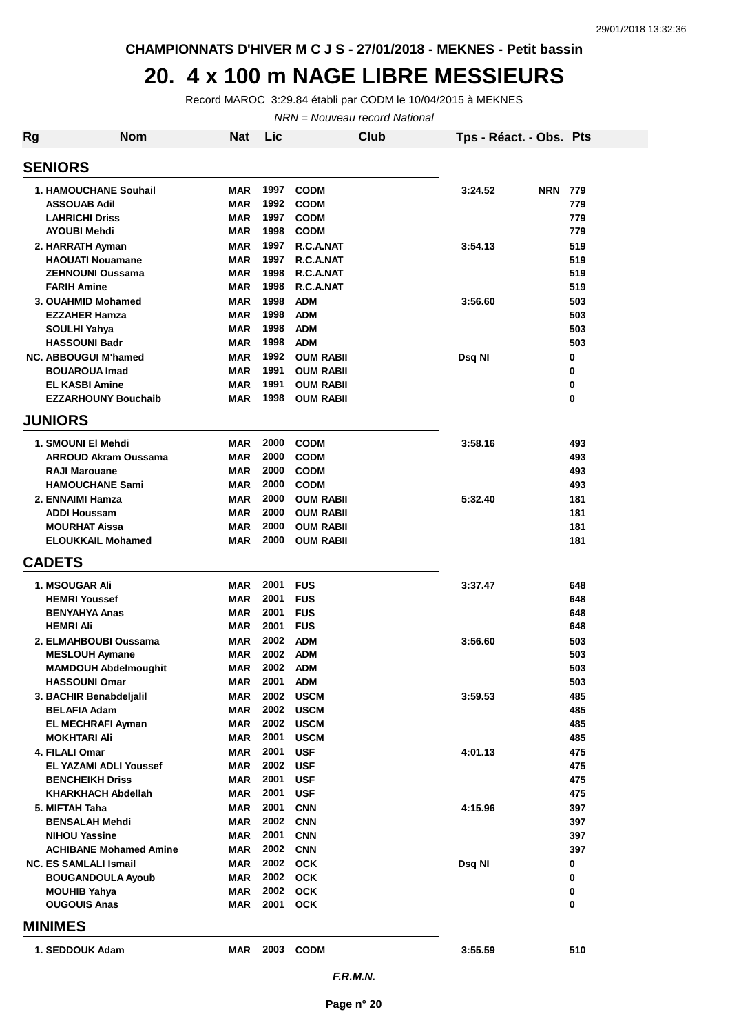CHAMPIONNATS D'HIVER M C J S - 27/01/2018 - MEKNES - Petit bassin

# 20. 4 x 100 m NAGE LIBRE MESSIEURS

Record MAROC 3:29.84 établi par CODM le 10/04/2015 à MEKNES

*NRN = Nouveau record National*

| Rg | Nom | Nat | Lic | Club | Tps - Réact. - Obs. | Pts |
|---|---|---|---|---|---|---|
| **SENIORS** | | | | | | |
| 1. | HAMOUCHANE Souhail | MAR | 1997 | CODM | 3:24.52 NRN | 779 |
| | ASSOUAB Adil | MAR | 1992 | CODM | | 779 |
| | LAHRICHI Driss | MAR | 1997 | CODM | | 779 |
| | AYOUBI Mehdi | MAR | 1998 | CODM | | 779 |
| 2. | HARRATH Ayman | MAR | 1997 | R.C.A.NAT | 3:54.13 | 519 |
| | HAOUATI Nouamane | MAR | 1997 | R.C.A.NAT | | 519 |
| | ZEHNOUNI Oussama | MAR | 1998 | R.C.A.NAT | | 519 |
| | FARIH Amine | MAR | 1998 | R.C.A.NAT | | 519 |
| 3. | OUAHMID Mohamed | MAR | 1998 | ADM | 3:56.60 | 503 |
| | EZZAHER Hamza | MAR | 1998 | ADM | | 503 |
| | SOULHI Yahya | MAR | 1998 | ADM | | 503 |
| | HASSOUNI Badr | MAR | 1998 | ADM | | 503 |
| NC. | ABBOUGUI M'hamed | MAR | 1992 | OUM RABII | Dsq NI | 0 |
| | BOUAROUA Imad | MAR | 1991 | OUM RABII | | 0 |
| | EL KASBI Amine | MAR | 1991 | OUM RABII | | 0 |
| | EZZARHOUNY Bouchaib | MAR | 1998 | OUM RABII | | 0 |
| **JUNIORS** | | | | | | |
| 1. | SMOUNI El Mehdi | MAR | 2000 | CODM | 3:58.16 | 493 |
| | ARROUD Akram Oussama | MAR | 2000 | CODM | | 493 |
| | RAJI Marouane | MAR | 2000 | CODM | | 493 |
| | HAMOUCHANE Sami | MAR | 2000 | CODM | | 493 |
| 2. | ENNAIMI Hamza | MAR | 2000 | OUM RABII | 5:32.40 | 181 |
| | ADDI Houssam | MAR | 2000 | OUM RABII | | 181 |
| | MOURHAT Aissa | MAR | 2000 | OUM RABII | | 181 |
| | ELOUKKAIL Mohamed | MAR | 2000 | OUM RABII | | 181 |
| **CADETS** | | | | | | |
| 1. | MSOUGAR Ali | MAR | 2001 | FUS | 3:37.47 | 648 |
| | HEMRI Youssef | MAR | 2001 | FUS | | 648 |
| | BENYAHYA Anas | MAR | 2001 | FUS | | 648 |
| | HEMRI Ali | MAR | 2001 | FUS | | 648 |
| 2. | ELMAHBOUBI Oussama | MAR | 2002 | ADM | 3:56.60 | 503 |
| | MESLOUH Aymane | MAR | 2002 | ADM | | 503 |
| | MAMDOUH Abdelmoughit | MAR | 2002 | ADM | | 503 |
| | HASSOUNI Omar | MAR | 2001 | ADM | | 503 |
| 3. | BACHIR Benabdeljalil | MAR | 2002 | USCM | 3:59.53 | 485 |
| | BELAFIA Adam | MAR | 2002 | USCM | | 485 |
| | EL MECHRAFI Ayman | MAR | 2002 | USCM | | 485 |
| | MOKHTARI Ali | MAR | 2001 | USCM | | 485 |
| 4. | FILALI Omar | MAR | 2001 | USF | 4:01.13 | 475 |
| | EL YAZAMI ADLI Youssef | MAR | 2002 | USF | | 475 |
| | BENCHEIKH Driss | MAR | 2001 | USF | | 475 |
| | KHARKHACH Abdellah | MAR | 2001 | USF | | 475 |
| 5. | MIFTAH Taha | MAR | 2001 | CNN | 4:15.96 | 397 |
| | BENSALAH Mehdi | MAR | 2002 | CNN | | 397 |
| | NIHOU Yassine | MAR | 2001 | CNN | | 397 |
| | ACHIBANE Mohamed Amine | MAR | 2002 | CNN | | 397 |
| NC. | ES SAMLALI Ismail | MAR | 2002 | OCK | Dsq NI | 0 |
| | BOUGANDOULA Ayoub | MAR | 2002 | OCK | | 0 |
| | MOUHIB Yahya | MAR | 2002 | OCK | | 0 |
| | OUGOUIS Anas | MAR | 2001 | OCK | | 0 |
| **MINIMES** | | | | | | |
| 1. | SEDDOUK Adam | MAR | 2003 | CODM | 3:55.59 | 510 |

*F.R.M.N.*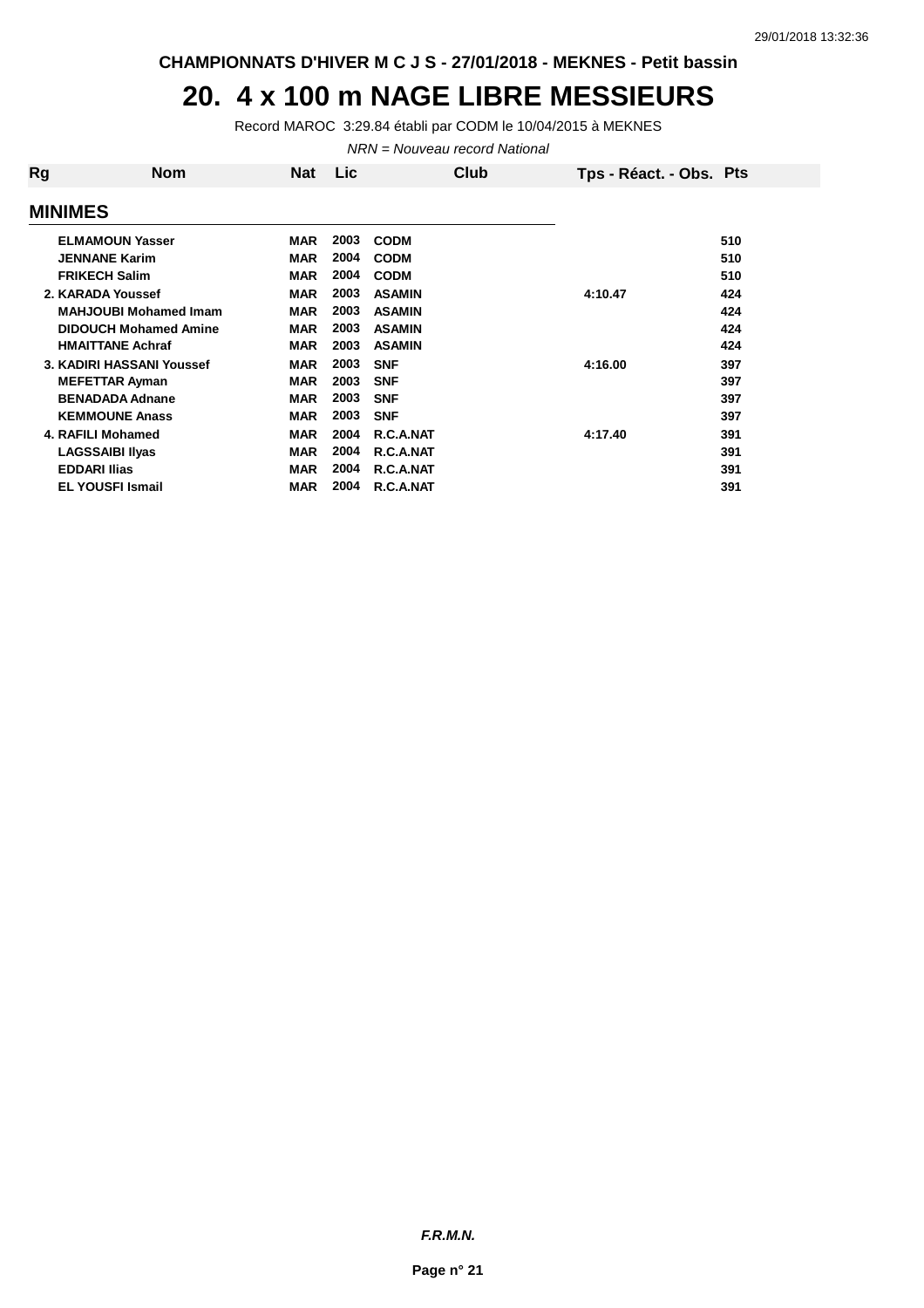CHAMPIONNATS D'HIVER M C J S - 27/01/2018 - MEKNES - Petit bassin

# 20. 4 x 100 m NAGE LIBRE MESSIEURS

Record MAROC 3:29.84 établi par CODM le 10/04/2015 à MEKNES

*NRN = Nouveau record National*

| Rg | Nom | Nat | Lic | Club | Tps - Réact. - Obs. | Pts |
|---|---|---|---|---|---|---|

## MINIMES

| Rg | Nom | Nat | Lic | Club | Tps - Réact. - Obs. | Pts |
|---|---|---|---|---|---|---|
| | ELMAMOUN Yasser | MAR | 2003 | CODM | | 510 |
| | JENNANE Karim | MAR | 2004 | CODM | | 510 |
| | FRIKECH Salim | MAR | 2004 | CODM | | 510 |
| 2. | KARADA Youssef | MAR | 2003 | ASAMIN | 4:10.47 | 424 |
| | MAHJOUBI Mohamed Imam | MAR | 2003 | ASAMIN | | 424 |
| | DIDOUCH Mohamed Amine | MAR | 2003 | ASAMIN | | 424 |
| | HMAITTANE Achraf | MAR | 2003 | ASAMIN | | 424 |
| 3. | KADIRI HASSANI Youssef | MAR | 2003 | SNF | 4:16.00 | 397 |
| | MEFETTAR Ayman | MAR | 2003 | SNF | | 397 |
| | BENADADA Adnane | MAR | 2003 | SNF | | 397 |
| | KEMMOUNE Anass | MAR | 2003 | SNF | | 397 |
| 4. | RAFILI Mohamed | MAR | 2004 | R.C.A.NAT | 4:17.40 | 391 |
| | LAGSSAIBI Ilyas | MAR | 2004 | R.C.A.NAT | | 391 |
| | EDDARI Ilias | MAR | 2004 | R.C.A.NAT | | 391 |
| | EL YOUSFI Ismail | MAR | 2004 | R.C.A.NAT | | 391 |

***F.R.M.N.***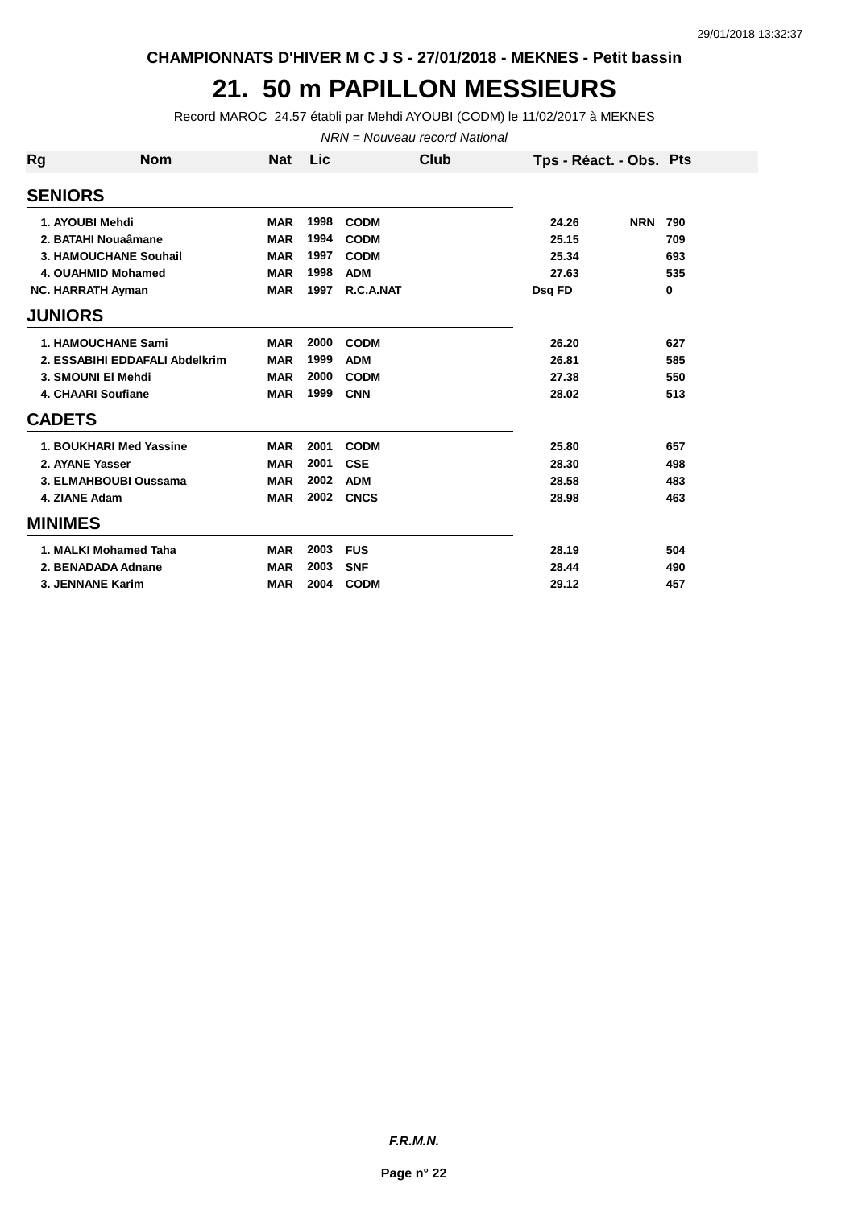CHAMPIONNATS D'HIVER M C J S - 27/01/2018 - MEKNES - Petit bassin

# 21. 50 m PAPILLON MESSIEURS

Record MAROC 24.57 établi par Mehdi AYOUBI (CODM) le 11/02/2017 à MEKNES

*NRN = Nouveau record National*

| Rg | Nom | Nat | Lic | Club | Tps - Réact. - Obs. | | Pts |
|---|---|---|---|---|---|---|---|
| **SENIORS** | | | | | | | |
| 1. | AYOUBI Mehdi | MAR | 1998 | CODM | 24.26 | NRN | 790 |
| 2. | BATAHI Nouaâmane | MAR | 1994 | CODM | 25.15 | | 709 |
| 3. | HAMOUCHANE Souhail | MAR | 1997 | CODM | 25.34 | | 693 |
| 4. | OUAHMID Mohamed | MAR | 1998 | ADM | 27.63 | | 535 |
| NC. | HARRATH Ayman | MAR | 1997 | R.C.A.NAT | Dsq FD | | 0 |
| **JUNIORS** | | | | | | | |
| 1. | HAMOUCHANE Sami | MAR | 2000 | CODM | 26.20 | | 627 |
| 2. | ESSABIHI EDDAFALI Abdelkrim | MAR | 1999 | ADM | 26.81 | | 585 |
| 3. | SMOUNI El Mehdi | MAR | 2000 | CODM | 27.38 | | 550 |
| 4. | CHAARI Soufiane | MAR | 1999 | CNN | 28.02 | | 513 |
| **CADETS** | | | | | | | |
| 1. | BOUKHARI Med Yassine | MAR | 2001 | CODM | 25.80 | | 657 |
| 2. | AYANE Yasser | MAR | 2001 | CSE | 28.30 | | 498 |
| 3. | ELMAHBOUBI Oussama | MAR | 2002 | ADM | 28.58 | | 483 |
| 4. | ZIANE Adam | MAR | 2002 | CNCS | 28.98 | | 463 |
| **MINIMES** | | | | | | | |
| 1. | MALKI Mohamed Taha | MAR | 2003 | FUS | 28.19 | | 504 |
| 2. | BENADADA Adnane | MAR | 2003 | SNF | 28.44 | | 490 |
| 3. | JENNANE Karim | MAR | 2004 | CODM | 29.12 | | 457 |

*F.R.M.N.*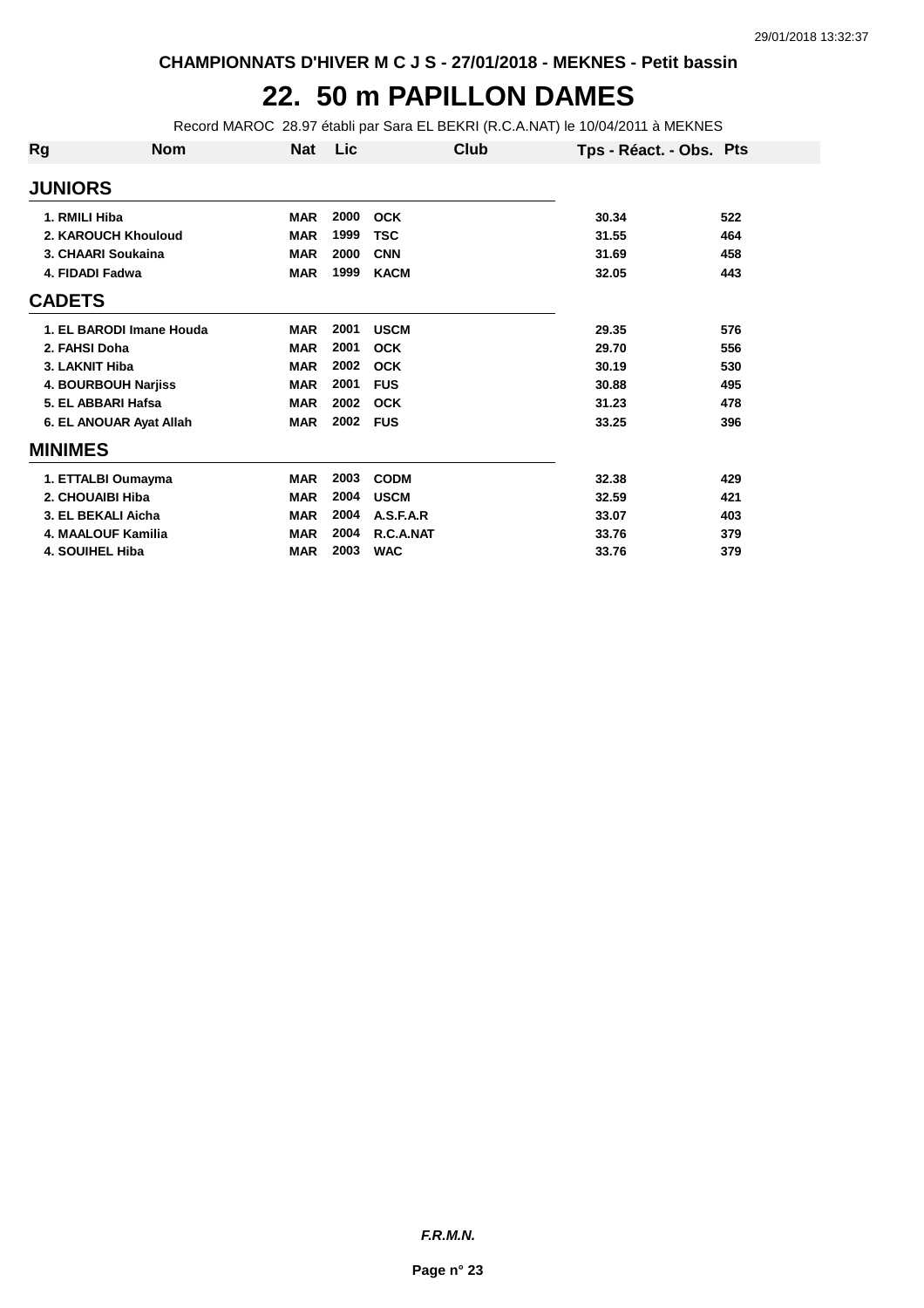CHAMPIONNATS D'HIVER M C J S - 27/01/2018 - MEKNES - Petit bassin

# 22. 50 m PAPILLON DAMES

Record MAROC 28.97 établi par Sara EL BEKRI (R.C.A.NAT) le 10/04/2011 à MEKNES

| Rg | Nom | Nat | Lic | Club | Tps - Réact. - Obs. | Pts |
|---|---|---|---|---|---|---|
| **JUNIORS** | | | | | | |
| 1. | RMILI Hiba | MAR | 2000 | OCK | 30.34 | 522 |
| 2. | KAROUCH Khouloud | MAR | 1999 | TSC | 31.55 | 464 |
| 3. | CHAARI Soukaina | MAR | 2000 | CNN | 31.69 | 458 |
| 4. | FIDADI Fadwa | MAR | 1999 | KACM | 32.05 | 443 |
| **CADETS** | | | | | | |
| 1. | EL BARODI Imane Houda | MAR | 2001 | USCM | 29.35 | 576 |
| 2. | FAHSI Doha | MAR | 2001 | OCK | 29.70 | 556 |
| 3. | LAKNIT Hiba | MAR | 2002 | OCK | 30.19 | 530 |
| 4. | BOURBOUH Narjiss | MAR | 2001 | FUS | 30.88 | 495 |
| 5. | EL ABBARI Hafsa | MAR | 2002 | OCK | 31.23 | 478 |
| 6. | EL ANOUAR Ayat Allah | MAR | 2002 | FUS | 33.25 | 396 |
| **MINIMES** | | | | | | |
| 1. | ETTALBI Oumayma | MAR | 2003 | CODM | 32.38 | 429 |
| 2. | CHOUAIBI Hiba | MAR | 2004 | USCM | 32.59 | 421 |
| 3. | EL BEKALI Aicha | MAR | 2004 | A.S.F.A.R | 33.07 | 403 |
| 4. | MAALOUF Kamilia | MAR | 2004 | R.C.A.NAT | 33.76 | 379 |
| 4. | SOUIHEL Hiba | MAR | 2003 | WAC | 33.76 | 379 |

*F.R.M.N.*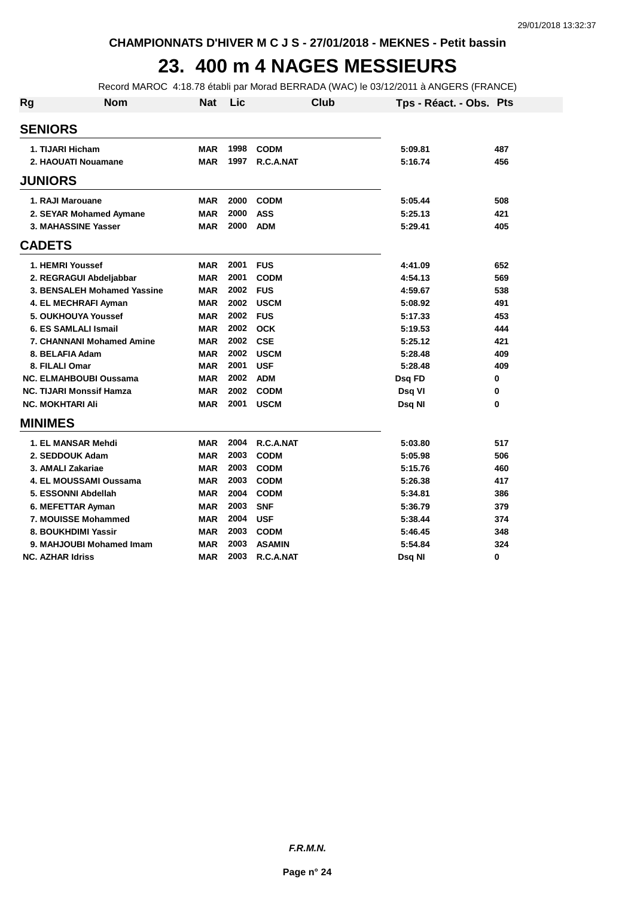CHAMPIONNATS D'HIVER M C J S - 27/01/2018 - MEKNES - Petit bassin

# 23. 400 m 4 NAGES MESSIEURS

Record MAROC 4:18.78 établi par Morad BERRADA (WAC) le 03/12/2011 à ANGERS (FRANCE)

| Rg | Nom | Nat | Lic | Club | Tps - Réact. - Obs. | Pts |
|---|---|---|---|---|---|---|
| **SENIORS** | | | | | | |
| 1. | TIJARI Hicham | MAR | 1998 | CODM | 5:09.81 | 487 |
| 2. | HAOUATI Nouamane | MAR | 1997 | R.C.A.NAT | 5:16.74 | 456 |
| **JUNIORS** | | | | | | |
| 1. | RAJI Marouane | MAR | 2000 | CODM | 5:05.44 | 508 |
| 2. | SEYAR Mohamed Aymane | MAR | 2000 | ASS | 5:25.13 | 421 |
| 3. | MAHASSINE Yasser | MAR | 2000 | ADM | 5:29.41 | 405 |
| **CADETS** | | | | | | |
| 1. | HEMRI Youssef | MAR | 2001 | FUS | 4:41.09 | 652 |
| 2. | REGRAGUI Abdeljabbar | MAR | 2001 | CODM | 4:54.13 | 569 |
| 3. | BENSALEH Mohamed Yassine | MAR | 2002 | FUS | 4:59.67 | 538 |
| 4. | EL MECHRAFI Ayman | MAR | 2002 | USCM | 5:08.92 | 491 |
| 5. | OUKHOUYA Youssef | MAR | 2002 | FUS | 5:17.33 | 453 |
| 6. | ES SAMLALI Ismail | MAR | 2002 | OCK | 5:19.53 | 444 |
| 7. | CHANNANI Mohamed Amine | MAR | 2002 | CSE | 5:25.12 | 421 |
| 8. | BELAFIA Adam | MAR | 2002 | USCM | 5:28.48 | 409 |
| 8. | FILALI Omar | MAR | 2001 | USF | 5:28.48 | 409 |
| NC. | ELMAHBOUBI Oussama | MAR | 2002 | ADM | Dsq FD | 0 |
| NC. | TIJARI Monssif Hamza | MAR | 2002 | CODM | Dsq VI | 0 |
| NC. | MOKHTARI Ali | MAR | 2001 | USCM | Dsq NI | 0 |
| **MINIMES** | | | | | | |
| 1. | EL MANSAR Mehdi | MAR | 2004 | R.C.A.NAT | 5:03.80 | 517 |
| 2. | SEDDOUK Adam | MAR | 2003 | CODM | 5:05.98 | 506 |
| 3. | AMALI Zakariae | MAR | 2003 | CODM | 5:15.76 | 460 |
| 4. | EL MOUSSAMI Oussama | MAR | 2003 | CODM | 5:26.38 | 417 |
| 5. | ESSONNI Abdellah | MAR | 2004 | CODM | 5:34.81 | 386 |
| 6. | MEFETTAR Ayman | MAR | 2003 | SNF | 5:36.79 | 379 |
| 7. | MOUISSE Mohammed | MAR | 2004 | USF | 5:38.44 | 374 |
| 8. | BOUKHDIMI Yassir | MAR | 2003 | CODM | 5:46.45 | 348 |
| 9. | MAHJOUBI Mohamed Imam | MAR | 2003 | ASAMIN | 5:54.84 | 324 |
| NC. | AZHAR Idriss | MAR | 2003 | R.C.A.NAT | Dsq NI | 0 |

*F.R.M.N.*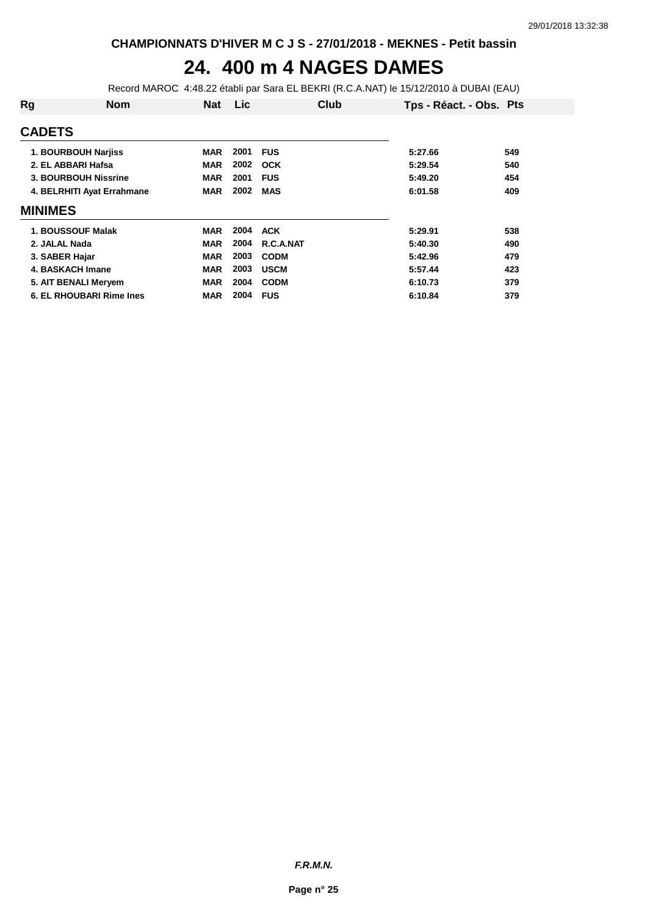CHAMPIONNATS D'HIVER M C J S - 27/01/2018 - MEKNES - Petit bassin

# 24. 400 m 4 NAGES DAMES

Record MAROC 4:48.22 établi par Sara EL BEKRI (R.C.A.NAT) le 15/12/2010 à DUBAI (EAU)

| Rg | Nom | Nat | Lic | Club | Tps - Réact. - Obs. | Pts |
|---|---|---|---|---|---|---|
| **CADETS** | | | | | | |
| 1. | BOURBOUH Narjiss | MAR | 2001 | FUS | 5:27.66 | 549 |
| 2. | EL ABBARI Hafsa | MAR | 2002 | OCK | 5:29.54 | 540 |
| 3. | BOURBOUH Nissrine | MAR | 2001 | FUS | 5:49.20 | 454 |
| 4. | BELRHITI Ayat Errahmane | MAR | 2002 | MAS | 6:01.58 | 409 |
| **MINIMES** | | | | | | |
| 1. | BOUSSOUF Malak | MAR | 2004 | ACK | 5:29.91 | 538 |
| 2. | JALAL Nada | MAR | 2004 | R.C.A.NAT | 5:40.30 | 490 |
| 3. | SABER Hajar | MAR | 2003 | CODM | 5:42.96 | 479 |
| 4. | BASKACH Imane | MAR | 2003 | USCM | 5:57.44 | 423 |
| 5. | AIT BENALI Meryem | MAR | 2004 | CODM | 6:10.73 | 379 |
| 6. | EL RHOUBARI Rime Ines | MAR | 2004 | FUS | 6:10.84 | 379 |

*F.R.M.N.*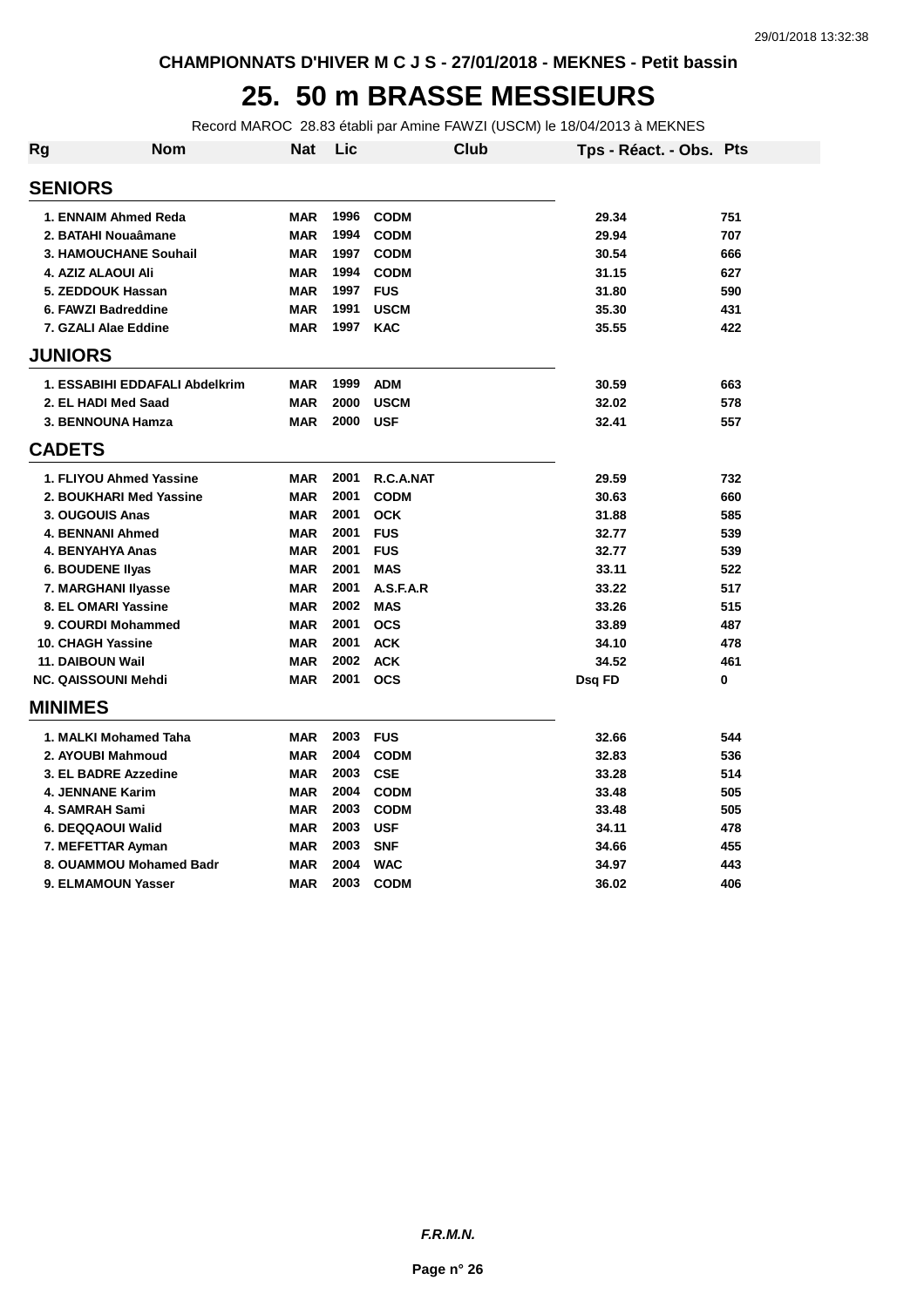CHAMPIONNATS D'HIVER M C J S - 27/01/2018 - MEKNES - Petit bassin

# 25. 50 m BRASSE MESSIEURS

Record MAROC 28.83 établi par Amine FAWZI (USCM) le 18/04/2013 à MEKNES

| Rg | Nom | Nat | Lic | Club | Tps - Réact. - Obs. | Pts |
|---|---|---|---|---|---|---|
| **SENIORS** | | | | | | |
| 1. | ENNAIM Ahmed Reda | MAR | 1996 | CODM | 29.34 | 751 |
| 2. | BATAHI Nouaâmane | MAR | 1994 | CODM | 29.94 | 707 |
| 3. | HAMOUCHANE Souhail | MAR | 1997 | CODM | 30.54 | 666 |
| 4. | AZIZ ALAOUI Ali | MAR | 1994 | CODM | 31.15 | 627 |
| 5. | ZEDDOUK Hassan | MAR | 1997 | FUS | 31.80 | 590 |
| 6. | FAWZI Badreddine | MAR | 1991 | USCM | 35.30 | 431 |
| 7. | GZALI Alae Eddine | MAR | 1997 | KAC | 35.55 | 422 |
| **JUNIORS** | | | | | | |
| 1. | ESSABIHI EDDAFALI Abdelkrim | MAR | 1999 | ADM | 30.59 | 663 |
| 2. | EL HADI Med Saad | MAR | 2000 | USCM | 32.02 | 578 |
| 3. | BENNOUNA Hamza | MAR | 2000 | USF | 32.41 | 557 |
| **CADETS** | | | | | | |
| 1. | FLIYOU Ahmed Yassine | MAR | 2001 | R.C.A.NAT | 29.59 | 732 |
| 2. | BOUKHARI Med Yassine | MAR | 2001 | CODM | 30.63 | 660 |
| 3. | OUGOUIS Anas | MAR | 2001 | OCK | 31.88 | 585 |
| 4. | BENNANI Ahmed | MAR | 2001 | FUS | 32.77 | 539 |
| 4. | BENYAHYA Anas | MAR | 2001 | FUS | 32.77 | 539 |
| 6. | BOUDENE Ilyas | MAR | 2001 | MAS | 33.11 | 522 |
| 7. | MARGHANI Ilyasse | MAR | 2001 | A.S.F.A.R | 33.22 | 517 |
| 8. | EL OMARI Yassine | MAR | 2002 | MAS | 33.26 | 515 |
| 9. | COURDI Mohammed | MAR | 2001 | OCS | 33.89 | 487 |
| 10. | CHAGH Yassine | MAR | 2001 | ACK | 34.10 | 478 |
| 11. | DAIBOUN Wail | MAR | 2002 | ACK | 34.52 | 461 |
| NC. | QAISSOUNI Mehdi | MAR | 2001 | OCS | Dsq FD | 0 |
| **MINIMES** | | | | | | |
| 1. | MALKI Mohamed Taha | MAR | 2003 | FUS | 32.66 | 544 |
| 2. | AYOUBI Mahmoud | MAR | 2004 | CODM | 32.83 | 536 |
| 3. | EL BADRE Azzedine | MAR | 2003 | CSE | 33.28 | 514 |
| 4. | JENNANE Karim | MAR | 2004 | CODM | 33.48 | 505 |
| 4. | SAMRAH Sami | MAR | 2003 | CODM | 33.48 | 505 |
| 6. | DEQQAOUI Walid | MAR | 2003 | USF | 34.11 | 478 |
| 7. | MEFETTAR Ayman | MAR | 2003 | SNF | 34.66 | 455 |
| 8. | OUAMMOU Mohamed Badr | MAR | 2004 | WAC | 34.97 | 443 |
| 9. | ELMAMOUN Yasser | MAR | 2003 | CODM | 36.02 | 406 |

*F.R.M.N.*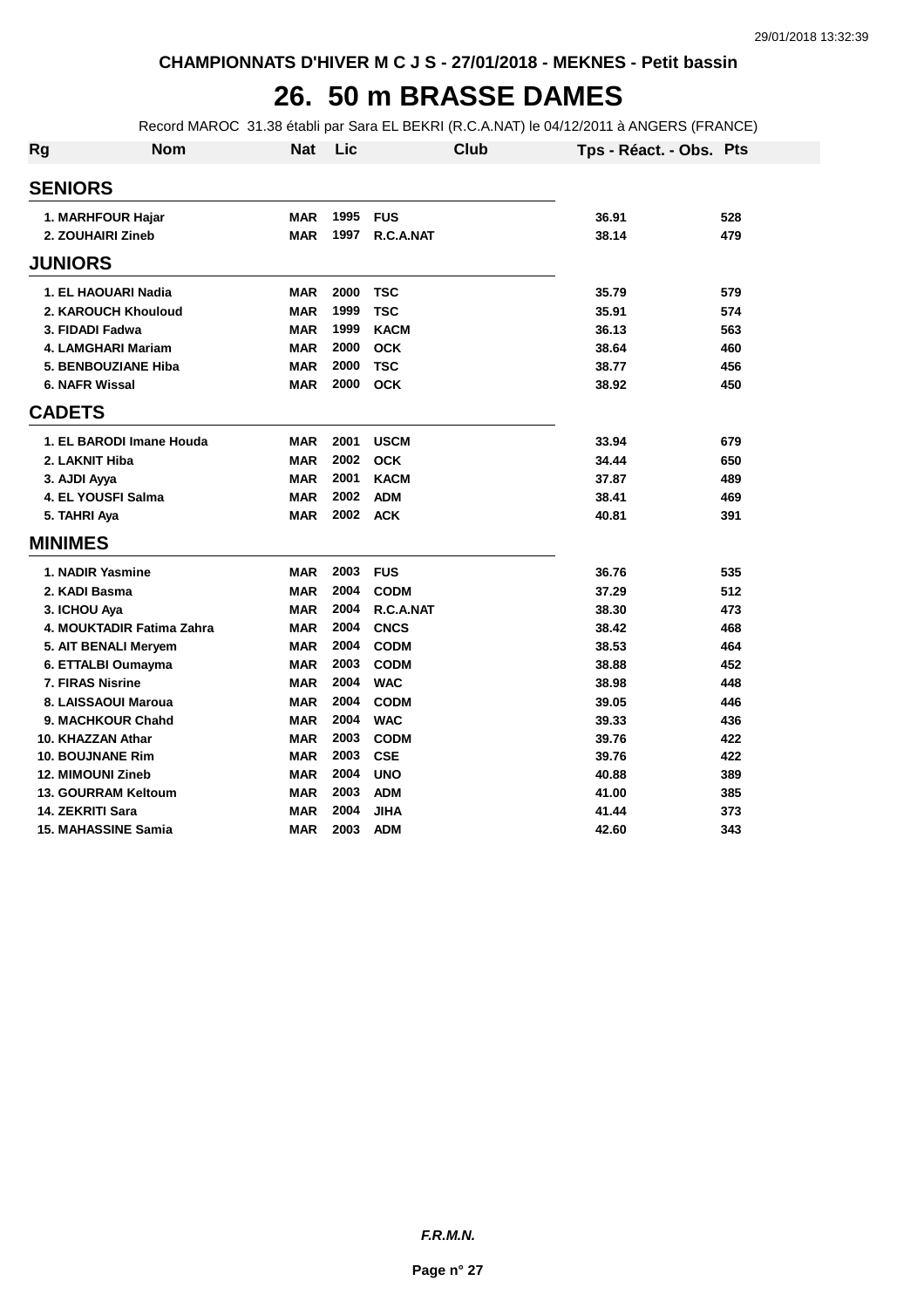CHAMPIONNATS D'HIVER M C J S - 27/01/2018 - MEKNES - Petit bassin

# 26. 50 m BRASSE DAMES

Record MAROC 31.38 établi par Sara EL BEKRI (R.C.A.NAT) le 04/12/2011 à ANGERS (FRANCE)

| Rg | Nom | Nat | Lic | Club | Tps - Réact. - Obs. | Pts |
|---|---|---|---|---|---|---|
| **SENIORS** | | | | | | |
| 1. | MARHFOUR Hajar | MAR | 1995 | FUS | 36.91 | 528 |
| 2. | ZOUHAIRI Zineb | MAR | 1997 | R.C.A.NAT | 38.14 | 479 |
| **JUNIORS** | | | | | | |
| 1. | EL HAOUARI Nadia | MAR | 2000 | TSC | 35.79 | 579 |
| 2. | KAROUCH Khouloud | MAR | 1999 | TSC | 35.91 | 574 |
| 3. | FIDADI Fadwa | MAR | 1999 | KACM | 36.13 | 563 |
| 4. | LAMGHARI Mariam | MAR | 2000 | OCK | 38.64 | 460 |
| 5. | BENBOUZIANE Hiba | MAR | 2000 | TSC | 38.77 | 456 |
| 6. | NAFR Wissal | MAR | 2000 | OCK | 38.92 | 450 |
| **CADETS** | | | | | | |
| 1. | EL BARODI Imane Houda | MAR | 2001 | USCM | 33.94 | 679 |
| 2. | LAKNIT Hiba | MAR | 2002 | OCK | 34.44 | 650 |
| 3. | AJDI Ayya | MAR | 2001 | KACM | 37.87 | 489 |
| 4. | EL YOUSFI Salma | MAR | 2002 | ADM | 38.41 | 469 |
| 5. | TAHRI Aya | MAR | 2002 | ACK | 40.81 | 391 |
| **MINIMES** | | | | | | |
| 1. | NADIR Yasmine | MAR | 2003 | FUS | 36.76 | 535 |
| 2. | KADI Basma | MAR | 2004 | CODM | 37.29 | 512 |
| 3. | ICHOU Aya | MAR | 2004 | R.C.A.NAT | 38.30 | 473 |
| 4. | MOUKTADIR Fatima Zahra | MAR | 2004 | CNCS | 38.42 | 468 |
| 5. | AIT BENALI Meryem | MAR | 2004 | CODM | 38.53 | 464 |
| 6. | ETTALBI Oumayma | MAR | 2003 | CODM | 38.88 | 452 |
| 7. | FIRAS Nisrine | MAR | 2004 | WAC | 38.98 | 448 |
| 8. | LAISSAOUI Maroua | MAR | 2004 | CODM | 39.05 | 446 |
| 9. | MACHKOUR Chahd | MAR | 2004 | WAC | 39.33 | 436 |
| 10. | KHAZZAN Athar | MAR | 2003 | CODM | 39.76 | 422 |
| 10. | BOUJNANE Rim | MAR | 2003 | CSE | 39.76 | 422 |
| 12. | MIMOUNI Zineb | MAR | 2004 | UNO | 40.88 | 389 |
| 13. | GOURRAM Keltoum | MAR | 2003 | ADM | 41.00 | 385 |
| 14. | ZEKRITI Sara | MAR | 2004 | JIHA | 41.44 | 373 |
| 15. | MAHASSINE Samia | MAR | 2003 | ADM | 42.60 | 343 |

*F.R.M.N.*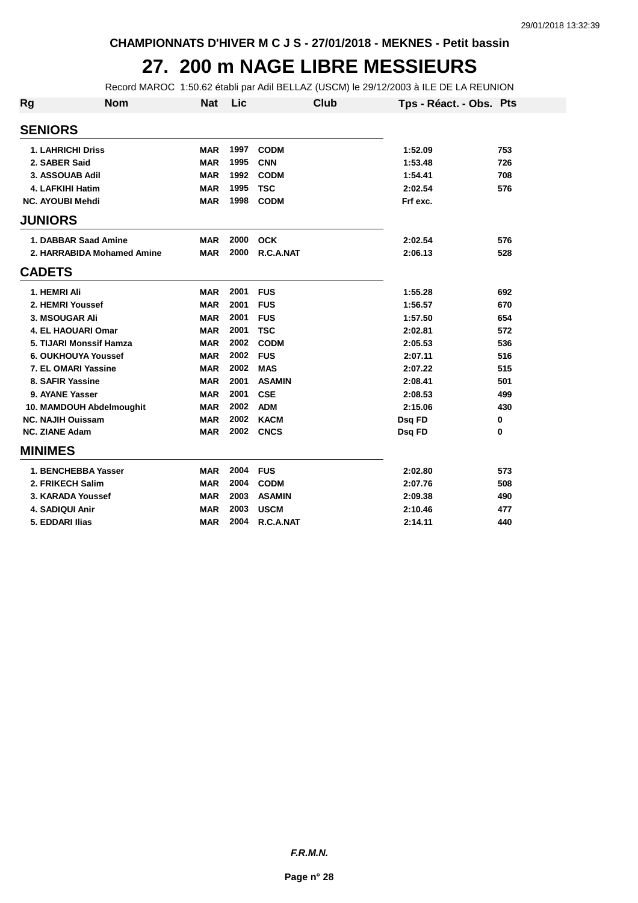CHAMPIONNATS D'HIVER M C J S - 27/01/2018 - MEKNES - Petit bassin

# 27. 200 m NAGE LIBRE MESSIEURS

Record MAROC 1:50.62 établi par Adil BELLAZ (USCM) le 29/12/2003 à ILE DE LA REUNION

| Rg | Nom | Nat | Lic | Club | Tps - Réact. - Obs. | Pts |
|---|---|---|---|---|---|---|
| **SENIORS** | | | | | | |
| 1. | LAHRICHI Driss | MAR | 1997 | CODM | 1:52.09 | 753 |
| 2. | SABER Said | MAR | 1995 | CNN | 1:53.48 | 726 |
| 3. | ASSOUAB Adil | MAR | 1992 | CODM | 1:54.41 | 708 |
| 4. | LAFKIHI Hatim | MAR | 1995 | TSC | 2:02.54 | 576 |
| NC. | AYOUBI Mehdi | MAR | 1998 | CODM | Frf exc. | |
| **JUNIORS** | | | | | | |
| 1. | DABBAR Saad Amine | MAR | 2000 | OCK | 2:02.54 | 576 |
| 2. | HARRABIDA Mohamed Amine | MAR | 2000 | R.C.A.NAT | 2:06.13 | 528 |
| **CADETS** | | | | | | |
| 1. | HEMRI Ali | MAR | 2001 | FUS | 1:55.28 | 692 |
| 2. | HEMRI Youssef | MAR | 2001 | FUS | 1:56.57 | 670 |
| 3. | MSOUGAR Ali | MAR | 2001 | FUS | 1:57.50 | 654 |
| 4. | EL HAOUARI Omar | MAR | 2001 | TSC | 2:02.81 | 572 |
| 5. | TIJARI Monssif Hamza | MAR | 2002 | CODM | 2:05.53 | 536 |
| 6. | OUKHOUYA Youssef | MAR | 2002 | FUS | 2:07.11 | 516 |
| 7. | EL OMARI Yassine | MAR | 2002 | MAS | 2:07.22 | 515 |
| 8. | SAFIR Yassine | MAR | 2001 | ASAMIN | 2:08.41 | 501 |
| 9. | AYANE Yasser | MAR | 2001 | CSE | 2:08.53 | 499 |
| 10. | MAMDOUH Abdelmoughit | MAR | 2002 | ADM | 2:15.06 | 430 |
| NC. | NAJIH Ouissam | MAR | 2002 | KACM | Dsq FD | 0 |
| NC. | ZIANE Adam | MAR | 2002 | CNCS | Dsq FD | 0 |
| **MINIMES** | | | | | | |
| 1. | BENCHEBBA Yasser | MAR | 2004 | FUS | 2:02.80 | 573 |
| 2. | FRIKECH Salim | MAR | 2004 | CODM | 2:07.76 | 508 |
| 3. | KARADA Youssef | MAR | 2003 | ASAMIN | 2:09.38 | 490 |
| 4. | SADIQUI Anir | MAR | 2003 | USCM | 2:10.46 | 477 |
| 5. | EDDARI Ilias | MAR | 2004 | R.C.A.NAT | 2:14.11 | 440 |

*F.R.M.N.*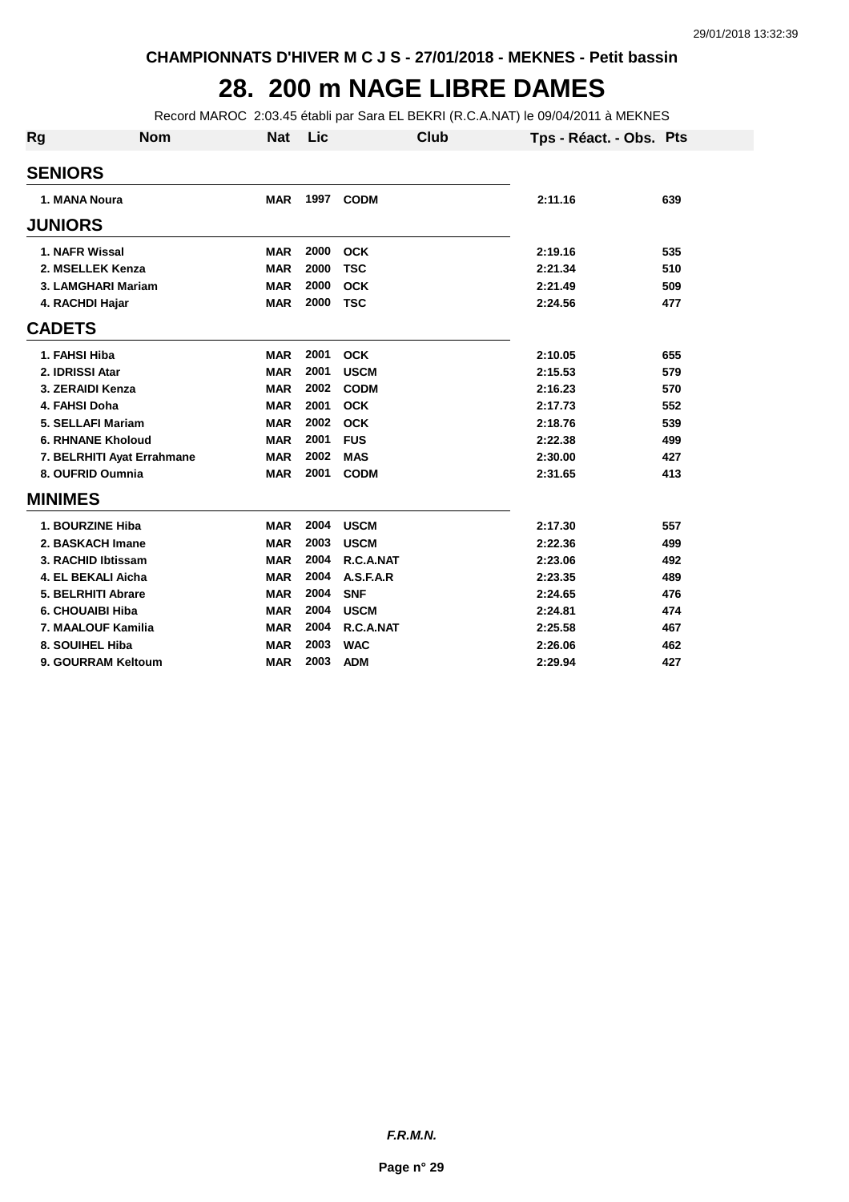CHAMPIONNATS D'HIVER M C J S - 27/01/2018 - MEKNES - Petit bassin

# 28. 200 m NAGE LIBRE DAMES

Record MAROC 2:03.45 établi par Sara EL BEKRI (R.C.A.NAT) le 09/04/2011 à MEKNES

| Rg | Nom | Nat | Lic | Club | Tps - Réact. - Obs. | Pts |
|---|---|---|---|---|---|---|
| **SENIORS** | | | | | | |
| 1. | MANA Noura | MAR | 1997 | CODM | 2:11.16 | 639 |
| **JUNIORS** | | | | | | |
| 1. | NAFR Wissal | MAR | 2000 | OCK | 2:19.16 | 535 |
| 2. | MSELLEK Kenza | MAR | 2000 | TSC | 2:21.34 | 510 |
| 3. | LAMGHARI Mariam | MAR | 2000 | OCK | 2:21.49 | 509 |
| 4. | RACHDI Hajar | MAR | 2000 | TSC | 2:24.56 | 477 |
| **CADETS** | | | | | | |
| 1. | FAHSI Hiba | MAR | 2001 | OCK | 2:10.05 | 655 |
| 2. | IDRISSI Atar | MAR | 2001 | USCM | 2:15.53 | 579 |
| 3. | ZERAIDI Kenza | MAR | 2002 | CODM | 2:16.23 | 570 |
| 4. | FAHSI Doha | MAR | 2001 | OCK | 2:17.73 | 552 |
| 5. | SELLAFI Mariam | MAR | 2002 | OCK | 2:18.76 | 539 |
| 6. | RHNANE Kholoud | MAR | 2001 | FUS | 2:22.38 | 499 |
| 7. | BELRHITI Ayat Errahmane | MAR | 2002 | MAS | 2:30.00 | 427 |
| 8. | OUFRID Oumnia | MAR | 2001 | CODM | 2:31.65 | 413 |
| **MINIMES** | | | | | | |
| 1. | BOURZINE Hiba | MAR | 2004 | USCM | 2:17.30 | 557 |
| 2. | BASKACH Imane | MAR | 2003 | USCM | 2:22.36 | 499 |
| 3. | RACHID Ibtissam | MAR | 2004 | R.C.A.NAT | 2:23.06 | 492 |
| 4. | EL BEKALI Aicha | MAR | 2004 | A.S.F.A.R | 2:23.35 | 489 |
| 5. | BELRHITI Abrare | MAR | 2004 | SNF | 2:24.65 | 476 |
| 6. | CHOUAIBI Hiba | MAR | 2004 | USCM | 2:24.81 | 474 |
| 7. | MAALOUF Kamilia | MAR | 2004 | R.C.A.NAT | 2:25.58 | 467 |
| 8. | SOUIHEL Hiba | MAR | 2003 | WAC | 2:26.06 | 462 |
| 9. | GOURRAM Keltoum | MAR | 2003 | ADM | 2:29.94 | 427 |

*F.R.M.N.*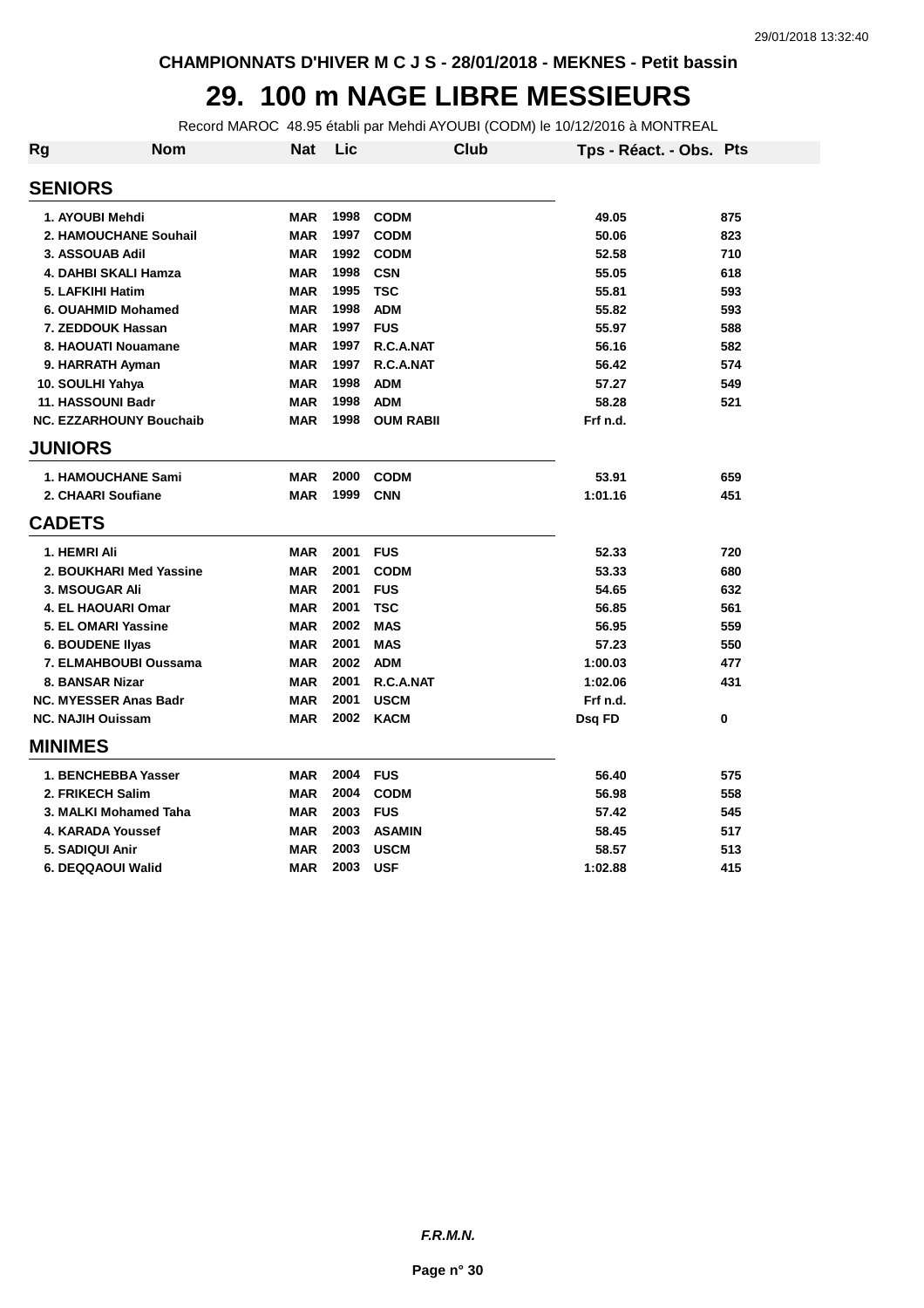CHAMPIONNATS D'HIVER M C J S - 28/01/2018 - MEKNES - Petit bassin

# 29. 100 m NAGE LIBRE MESSIEURS

Record MAROC 48.95 établi par Mehdi AYOUBI (CODM) le 10/12/2016 à MONTREAL

| Rg | Nom | Nat | Lic | Club | Tps - Réact. - Obs. | Pts |
|---|---|---|---|---|---|---|
| **SENIORS** | | | | | | |
| 1. | AYOUBI Mehdi | MAR | 1998 | CODM | 49.05 | 875 |
| 2. | HAMOUCHANE Souhail | MAR | 1997 | CODM | 50.06 | 823 |
| 3. | ASSOUAB Adil | MAR | 1992 | CODM | 52.58 | 710 |
| 4. | DAHBI SKALI Hamza | MAR | 1998 | CSN | 55.05 | 618 |
| 5. | LAFKIHI Hatim | MAR | 1995 | TSC | 55.81 | 593 |
| 6. | OUAHMID Mohamed | MAR | 1998 | ADM | 55.82 | 593 |
| 7. | ZEDDOUK Hassan | MAR | 1997 | FUS | 55.97 | 588 |
| 8. | HAOUATI Nouamane | MAR | 1997 | R.C.A.NAT | 56.16 | 582 |
| 9. | HARRATH Ayman | MAR | 1997 | R.C.A.NAT | 56.42 | 574 |
| 10. | SOULHI Yahya | MAR | 1998 | ADM | 57.27 | 549 |
| 11. | HASSOUNI Badr | MAR | 1998 | ADM | 58.28 | 521 |
| NC. | EZZARHOUNY Bouchaib | MAR | 1998 | OUM RABII | Frf n.d. | |
| **JUNIORS** | | | | | | |
| 1. | HAMOUCHANE Sami | MAR | 2000 | CODM | 53.91 | 659 |
| 2. | CHAARI Soufiane | MAR | 1999 | CNN | 1:01.16 | 451 |
| **CADETS** | | | | | | |
| 1. | HEMRI Ali | MAR | 2001 | FUS | 52.33 | 720 |
| 2. | BOUKHARI Med Yassine | MAR | 2001 | CODM | 53.33 | 680 |
| 3. | MSOUGAR Ali | MAR | 2001 | FUS | 54.65 | 632 |
| 4. | EL HAOUARI Omar | MAR | 2001 | TSC | 56.85 | 561 |
| 5. | EL OMARI Yassine | MAR | 2002 | MAS | 56.95 | 559 |
| 6. | BOUDENE Ilyas | MAR | 2001 | MAS | 57.23 | 550 |
| 7. | ELMAHBOUBI Oussama | MAR | 2002 | ADM | 1:00.03 | 477 |
| 8. | BANSAR Nizar | MAR | 2001 | R.C.A.NAT | 1:02.06 | 431 |
| NC. | MYESSER Anas Badr | MAR | 2001 | USCM | Frf n.d. | |
| NC. | NAJIH Ouissam | MAR | 2002 | KACM | Dsq FD | 0 |
| **MINIMES** | | | | | | |
| 1. | BENCHEBBA Yasser | MAR | 2004 | FUS | 56.40 | 575 |
| 2. | FRIKECH Salim | MAR | 2004 | CODM | 56.98 | 558 |
| 3. | MALKI Mohamed Taha | MAR | 2003 | FUS | 57.42 | 545 |
| 4. | KARADA Youssef | MAR | 2003 | ASAMIN | 58.45 | 517 |
| 5. | SADIQUI Anir | MAR | 2003 | USCM | 58.57 | 513 |
| 6. | DEQQAOUI Walid | MAR | 2003 | USF | 1:02.88 | 415 |

*F.R.M.N.*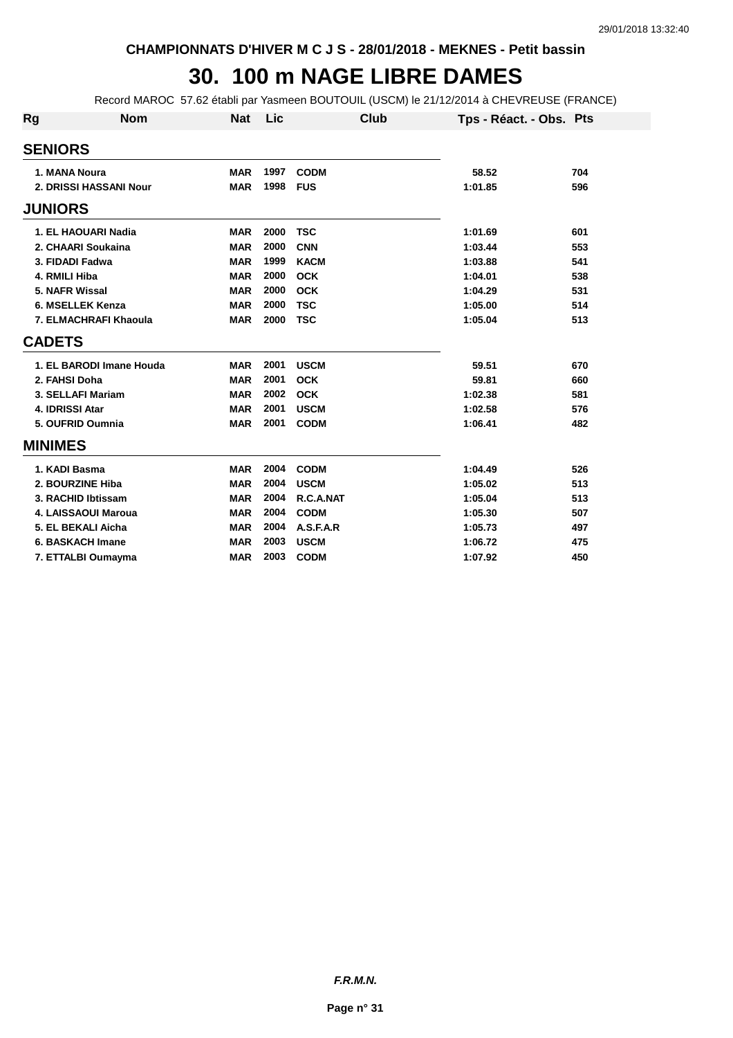CHAMPIONNATS D'HIVER M C J S - 28/01/2018 - MEKNES - Petit bassin

# 30. 100 m NAGE LIBRE DAMES

Record MAROC 57.62 établi par Yasmeen BOUTOUIL (USCM) le 21/12/2014 à CHEVREUSE (FRANCE)

| Rg | Nom | Nat | Lic | Club | Tps - Réact. - Obs. | Pts |
|---|---|---|---|---|---|---|
| **SENIORS** | | | | | | |
| 1. | MANA Noura | MAR | 1997 | CODM | 58.52 | 704 |
| 2. | DRISSI HASSANI Nour | MAR | 1998 | FUS | 1:01.85 | 596 |
| **JUNIORS** | | | | | | |
| 1. | EL HAOUARI Nadia | MAR | 2000 | TSC | 1:01.69 | 601 |
| 2. | CHAARI Soukaina | MAR | 2000 | CNN | 1:03.44 | 553 |
| 3. | FIDADI Fadwa | MAR | 1999 | KACM | 1:03.88 | 541 |
| 4. | RMILI Hiba | MAR | 2000 | OCK | 1:04.01 | 538 |
| 5. | NAFR Wissal | MAR | 2000 | OCK | 1:04.29 | 531 |
| 6. | MSELLEK Kenza | MAR | 2000 | TSC | 1:05.00 | 514 |
| 7. | ELMACHRAFI Khaoula | MAR | 2000 | TSC | 1:05.04 | 513 |
| **CADETS** | | | | | | |
| 1. | EL BARODI Imane Houda | MAR | 2001 | USCM | 59.51 | 670 |
| 2. | FAHSI Doha | MAR | 2001 | OCK | 59.81 | 660 |
| 3. | SELLAFI Mariam | MAR | 2002 | OCK | 1:02.38 | 581 |
| 4. | IDRISSI Atar | MAR | 2001 | USCM | 1:02.58 | 576 |
| 5. | OUFRID Oumnia | MAR | 2001 | CODM | 1:06.41 | 482 |
| **MINIMES** | | | | | | |
| 1. | KADI Basma | MAR | 2004 | CODM | 1:04.49 | 526 |
| 2. | BOURZINE Hiba | MAR | 2004 | USCM | 1:05.02 | 513 |
| 3. | RACHID Ibtissam | MAR | 2004 | R.C.A.NAT | 1:05.04 | 513 |
| 4. | LAISSAOUI Maroua | MAR | 2004 | CODM | 1:05.30 | 507 |
| 5. | EL BEKALI Aicha | MAR | 2004 | A.S.F.A.R | 1:05.73 | 497 |
| 6. | BASKACH Imane | MAR | 2003 | USCM | 1:06.72 | 475 |
| 7. | ETTALBI Oumayma | MAR | 2003 | CODM | 1:07.92 | 450 |

*F.R.M.N.*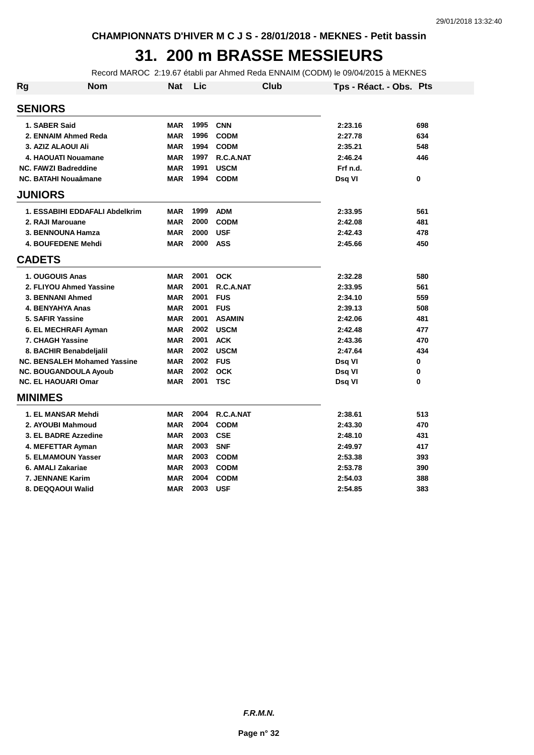CHAMPIONNATS D'HIVER M C J S - 28/01/2018 - MEKNES - Petit bassin

# 31. 200 m BRASSE MESSIEURS

Record MAROC 2:19.67 établi par Ahmed Reda ENNAIM (CODM) le 09/04/2015 à MEKNES

| Rg | Nom | Nat | Lic | Club | Tps - Réact. - Obs. | Pts |
|---|---|---|---|---|---|---|
| **SENIORS** | | | | | | |
| 1. | SABER Said | MAR | 1995 | CNN | 2:23.16 | 698 |
| 2. | ENNAIM Ahmed Reda | MAR | 1996 | CODM | 2:27.78 | 634 |
| 3. | AZIZ ALAOUI Ali | MAR | 1994 | CODM | 2:35.21 | 548 |
| 4. | HAOUATI Nouamane | MAR | 1997 | R.C.A.NAT | 2:46.24 | 446 |
| NC. | FAWZI Badreddine | MAR | 1991 | USCM | Frf n.d. | |
| NC. | BATAHI Nouaâmane | MAR | 1994 | CODM | Dsq VI | 0 |
| **JUNIORS** | | | | | | |
| 1. | ESSABIHI EDDAFALI Abdelkrim | MAR | 1999 | ADM | 2:33.95 | 561 |
| 2. | RAJI Marouane | MAR | 2000 | CODM | 2:42.08 | 481 |
| 3. | BENNOUNA Hamza | MAR | 2000 | USF | 2:42.43 | 478 |
| 4. | BOUFEDENE Mehdi | MAR | 2000 | ASS | 2:45.66 | 450 |
| **CADETS** | | | | | | |
| 1. | OUGOUIS Anas | MAR | 2001 | OCK | 2:32.28 | 580 |
| 2. | FLIYOU Ahmed Yassine | MAR | 2001 | R.C.A.NAT | 2:33.95 | 561 |
| 3. | BENNANI Ahmed | MAR | 2001 | FUS | 2:34.10 | 559 |
| 4. | BENYAHYA Anas | MAR | 2001 | FUS | 2:39.13 | 508 |
| 5. | SAFIR Yassine | MAR | 2001 | ASAMIN | 2:42.06 | 481 |
| 6. | EL MECHRAFI Ayman | MAR | 2002 | USCM | 2:42.48 | 477 |
| 7. | CHAGH Yassine | MAR | 2001 | ACK | 2:43.36 | 470 |
| 8. | BACHIR Benabdeljalil | MAR | 2002 | USCM | 2:47.64 | 434 |
| NC. | BENSALEH Mohamed Yassine | MAR | 2002 | FUS | Dsq VI | 0 |
| NC. | BOUGANDOULA Ayoub | MAR | 2002 | OCK | Dsq VI | 0 |
| NC. | EL HAOUARI Omar | MAR | 2001 | TSC | Dsq VI | 0 |
| **MINIMES** | | | | | | |
| 1. | EL MANSAR Mehdi | MAR | 2004 | R.C.A.NAT | 2:38.61 | 513 |
| 2. | AYOUBI Mahmoud | MAR | 2004 | CODM | 2:43.30 | 470 |
| 3. | EL BADRE Azzedine | MAR | 2003 | CSE | 2:48.10 | 431 |
| 4. | MEFETTAR Ayman | MAR | 2003 | SNF | 2:49.97 | 417 |
| 5. | ELMAMOUN Yasser | MAR | 2003 | CODM | 2:53.38 | 393 |
| 6. | AMALI Zakariae | MAR | 2003 | CODM | 2:53.78 | 390 |
| 7. | JENNANE Karim | MAR | 2004 | CODM | 2:54.03 | 388 |
| 8. | DEQQAOUI Walid | MAR | 2003 | USF | 2:54.85 | 383 |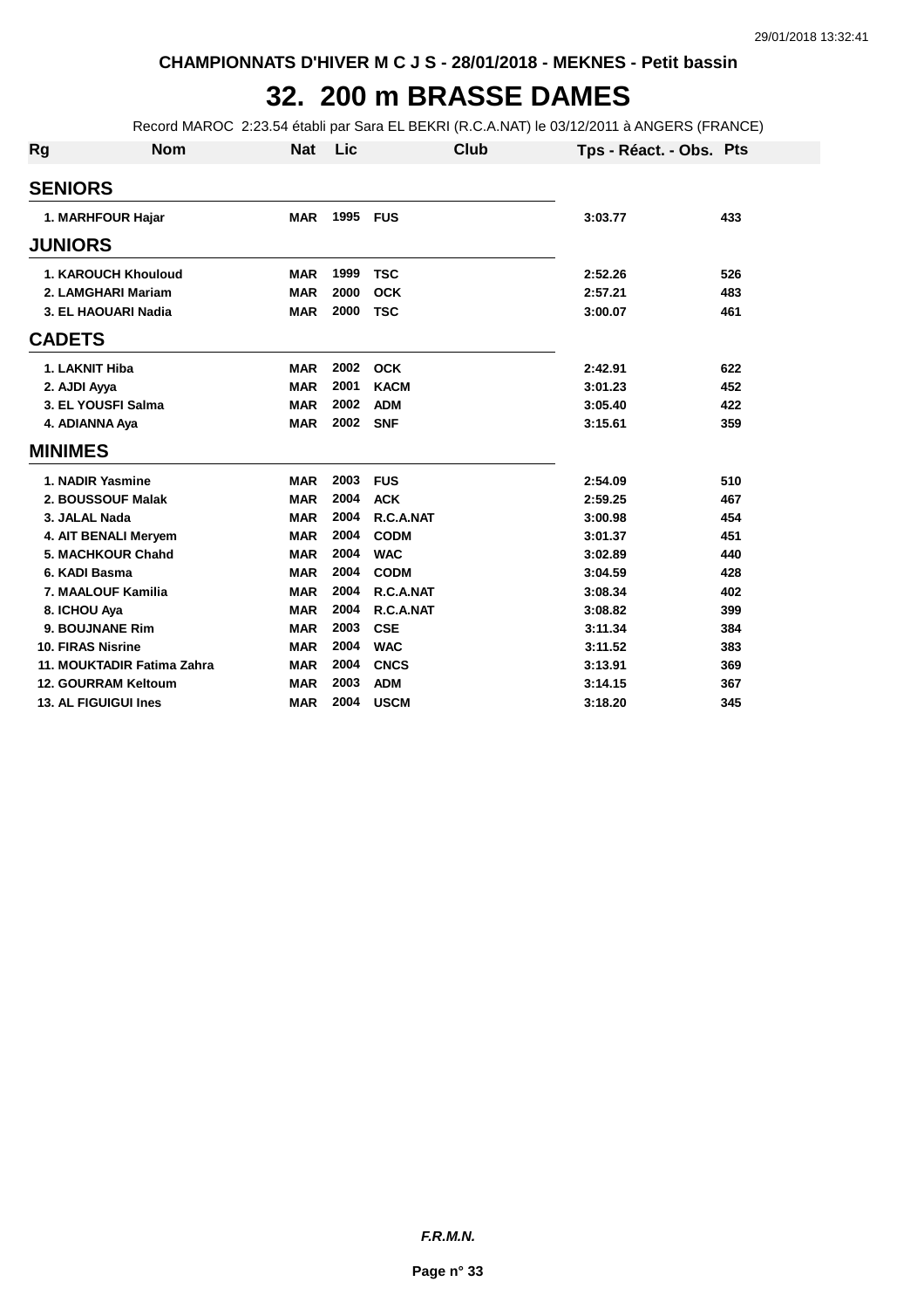CHAMPIONNATS D'HIVER M C J S - 28/01/2018 - MEKNES - Petit bassin

# 32. 200 m BRASSE DAMES

Record MAROC 2:23.54 établi par Sara EL BEKRI (R.C.A.NAT) le 03/12/2011 à ANGERS (FRANCE)

| Rg | Nom | Nat | Lic | Club | Tps - Réact. - Obs. | Pts |
|---|---|---|---|---|---|---|
| **SENIORS** | | | | | | |
| 1. | MARHFOUR Hajar | MAR | 1995 | FUS | 3:03.77 | 433 |
| **JUNIORS** | | | | | | |
| 1. | KAROUCH Khouloud | MAR | 1999 | TSC | 2:52.26 | 526 |
| 2. | LAMGHARI Mariam | MAR | 2000 | OCK | 2:57.21 | 483 |
| 3. | EL HAOUARI Nadia | MAR | 2000 | TSC | 3:00.07 | 461 |
| **CADETS** | | | | | | |
| 1. | LAKNIT Hiba | MAR | 2002 | OCK | 2:42.91 | 622 |
| 2. | AJDI Ayya | MAR | 2001 | KACM | 3:01.23 | 452 |
| 3. | EL YOUSFI Salma | MAR | 2002 | ADM | 3:05.40 | 422 |
| 4. | ADIANNA Aya | MAR | 2002 | SNF | 3:15.61 | 359 |
| **MINIMES** | | | | | | |
| 1. | NADIR Yasmine | MAR | 2003 | FUS | 2:54.09 | 510 |
| 2. | BOUSSOUF Malak | MAR | 2004 | ACK | 2:59.25 | 467 |
| 3. | JALAL Nada | MAR | 2004 | R.C.A.NAT | 3:00.98 | 454 |
| 4. | AIT BENALI Meryem | MAR | 2004 | CODM | 3:01.37 | 451 |
| 5. | MACHKOUR Chahd | MAR | 2004 | WAC | 3:02.89 | 440 |
| 6. | KADI Basma | MAR | 2004 | CODM | 3:04.59 | 428 |
| 7. | MAALOUF Kamilia | MAR | 2004 | R.C.A.NAT | 3:08.34 | 402 |
| 8. | ICHOU Aya | MAR | 2004 | R.C.A.NAT | 3:08.82 | 399 |
| 9. | BOUJNANE Rim | MAR | 2003 | CSE | 3:11.34 | 384 |
| 10. | FIRAS Nisrine | MAR | 2004 | WAC | 3:11.52 | 383 |
| 11. | MOUKTADIR Fatima Zahra | MAR | 2004 | CNCS | 3:13.91 | 369 |
| 12. | GOURRAM Keltoum | MAR | 2003 | ADM | 3:14.15 | 367 |
| 13. | AL FIGUIGUI Ines | MAR | 2004 | USCM | 3:18.20 | 345 |

*F.R.M.N.*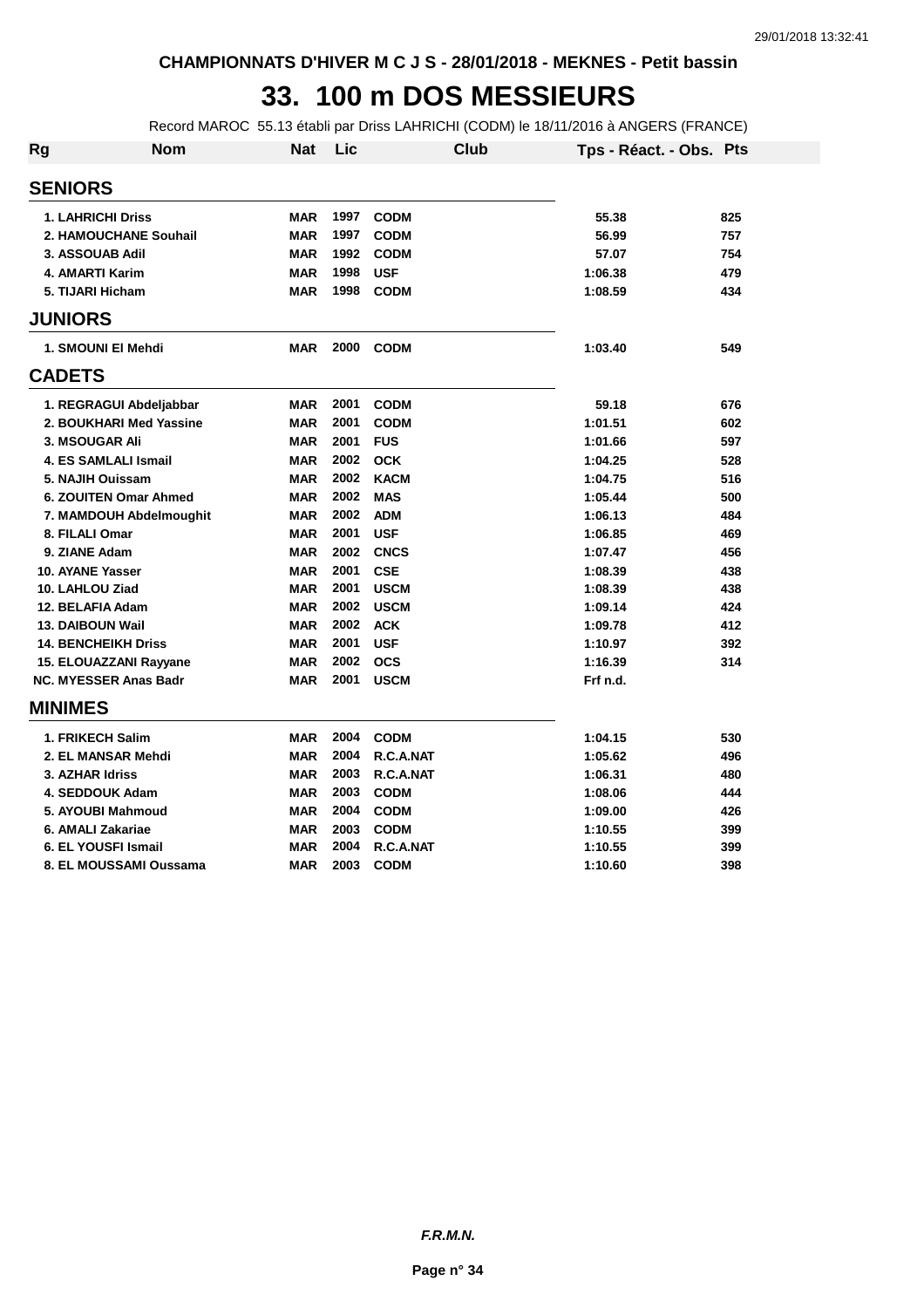CHAMPIONNATS D'HIVER M C J S - 28/01/2018 - MEKNES - Petit bassin

# 33. 100 m DOS MESSIEURS

Record MAROC 55.13 établi par Driss LAHRICHI (CODM) le 18/11/2016 à ANGERS (FRANCE)

| Rg | Nom | Nat | Lic | Club | Tps - Réact. - Obs. | Pts |
|---|---|---|---|---|---|---|
| **SENIORS** | | | | | | |
| 1. | LAHRICHI Driss | MAR | 1997 | CODM | 55.38 | 825 |
| 2. | HAMOUCHANE Souhail | MAR | 1997 | CODM | 56.99 | 757 |
| 3. | ASSOUAB Adil | MAR | 1992 | CODM | 57.07 | 754 |
| 4. | AMARTI Karim | MAR | 1998 | USF | 1:06.38 | 479 |
| 5. | TIJARI Hicham | MAR | 1998 | CODM | 1:08.59 | 434 |
| **JUNIORS** | | | | | | |
| 1. | SMOUNI El Mehdi | MAR | 2000 | CODM | 1:03.40 | 549 |
| **CADETS** | | | | | | |
| 1. | REGRAGUI Abdeljabbar | MAR | 2001 | CODM | 59.18 | 676 |
| 2. | BOUKHARI Med Yassine | MAR | 2001 | CODM | 1:01.51 | 602 |
| 3. | MSOUGAR Ali | MAR | 2001 | FUS | 1:01.66 | 597 |
| 4. | ES SAMLALI Ismail | MAR | 2002 | OCK | 1:04.25 | 528 |
| 5. | NAJIH Ouissam | MAR | 2002 | KACM | 1:04.75 | 516 |
| 6. | ZOUITEN Omar Ahmed | MAR | 2002 | MAS | 1:05.44 | 500 |
| 7. | MAMDOUH Abdelmoughit | MAR | 2002 | ADM | 1:06.13 | 484 |
| 8. | FILALI Omar | MAR | 2001 | USF | 1:06.85 | 469 |
| 9. | ZIANE Adam | MAR | 2002 | CNCS | 1:07.47 | 456 |
| 10. | AYANE Yasser | MAR | 2001 | CSE | 1:08.39 | 438 |
| 10. | LAHLOU Ziad | MAR | 2001 | USCM | 1:08.39 | 438 |
| 12. | BELAFIA Adam | MAR | 2002 | USCM | 1:09.14 | 424 |
| 13. | DAIBOUN Wail | MAR | 2002 | ACK | 1:09.78 | 412 |
| 14. | BENCHEIKH Driss | MAR | 2001 | USF | 1:10.97 | 392 |
| 15. | ELOUAZZANI Rayyane | MAR | 2002 | OCS | 1:16.39 | 314 |
| NC. | MYESSER Anas Badr | MAR | 2001 | USCM | Frf n.d. | |
| **MINIMES** | | | | | | |
| 1. | FRIKECH Salim | MAR | 2004 | CODM | 1:04.15 | 530 |
| 2. | EL MANSAR Mehdi | MAR | 2004 | R.C.A.NAT | 1:05.62 | 496 |
| 3. | AZHAR Idriss | MAR | 2003 | R.C.A.NAT | 1:06.31 | 480 |
| 4. | SEDDOUK Adam | MAR | 2003 | CODM | 1:08.06 | 444 |
| 5. | AYOUBI Mahmoud | MAR | 2004 | CODM | 1:09.00 | 426 |
| 6. | AMALI Zakariae | MAR | 2003 | CODM | 1:10.55 | 399 |
| 6. | EL YOUSFI Ismail | MAR | 2004 | R.C.A.NAT | 1:10.55 | 399 |
| 8. | EL MOUSSAMI Oussama | MAR | 2003 | CODM | 1:10.60 | 398 |

*F.R.M.N.*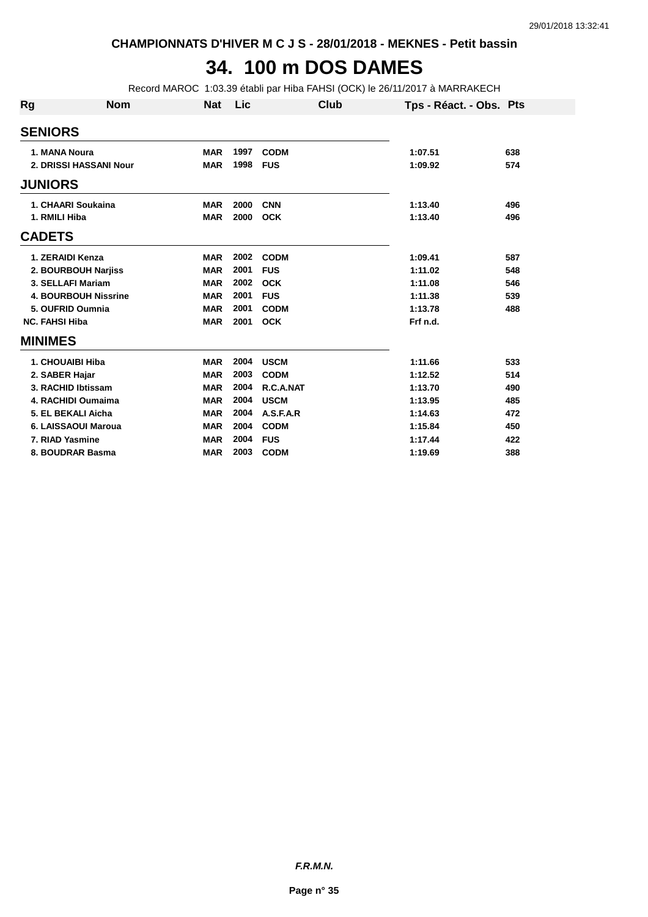CHAMPIONNATS D'HIVER M C J S - 28/01/2018 - MEKNES - Petit bassin

# 34. 100 m DOS DAMES

Record MAROC 1:03.39 établi par Hiba FAHSI (OCK) le 26/11/2017 à MARRAKECH

| Rg | Nom | Nat | Lic | Club | Tps - Réact. - Obs. | Pts |
|---|---|---|---|---|---|---|
| **SENIORS** | | | | | | |
| 1. | MANA Noura | MAR | 1997 | CODM | 1:07.51 | 638 |
| 2. | DRISSI HASSANI Nour | MAR | 1998 | FUS | 1:09.92 | 574 |
| **JUNIORS** | | | | | | |
| 1. | CHAARI Soukaina | MAR | 2000 | CNN | 1:13.40 | 496 |
| 1. | RMILI Hiba | MAR | 2000 | OCK | 1:13.40 | 496 |
| **CADETS** | | | | | | |
| 1. | ZERAIDI Kenza | MAR | 2002 | CODM | 1:09.41 | 587 |
| 2. | BOURBOUH Narjiss | MAR | 2001 | FUS | 1:11.02 | 548 |
| 3. | SELLAFI Mariam | MAR | 2002 | OCK | 1:11.08 | 546 |
| 4. | BOURBOUH Nissrine | MAR | 2001 | FUS | 1:11.38 | 539 |
| 5. | OUFRID Oumnia | MAR | 2001 | CODM | 1:13.78 | 488 |
| NC. | FAHSI Hiba | MAR | 2001 | OCK | Frf n.d. | |
| **MINIMES** | | | | | | |
| 1. | CHOUAIBI Hiba | MAR | 2004 | USCM | 1:11.66 | 533 |
| 2. | SABER Hajar | MAR | 2003 | CODM | 1:12.52 | 514 |
| 3. | RACHID Ibtissam | MAR | 2004 | R.C.A.NAT | 1:13.70 | 490 |
| 4. | RACHIDI Oumaima | MAR | 2004 | USCM | 1:13.95 | 485 |
| 5. | EL BEKALI Aicha | MAR | 2004 | A.S.F.A.R | 1:14.63 | 472 |
| 6. | LAISSAOUI Maroua | MAR | 2004 | CODM | 1:15.84 | 450 |
| 7. | RIAD Yasmine | MAR | 2004 | FUS | 1:17.44 | 422 |
| 8. | BOUDRAR Basma | MAR | 2003 | CODM | 1:19.69 | 388 |

***F.R.M.N.***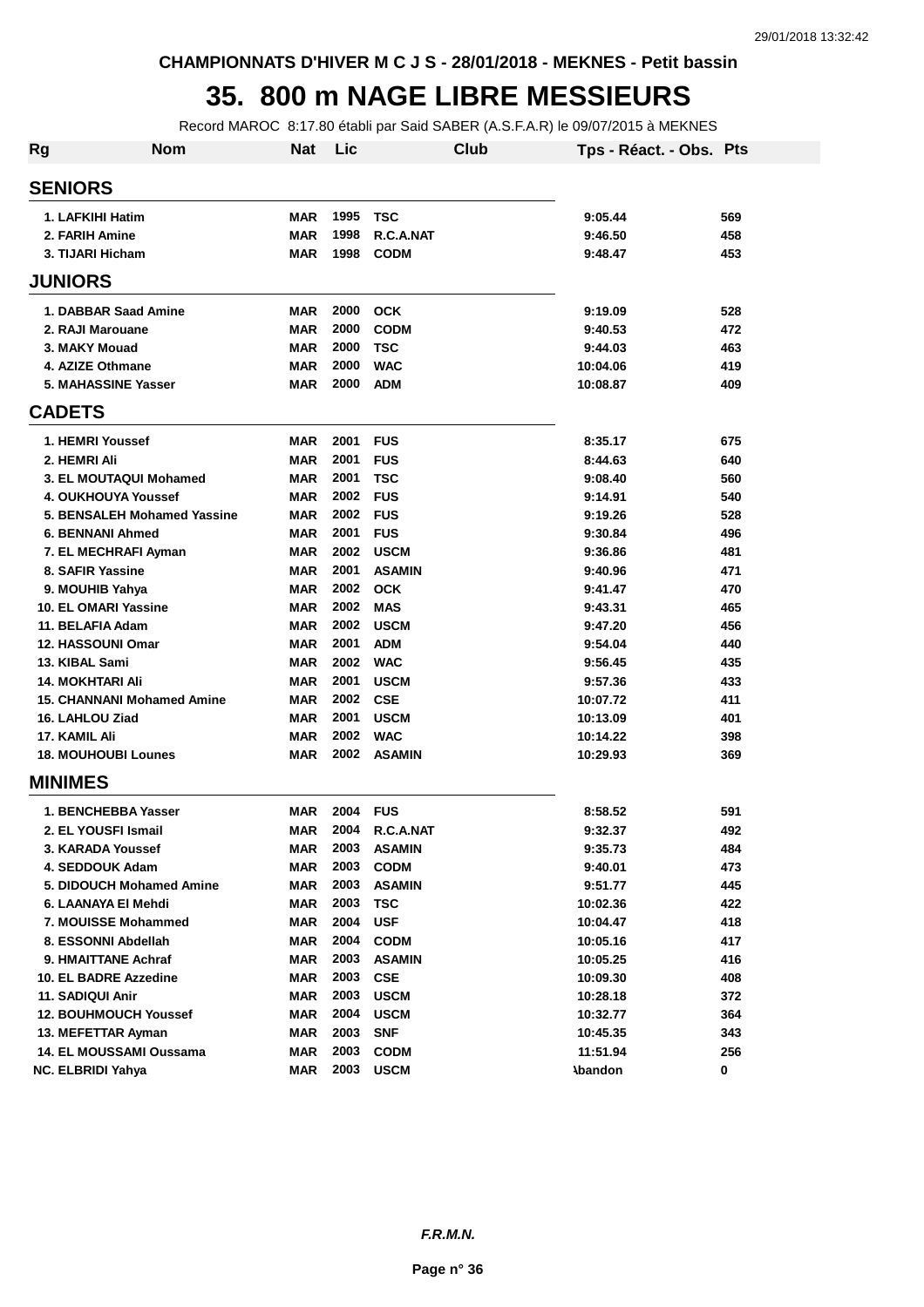CHAMPIONNATS D'HIVER M C J S - 28/01/2018 - MEKNES - Petit bassin

# 35. 800 m NAGE LIBRE MESSIEURS

Record MAROC 8:17.80 établi par Said SABER (A.S.F.A.R) le 09/07/2015 à MEKNES

| Rg | Nom | Nat | Lic | Club | Tps - Réact. - Obs. | Pts |
|---|---|---|---|---|---|---|
| **SENIORS** | | | | | | |
| 1. | LAFKIHI Hatim | MAR | 1995 | TSC | 9:05.44 | 569 |
| 2. | FARIH Amine | MAR | 1998 | R.C.A.NAT | 9:46.50 | 458 |
| 3. | TIJARI Hicham | MAR | 1998 | CODM | 9:48.47 | 453 |
| **JUNIORS** | | | | | | |
| 1. | DABBAR Saad Amine | MAR | 2000 | OCK | 9:19.09 | 528 |
| 2. | RAJI Marouane | MAR | 2000 | CODM | 9:40.53 | 472 |
| 3. | MAKY Mouad | MAR | 2000 | TSC | 9:44.03 | 463 |
| 4. | AZIZE Othmane | MAR | 2000 | WAC | 10:04.06 | 419 |
| 5. | MAHASSINE Yasser | MAR | 2000 | ADM | 10:08.87 | 409 |
| **CADETS** | | | | | | |
| 1. | HEMRI Youssef | MAR | 2001 | FUS | 8:35.17 | 675 |
| 2. | HEMRI Ali | MAR | 2001 | FUS | 8:44.63 | 640 |
| 3. | EL MOUTAQUI Mohamed | MAR | 2001 | TSC | 9:08.40 | 560 |
| 4. | OUKHOUYA Youssef | MAR | 2002 | FUS | 9:14.91 | 540 |
| 5. | BENSALEH Mohamed Yassine | MAR | 2002 | FUS | 9:19.26 | 528 |
| 6. | BENNANI Ahmed | MAR | 2001 | FUS | 9:30.84 | 496 |
| 7. | EL MECHRAFI Ayman | MAR | 2002 | USCM | 9:36.86 | 481 |
| 8. | SAFIR Yassine | MAR | 2001 | ASAMIN | 9:40.96 | 471 |
| 9. | MOUHIB Yahya | MAR | 2002 | OCK | 9:41.47 | 470 |
| 10. | EL OMARI Yassine | MAR | 2002 | MAS | 9:43.31 | 465 |
| 11. | BELAFIA Adam | MAR | 2002 | USCM | 9:47.20 | 456 |
| 12. | HASSOUNI Omar | MAR | 2001 | ADM | 9:54.04 | 440 |
| 13. | KIBAL Sami | MAR | 2002 | WAC | 9:56.45 | 435 |
| 14. | MOKHTARI Ali | MAR | 2001 | USCM | 9:57.36 | 433 |
| 15. | CHANNANI Mohamed Amine | MAR | 2002 | CSE | 10:07.72 | 411 |
| 16. | LAHLOU Ziad | MAR | 2001 | USCM | 10:13.09 | 401 |
| 17. | KAMIL Ali | MAR | 2002 | WAC | 10:14.22 | 398 |
| 18. | MOUHOUBI Lounes | MAR | 2002 | ASAMIN | 10:29.93 | 369 |
| **MINIMES** | | | | | | |
| 1. | BENCHEBBA Yasser | MAR | 2004 | FUS | 8:58.52 | 591 |
| 2. | EL YOUSFI Ismail | MAR | 2004 | R.C.A.NAT | 9:32.37 | 492 |
| 3. | KARADA Youssef | MAR | 2003 | ASAMIN | 9:35.73 | 484 |
| 4. | SEDDOUK Adam | MAR | 2003 | CODM | 9:40.01 | 473 |
| 5. | DIDOUCH Mohamed Amine | MAR | 2003 | ASAMIN | 9:51.77 | 445 |
| 6. | LAANAYA El Mehdi | MAR | 2003 | TSC | 10:02.36 | 422 |
| 7. | MOUISSE Mohammed | MAR | 2004 | USF | 10:04.47 | 418 |
| 8. | ESSONNI Abdellah | MAR | 2004 | CODM | 10:05.16 | 417 |
| 9. | HMAITTANE Achraf | MAR | 2003 | ASAMIN | 10:05.25 | 416 |
| 10. | EL BADRE Azzedine | MAR | 2003 | CSE | 10:09.30 | 408 |
| 11. | SADIQUI Anir | MAR | 2003 | USCM | 10:28.18 | 372 |
| 12. | BOUHMOUCH Youssef | MAR | 2004 | USCM | 10:32.77 | 364 |
| 13. | MEFETTAR Ayman | MAR | 2003 | SNF | 10:45.35 | 343 |
| 14. | EL MOUSSAMI Oussama | MAR | 2003 | CODM | 11:51.94 | 256 |
| NC. | ELBRIDI Yahya | MAR | 2003 | USCM | Abandon | 0 |

*F.R.M.N.*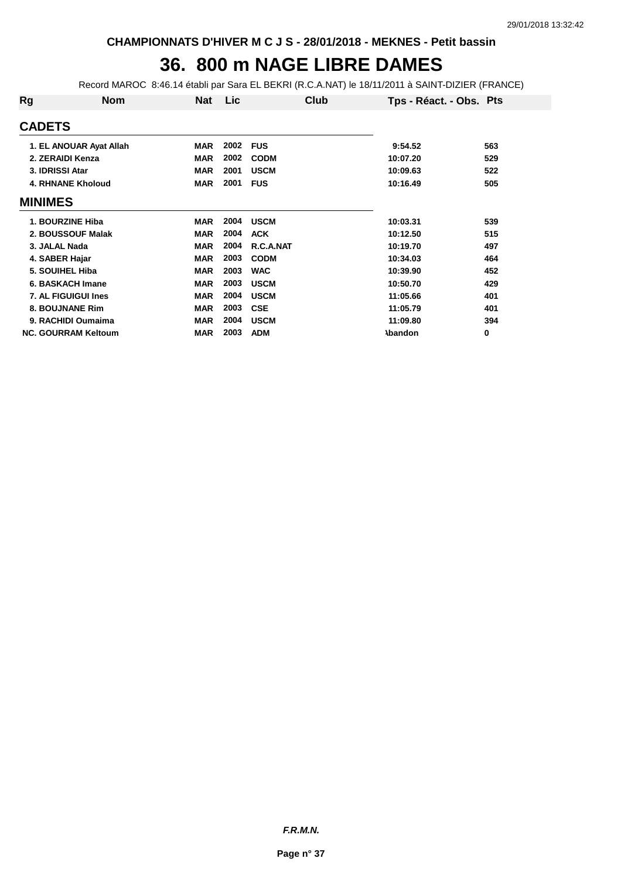CHAMPIONNATS D'HIVER M C J S - 28/01/2018 - MEKNES - Petit bassin

# 36. 800 m NAGE LIBRE DAMES

Record MAROC 8:46.14 établi par Sara EL BEKRI (R.C.A.NAT) le 18/11/2011 à SAINT-DIZIER (FRANCE)

| Rg | Nom | Nat | Lic | Club | Tps - Réact. - Obs. | Pts |
|---|---|---|---|---|---|---|
| **CADETS** | | | | | | |
| 1. | EL ANOUAR Ayat Allah | MAR | 2002 | FUS | 9:54.52 | 563 |
| 2. | ZERAIDI Kenza | MAR | 2002 | CODM | 10:07.20 | 529 |
| 3. | IDRISSI Atar | MAR | 2001 | USCM | 10:09.63 | 522 |
| 4. | RHNANE Kholoud | MAR | 2001 | FUS | 10:16.49 | 505 |
| **MINIMES** | | | | | | |
| 1. | BOURZINE Hiba | MAR | 2004 | USCM | 10:03.31 | 539 |
| 2. | BOUSSOUF Malak | MAR | 2004 | ACK | 10:12.50 | 515 |
| 3. | JALAL Nada | MAR | 2004 | R.C.A.NAT | 10:19.70 | 497 |
| 4. | SABER Hajar | MAR | 2003 | CODM | 10:34.03 | 464 |
| 5. | SOUIHEL Hiba | MAR | 2003 | WAC | 10:39.90 | 452 |
| 6. | BASKACH Imane | MAR | 2003 | USCM | 10:50.70 | 429 |
| 7. | AL FIGUIGUI Ines | MAR | 2004 | USCM | 11:05.66 | 401 |
| 8. | BOUJNANE Rim | MAR | 2003 | CSE | 11:05.79 | 401 |
| 9. | RACHIDI Oumaima | MAR | 2004 | USCM | 11:09.80 | 394 |
| NC. | GOURRAM Keltoum | MAR | 2003 | ADM | Abandon | 0 |

*F.R.M.N.*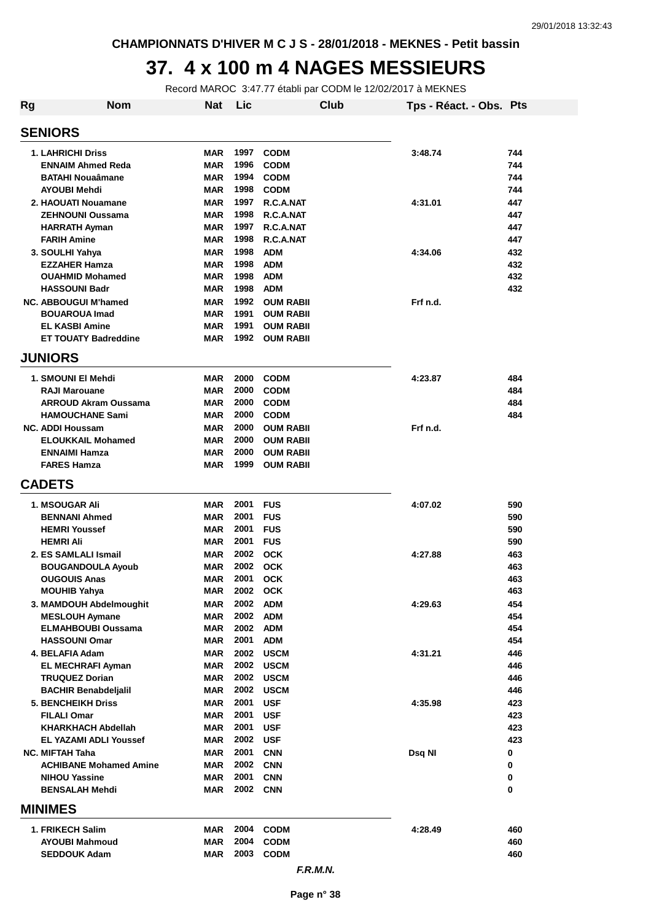CHAMPIONNATS D'HIVER M C J S - 28/01/2018 - MEKNES - Petit bassin

# 37. 4 x 100 m 4 NAGES MESSIEURS

Record MAROC 3:47.77 établi par CODM le 12/02/2017 à MEKNES

| Rg | Nom | Nat | Lic | Club | Tps - Réact. - Obs. | Pts |
|---|---|---|---|---|---|---|
| **SENIORS** | | | | | | |
| 1. | LAHRICHI Driss | MAR | 1997 | CODM | 3:48.74 | 744 |
| | ENNAIM Ahmed Reda | MAR | 1996 | CODM | | 744 |
| | BATAHI Nouaâmane | MAR | 1994 | CODM | | 744 |
| | AYOUBI Mehdi | MAR | 1998 | CODM | | 744 |
| 2. | HAOUATI Nouamane | MAR | 1997 | R.C.A.NAT | 4:31.01 | 447 |
| | ZEHNOUNI Oussama | MAR | 1998 | R.C.A.NAT | | 447 |
| | HARRATH Ayman | MAR | 1997 | R.C.A.NAT | | 447 |
| | FARIH Amine | MAR | 1998 | R.C.A.NAT | | 447 |
| 3. | SOULHI Yahya | MAR | 1998 | ADM | 4:34.06 | 432 |
| | EZZAHER Hamza | MAR | 1998 | ADM | | 432 |
| | OUAHMID Mohamed | MAR | 1998 | ADM | | 432 |
| | HASSOUNI Badr | MAR | 1998 | ADM | | 432 |
| NC. | ABBOUGUI M'hamed | MAR | 1992 | OUM RABII | Frf n.d. | |
| | BOUAROUA Imad | MAR | 1991 | OUM RABII | | |
| | EL KASBI Amine | MAR | 1991 | OUM RABII | | |
| | ET TOUATY Badreddine | MAR | 1992 | OUM RABII | | |
| **JUNIORS** | | | | | | |
| 1. | SMOUNI El Mehdi | MAR | 2000 | CODM | 4:23.87 | 484 |
| | RAJI Marouane | MAR | 2000 | CODM | | 484 |
| | ARROUD Akram Oussama | MAR | 2000 | CODM | | 484 |
| | HAMOUCHANE Sami | MAR | 2000 | CODM | | 484 |
| NC. | ADDI Houssam | MAR | 2000 | OUM RABII | Frf n.d. | |
| | ELOUKKAIL Mohamed | MAR | 2000 | OUM RABII | | |
| | ENNAIMI Hamza | MAR | 2000 | OUM RABII | | |
| | FARES Hamza | MAR | 1999 | OUM RABII | | |
| **CADETS** | | | | | | |
| 1. | MSOUGAR Ali | MAR | 2001 | FUS | 4:07.02 | 590 |
| | BENNANI Ahmed | MAR | 2001 | FUS | | 590 |
| | HEMRI Youssef | MAR | 2001 | FUS | | 590 |
| | HEMRI Ali | MAR | 2001 | FUS | | 590 |
| 2. | ES SAMLALI Ismail | MAR | 2002 | OCK | 4:27.88 | 463 |
| | BOUGANDOULA Ayoub | MAR | 2002 | OCK | | 463 |
| | OUGOUIS Anas | MAR | 2001 | OCK | | 463 |
| | MOUHIB Yahya | MAR | 2002 | OCK | | 463 |
| 3. | MAMDOUH Abdelmoughit | MAR | 2002 | ADM | 4:29.63 | 454 |
| | MESLOUH Aymane | MAR | 2002 | ADM | | 454 |
| | ELMAHBOUBI Oussama | MAR | 2002 | ADM | | 454 |
| | HASSOUNI Omar | MAR | 2001 | ADM | | 454 |
| 4. | BELAFIA Adam | MAR | 2002 | USCM | 4:31.21 | 446 |
| | EL MECHRAFI Ayman | MAR | 2002 | USCM | | 446 |
| | TRUQUEZ Dorian | MAR | 2002 | USCM | | 446 |
| | BACHIR Benabdeljalil | MAR | 2002 | USCM | | 446 |
| 5. | BENCHEIKH Driss | MAR | 2001 | USF | 4:35.98 | 423 |
| | FILALI Omar | MAR | 2001 | USF | | 423 |
| | KHARKHACH Abdellah | MAR | 2001 | USF | | 423 |
| | EL YAZAMI ADLI Youssef | MAR | 2002 | USF | | 423 |
| NC. | MIFTAH Taha | MAR | 2001 | CNN | Dsq NI | 0 |
| | ACHIBANE Mohamed Amine | MAR | 2002 | CNN | | 0 |
| | NIHOU Yassine | MAR | 2001 | CNN | | 0 |
| | BENSALAH Mehdi | MAR | 2002 | CNN | | 0 |
| **MINIMES** | | | | | | |
| 1. | FRIKECH Salim | MAR | 2004 | CODM | 4:28.49 | 460 |
| | AYOUBI Mahmoud | MAR | 2004 | CODM | | 460 |
| | SEDDOUK Adam | MAR | 2003 | CODM | | 460 |

*F.R.M.N.*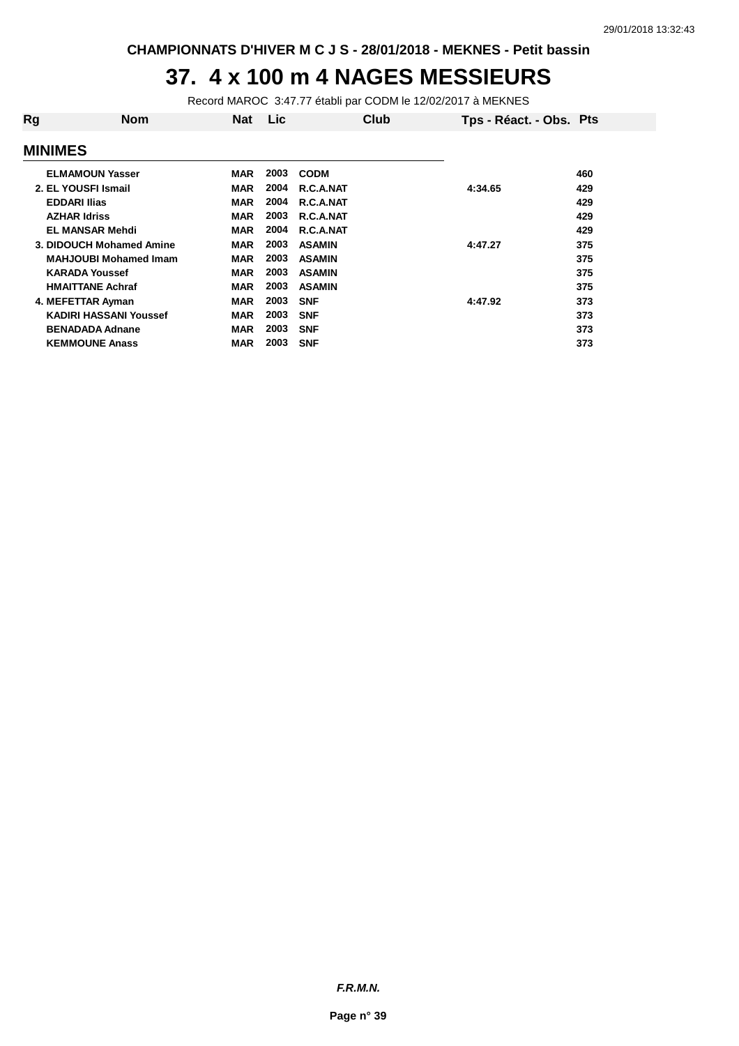CHAMPIONNATS D'HIVER M C J S - 28/01/2018 - MEKNES - Petit bassin

# 37. 4 x 100 m 4 NAGES MESSIEURS

Record MAROC 3:47.77 établi par CODM le 12/02/2017 à MEKNES

| Rg | Nom | Nat | Lic | Club | Tps - Réact. - Obs. | Pts |
|---|---|---|---|---|---|---|

## MINIMES

| Rg | Nom | Nat | Lic | Club | Tps - Réact. - Obs. | Pts |
|---|---|---|---|---|---|---|
| | ELMAMOUN Yasser | MAR | 2003 | CODM | | 460 |
| 2. | EL YOUSFI Ismail | MAR | 2004 | R.C.A.NAT | 4:34.65 | 429 |
| | EDDARI Ilias | MAR | 2004 | R.C.A.NAT | | 429 |
| | AZHAR Idriss | MAR | 2003 | R.C.A.NAT | | 429 |
| | EL MANSAR Mehdi | MAR | 2004 | R.C.A.NAT | | 429 |
| 3. | DIDOUCH Mohamed Amine | MAR | 2003 | ASAMIN | 4:47.27 | 375 |
| | MAHJOUBI Mohamed Imam | MAR | 2003 | ASAMIN | | 375 |
| | KARADA Youssef | MAR | 2003 | ASAMIN | | 375 |
| | HMAITTANE Achraf | MAR | 2003 | ASAMIN | | 375 |
| 4. | MEFETTAR Ayman | MAR | 2003 | SNF | 4:47.92 | 373 |
| | KADIRI HASSANI Youssef | MAR | 2003 | SNF | | 373 |
| | BENADADA Adnane | MAR | 2003 | SNF | | 373 |
| | KEMMOUNE Anass | MAR | 2003 | SNF | | 373 |

*F.R.M.N.*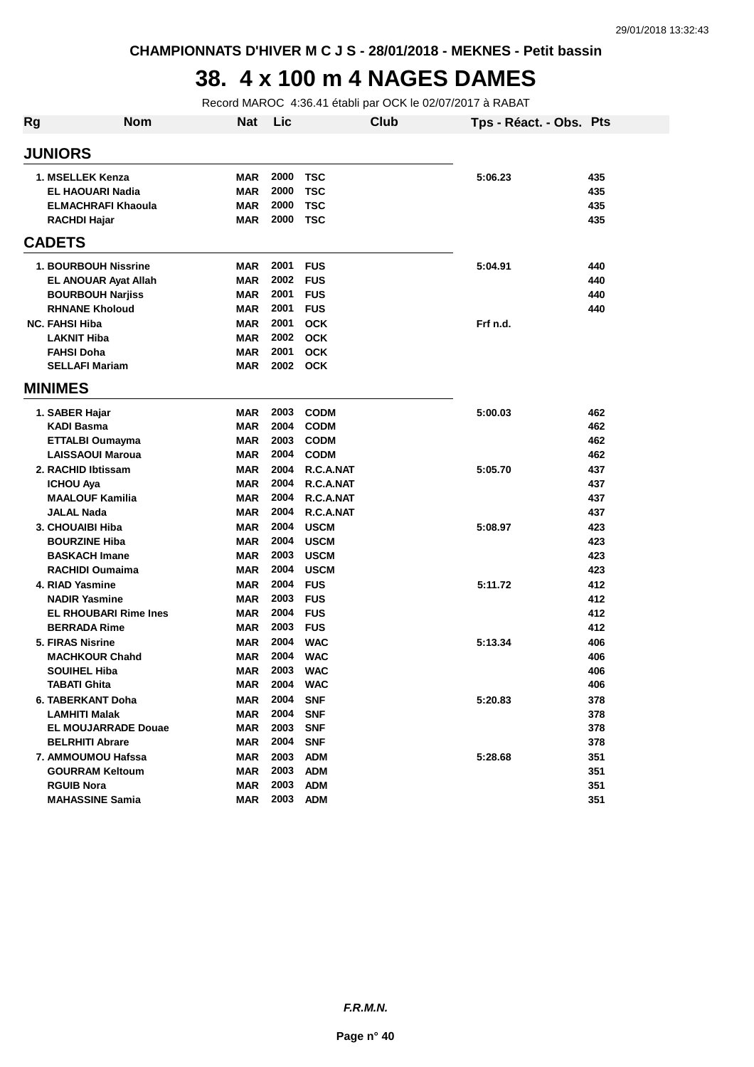# 38. 4 x 100 m 4 NAGES DAMES

Record MAROC 4:36.41 établi par OCK le 02/07/2017 à RABAT

| Rg | Nom | Nat | Lic | Club | Tps - Réact. - Obs. | Pts |
|---|---|---|---|---|---|---|
| **JUNIORS** | | | | | | |
| 1. | MSELLEK Kenza | MAR | 2000 | TSC | 5:06.23 | 435 |
| | EL HAOUARI Nadia | MAR | 2000 | TSC | | 435 |
| | ELMACHRAFI Khaoula | MAR | 2000 | TSC | | 435 |
| | RACHDI Hajar | MAR | 2000 | TSC | | 435 |
| **CADETS** | | | | | | |
| 1. | BOURBOUH Nissrine | MAR | 2001 | FUS | 5:04.91 | 440 |
| | EL ANOUAR Ayat Allah | MAR | 2002 | FUS | | 440 |
| | BOURBOUH Narjiss | MAR | 2001 | FUS | | 440 |
| | RHNANE Kholoud | MAR | 2001 | FUS | | 440 |
| NC. | FAHSI Hiba | MAR | 2001 | OCK | Frf n.d. | |
| | LAKNIT Hiba | MAR | 2002 | OCK | | |
| | FAHSI Doha | MAR | 2001 | OCK | | |
| | SELLAFI Mariam | MAR | 2002 | OCK | | |
| **MINIMES** | | | | | | |
| 1. | SABER Hajar | MAR | 2003 | CODM | 5:00.03 | 462 |
| | KADI Basma | MAR | 2004 | CODM | | 462 |
| | ETTALBI Oumayma | MAR | 2003 | CODM | | 462 |
| | LAISSAOUI Maroua | MAR | 2004 | CODM | | 462 |
| 2. | RACHID Ibtissam | MAR | 2004 | R.C.A.NAT | 5:05.70 | 437 |
| | ICHOU Aya | MAR | 2004 | R.C.A.NAT | | 437 |
| | MAALOUF Kamilia | MAR | 2004 | R.C.A.NAT | | 437 |
| | JALAL Nada | MAR | 2004 | R.C.A.NAT | | 437 |
| 3. | CHOUAIBI Hiba | MAR | 2004 | USCM | 5:08.97 | 423 |
| | BOURZINE Hiba | MAR | 2004 | USCM | | 423 |
| | BASKACH Imane | MAR | 2003 | USCM | | 423 |
| | RACHIDI Oumaima | MAR | 2004 | USCM | | 423 |
| 4. | RIAD Yasmine | MAR | 2004 | FUS | 5:11.72 | 412 |
| | NADIR Yasmine | MAR | 2003 | FUS | | 412 |
| | EL RHOUBARI Rime Ines | MAR | 2004 | FUS | | 412 |
| | BERRADA Rime | MAR | 2003 | FUS | | 412 |
| 5. | FIRAS Nisrine | MAR | 2004 | WAC | 5:13.34 | 406 |
| | MACHKOUR Chahd | MAR | 2004 | WAC | | 406 |
| | SOUIHEL Hiba | MAR | 2003 | WAC | | 406 |
| | TABATI Ghita | MAR | 2004 | WAC | | 406 |
| 6. | TABERKANT Doha | MAR | 2004 | SNF | 5:20.83 | 378 |
| | LAMHITI Malak | MAR | 2004 | SNF | | 378 |
| | EL MOUJARRADE Douae | MAR | 2003 | SNF | | 378 |
| | BELRHITI Abrare | MAR | 2004 | SNF | | 378 |
| 7. | AMMOUMOU Hafssa | MAR | 2003 | ADM | 5:28.68 | 351 |
| | GOURRAM Keltoum | MAR | 2003 | ADM | | 351 |
| | RGUIB Nora | MAR | 2003 | ADM | | 351 |
| | MAHASSINE Samia | MAR | 2003 | ADM | | 351 |